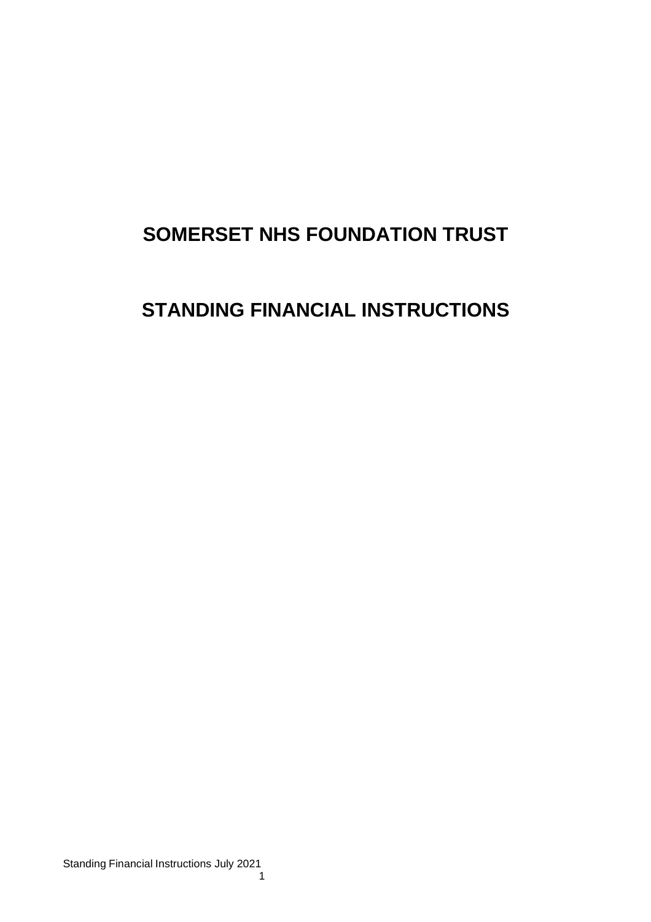# SOMERSET NHS FOUNDATION TRUST

# STANDING FINANCIAL INSTRUCTIONS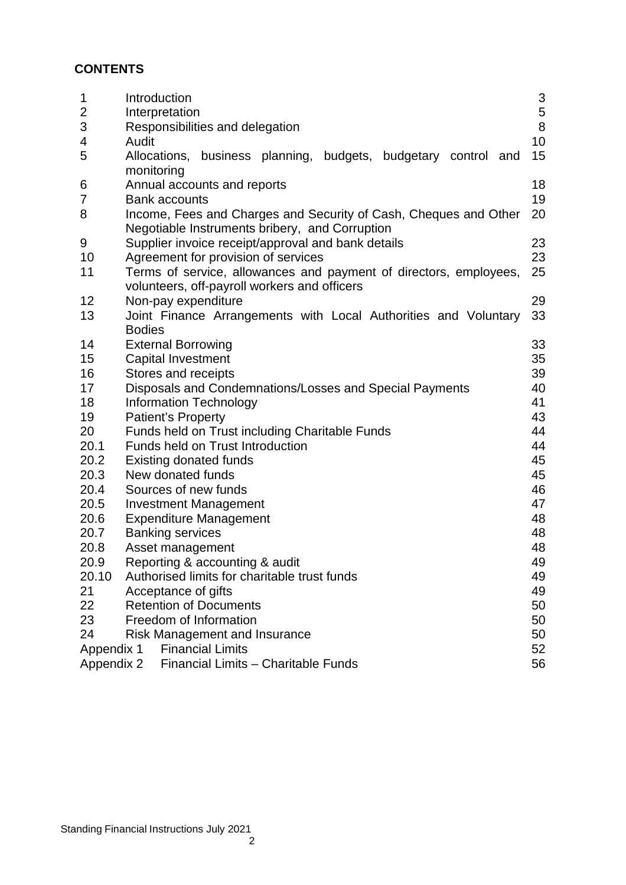**CONTENTS**

| | | |
|---|---|---|
| 1 | Introduction | 3 |
| 2 | Interpretation | 5 |
| 3 | Responsibilities and delegation | 8 |
| 4 | Audit | 10 |
| 5 | Allocations, business planning, budgets, budgetary control and monitoring | 15 |
| 6 | Annual accounts and reports | 18 |
| 7 | Bank accounts | 19 |
| 8 | Income, Fees and Charges and Security of Cash, Cheques and Other Negotiable Instruments bribery, and Corruption | 20 |
| 9 | Supplier invoice receipt/approval and bank details | 23 |
| 10 | Agreement for provision of services | 23 |
| 11 | Terms of service, allowances and payment of directors, employees, volunteers, off-payroll workers and officers | 25 |
| 12 | Non-pay expenditure | 29 |
| 13 | Joint Finance Arrangements with Local Authorities and Voluntary Bodies | 33 |
| 14 | External Borrowing | 33 |
| 15 | Capital Investment | 35 |
| 16 | Stores and receipts | 39 |
| 17 | Disposals and Condemnations/Losses and Special Payments | 40 |
| 18 | Information Technology | 41 |
| 19 | Patient's Property | 43 |
| 20 | Funds held on Trust including Charitable Funds | 44 |
| 20.1 | Funds held on Trust Introduction | 44 |
| 20.2 | Existing donated funds | 45 |
| 20.3 | New donated funds | 45 |
| 20.4 | Sources of new funds | 46 |
| 20.5 | Investment Management | 47 |
| 20.6 | Expenditure Management | 48 |
| 20.7 | Banking services | 48 |
| 20.8 | Asset management | 48 |
| 20.9 | Reporting & accounting & audit | 49 |
| 20.10 | Authorised limits for charitable trust funds | 49 |
| 21 | Acceptance of gifts | 49 |
| 22 | Retention of Documents | 50 |
| 23 | Freedom of Information | 50 |
| 24 | Risk Management and Insurance | 50 |
| Appendix 1 | Financial Limits | 52 |
| Appendix 2 | Financial Limits – Charitable Funds | 56 |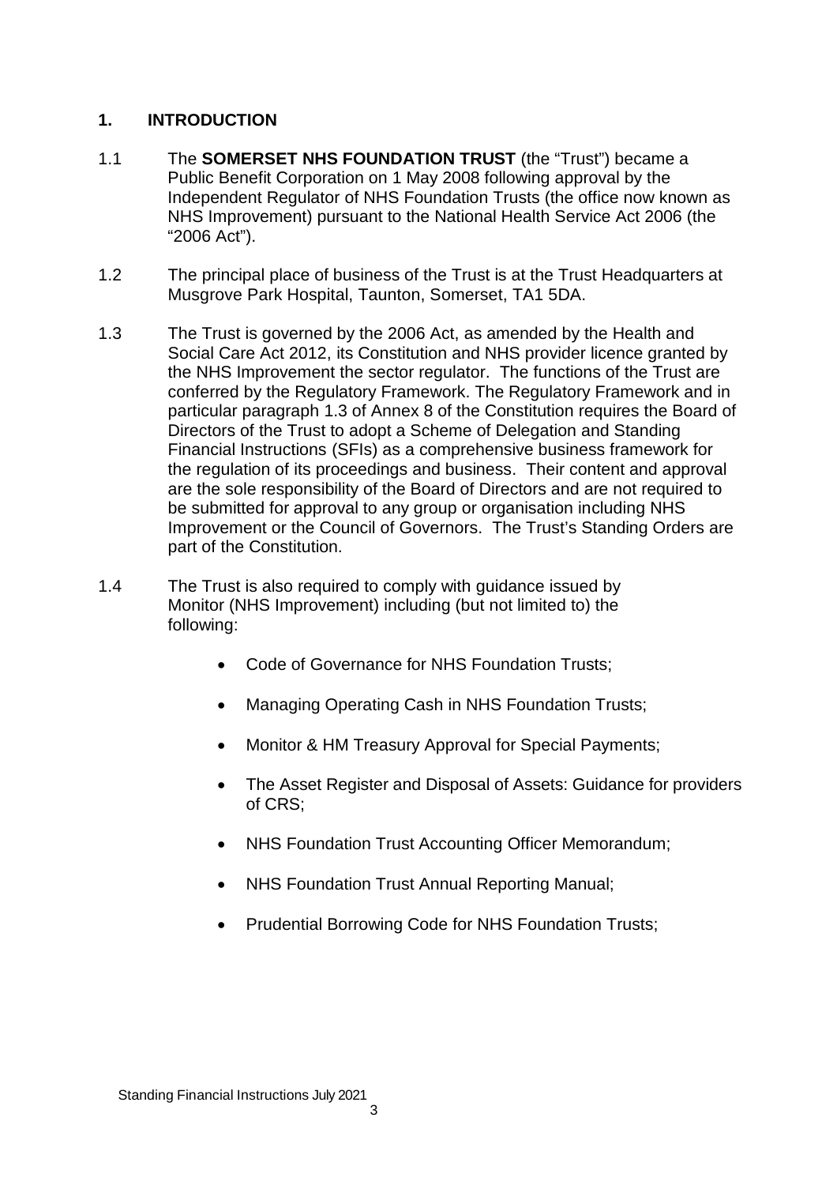## 1. INTRODUCTION

1.1 The **SOMERSET NHS FOUNDATION TRUST** (the "Trust") became a Public Benefit Corporation on 1 May 2008 following approval by the Independent Regulator of NHS Foundation Trusts (the office now known as NHS Improvement) pursuant to the National Health Service Act 2006 (the "2006 Act").

1.2 The principal place of business of the Trust is at the Trust Headquarters at Musgrove Park Hospital, Taunton, Somerset, TA1 5DA.

1.3 The Trust is governed by the 2006 Act, as amended by the Health and Social Care Act 2012, its Constitution and NHS provider licence granted by the NHS Improvement the sector regulator. The functions of the Trust are conferred by the Regulatory Framework. The Regulatory Framework and in particular paragraph 1.3 of Annex 8 of the Constitution requires the Board of Directors of the Trust to adopt a Scheme of Delegation and Standing Financial Instructions (SFIs) as a comprehensive business framework for the regulation of its proceedings and business. Their content and approval are the sole responsibility of the Board of Directors and are not required to be submitted for approval to any group or organisation including NHS Improvement or the Council of Governors. The Trust's Standing Orders are part of the Constitution.

1.4 The Trust is also required to comply with guidance issued by Monitor (NHS Improvement) including (but not limited to) the following:

- Code of Governance for NHS Foundation Trusts;
- Managing Operating Cash in NHS Foundation Trusts;
- Monitor & HM Treasury Approval for Special Payments;
- The Asset Register and Disposal of Assets: Guidance for providers of CRS;
- NHS Foundation Trust Accounting Officer Memorandum;
- NHS Foundation Trust Annual Reporting Manual;
- Prudential Borrowing Code for NHS Foundation Trusts;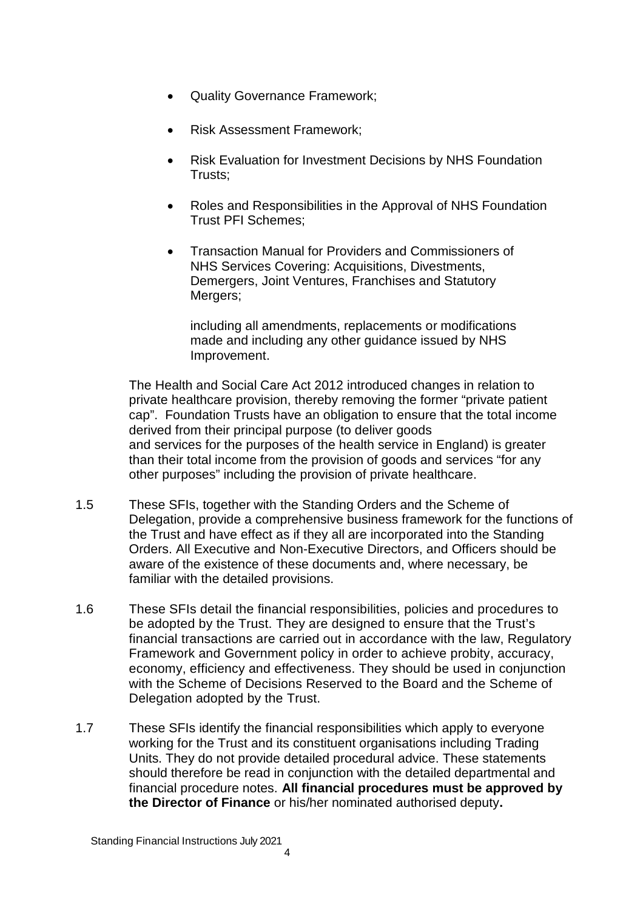- Quality Governance Framework;
- Risk Assessment Framework;
- Risk Evaluation for Investment Decisions by NHS Foundation Trusts;
- Roles and Responsibilities in the Approval of NHS Foundation Trust PFI Schemes;
- Transaction Manual for Providers and Commissioners of NHS Services Covering: Acquisitions, Divestments, Demergers, Joint Ventures, Franchises and Statutory Mergers;

  including all amendments, replacements or modifications made and including any other guidance issued by NHS Improvement.

The Health and Social Care Act 2012 introduced changes in relation to private healthcare provision, thereby removing the former "private patient cap". Foundation Trusts have an obligation to ensure that the total income derived from their principal purpose (to deliver goods and services for the purposes of the health service in England) is greater than their total income from the provision of goods and services "for any other purposes" including the provision of private healthcare.

1.5 These SFIs, together with the Standing Orders and the Scheme of Delegation, provide a comprehensive business framework for the functions of the Trust and have effect as if they all are incorporated into the Standing Orders. All Executive and Non-Executive Directors, and Officers should be aware of the existence of these documents and, where necessary, be familiar with the detailed provisions.

1.6 These SFIs detail the financial responsibilities, policies and procedures to be adopted by the Trust. They are designed to ensure that the Trust's financial transactions are carried out in accordance with the law, Regulatory Framework and Government policy in order to achieve probity, accuracy, economy, efficiency and effectiveness. They should be used in conjunction with the Scheme of Decisions Reserved to the Board and the Scheme of Delegation adopted by the Trust.

1.7 These SFIs identify the financial responsibilities which apply to everyone working for the Trust and its constituent organisations including Trading Units. They do not provide detailed procedural advice. These statements should therefore be read in conjunction with the detailed departmental and financial procedure notes. **All financial procedures must be approved by the Director of Finance** or his/her nominated authorised deputy**.**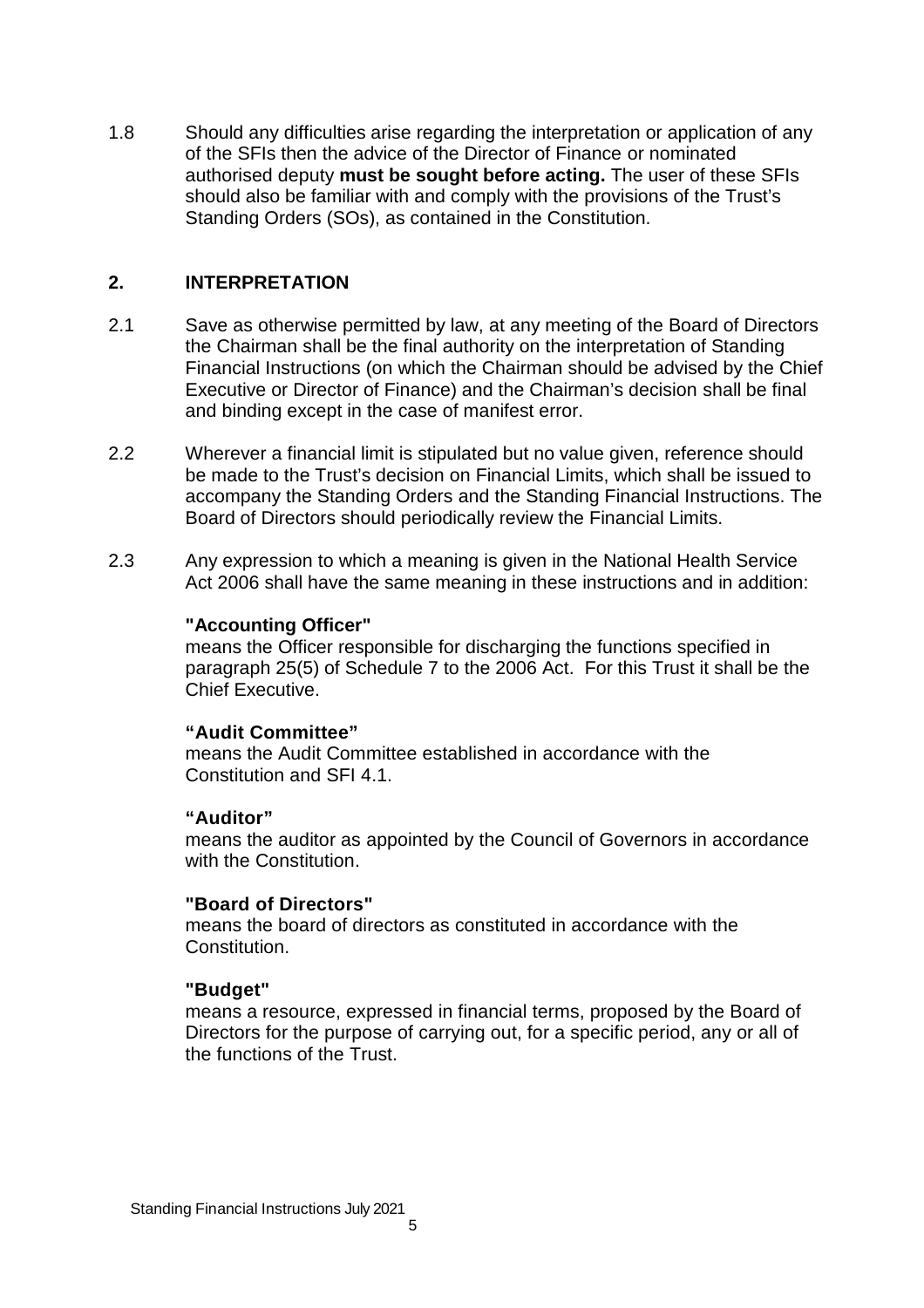1.8 Should any difficulties arise regarding the interpretation or application of any of the SFIs then the advice of the Director of Finance or nominated authorised deputy **must be sought before acting.** The user of these SFIs should also be familiar with and comply with the provisions of the Trust's Standing Orders (SOs), as contained in the Constitution.

## 2. INTERPRETATION

2.1 Save as otherwise permitted by law, at any meeting of the Board of Directors the Chairman shall be the final authority on the interpretation of Standing Financial Instructions (on which the Chairman should be advised by the Chief Executive or Director of Finance) and the Chairman's decision shall be final and binding except in the case of manifest error.

2.2 Wherever a financial limit is stipulated but no value given, reference should be made to the Trust's decision on Financial Limits, which shall be issued to accompany the Standing Orders and the Standing Financial Instructions. The Board of Directors should periodically review the Financial Limits.

2.3 Any expression to which a meaning is given in the National Health Service Act 2006 shall have the same meaning in these instructions and in addition:

**"Accounting Officer"**
means the Officer responsible for discharging the functions specified in paragraph 25(5) of Schedule 7 to the 2006 Act. For this Trust it shall be the Chief Executive.

**"Audit Committee"**
means the Audit Committee established in accordance with the Constitution and SFI 4.1.

**"Auditor"**
means the auditor as appointed by the Council of Governors in accordance with the Constitution.

**"Board of Directors"**
means the board of directors as constituted in accordance with the Constitution.

**"Budget"**
means a resource, expressed in financial terms, proposed by the Board of Directors for the purpose of carrying out, for a specific period, any or all of the functions of the Trust.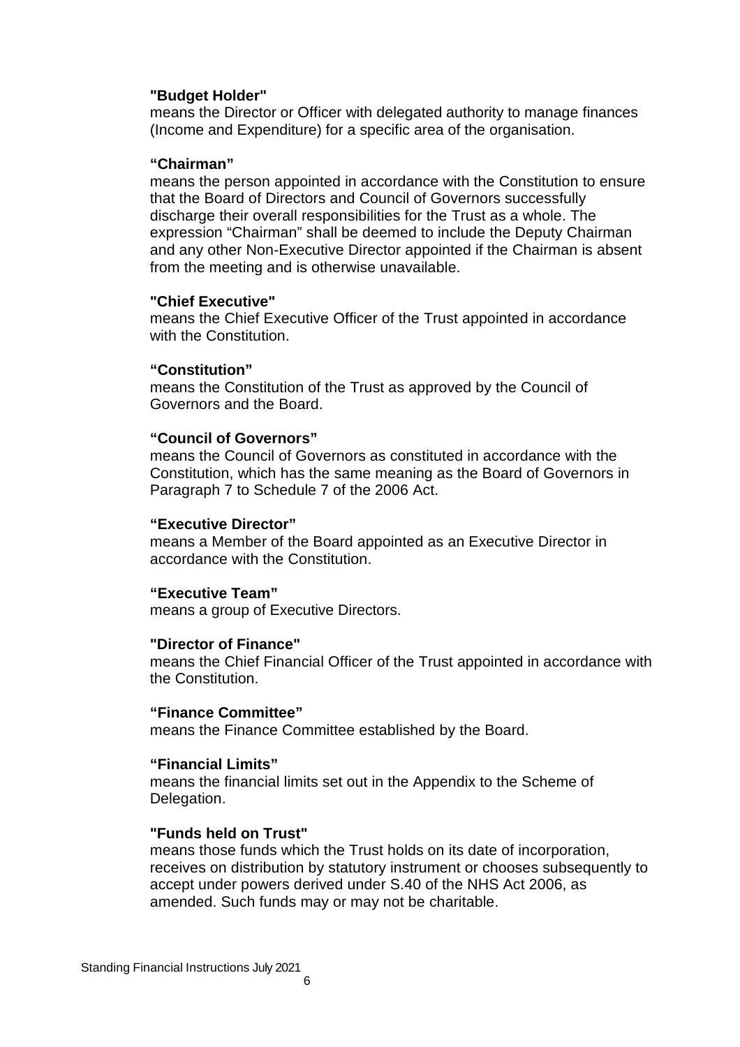**"Budget Holder"**
means the Director or Officer with delegated authority to manage finances (Income and Expenditure) for a specific area of the organisation.

**"Chairman"**
means the person appointed in accordance with the Constitution to ensure that the Board of Directors and Council of Governors successfully discharge their overall responsibilities for the Trust as a whole. The expression "Chairman" shall be deemed to include the Deputy Chairman and any other Non-Executive Director appointed if the Chairman is absent from the meeting and is otherwise unavailable.

**"Chief Executive"**
means the Chief Executive Officer of the Trust appointed in accordance with the Constitution.

**"Constitution"**
means the Constitution of the Trust as approved by the Council of Governors and the Board.

**"Council of Governors"**
means the Council of Governors as constituted in accordance with the Constitution, which has the same meaning as the Board of Governors in Paragraph 7 to Schedule 7 of the 2006 Act.

**"Executive Director"**
means a Member of the Board appointed as an Executive Director in accordance with the Constitution.

**"Executive Team"**
means a group of Executive Directors.

**"Director of Finance"**
means the Chief Financial Officer of the Trust appointed in accordance with the Constitution.

**"Finance Committee"**
means the Finance Committee established by the Board.

**"Financial Limits"**
means the financial limits set out in the Appendix to the Scheme of Delegation.

**"Funds held on Trust"**
means those funds which the Trust holds on its date of incorporation, receives on distribution by statutory instrument or chooses subsequently to accept under powers derived under S.40 of the NHS Act 2006, as amended. Such funds may or may not be charitable.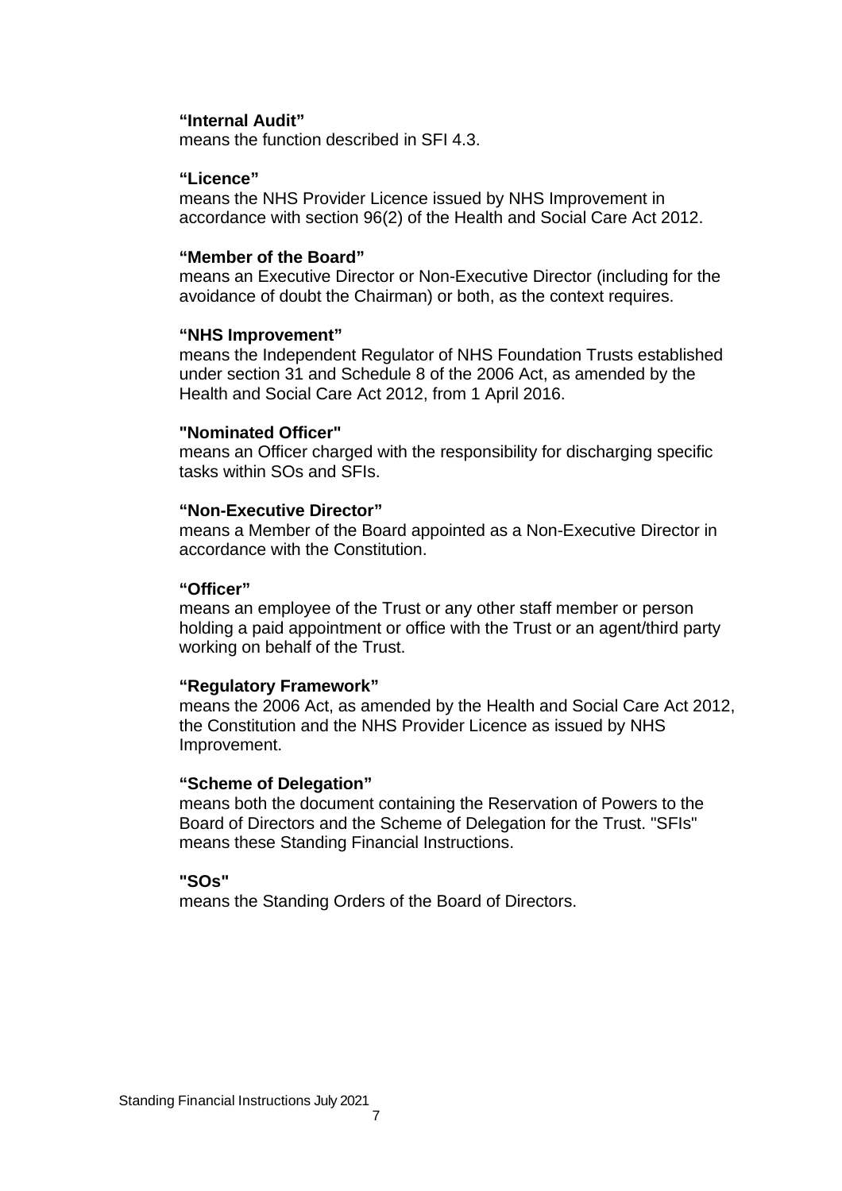**“Internal Audit”**
means the function described in SFI 4.3.

**“Licence”**
means the NHS Provider Licence issued by NHS Improvement in accordance with section 96(2) of the Health and Social Care Act 2012.

**“Member of the Board”**
means an Executive Director or Non-Executive Director (including for the avoidance of doubt the Chairman) or both, as the context requires.

**“NHS Improvement”**
means the Independent Regulator of NHS Foundation Trusts established under section 31 and Schedule 8 of the 2006 Act, as amended by the Health and Social Care Act 2012, from 1 April 2016.

**"Nominated Officer"**
means an Officer charged with the responsibility for discharging specific tasks within SOs and SFIs.

**“Non-Executive Director”**
means a Member of the Board appointed as a Non-Executive Director in accordance with the Constitution.

**“Officer”**
means an employee of the Trust or any other staff member or person holding a paid appointment or office with the Trust or an agent/third party working on behalf of the Trust.

**“Regulatory Framework”**
means the 2006 Act, as amended by the Health and Social Care Act 2012, the Constitution and the NHS Provider Licence as issued by NHS Improvement.

**“Scheme of Delegation”**
means both the document containing the Reservation of Powers to the Board of Directors and the Scheme of Delegation for the Trust. "SFIs" means these Standing Financial Instructions.

**"SOs"**
means the Standing Orders of the Board of Directors.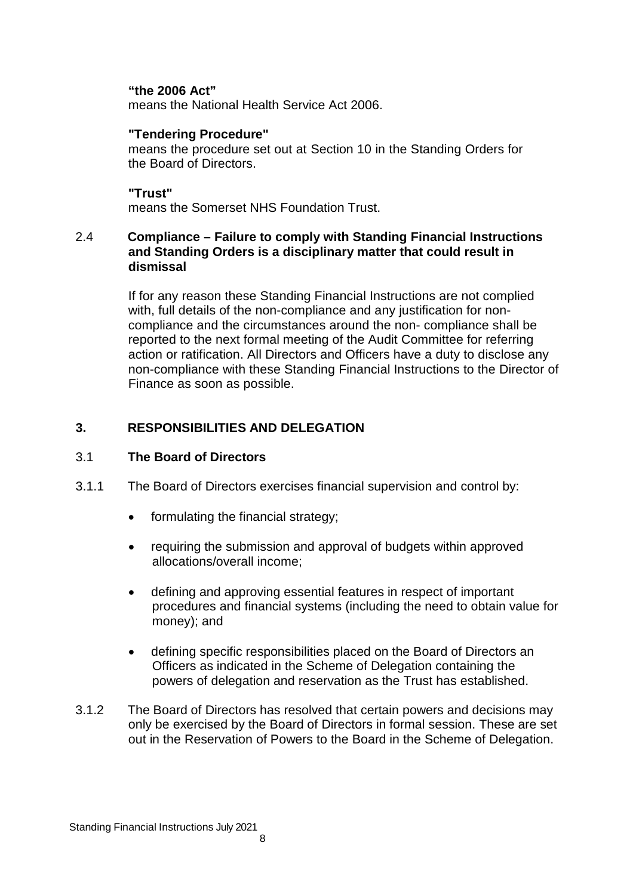**"the 2006 Act"**
means the National Health Service Act 2006.

**"Tendering Procedure"**
means the procedure set out at Section 10 in the Standing Orders for the Board of Directors.

**"Trust"**
means the Somerset NHS Foundation Trust.

### 2.4 Compliance – Failure to comply with Standing Financial Instructions and Standing Orders is a disciplinary matter that could result in dismissal

If for any reason these Standing Financial Instructions are not complied with, full details of the non-compliance and any justification for non-compliance and the circumstances around the non- compliance shall be reported to the next formal meeting of the Audit Committee for referring action or ratification. All Directors and Officers have a duty to disclose any non-compliance with these Standing Financial Instructions to the Director of Finance as soon as possible.

## 3. RESPONSIBILITIES AND DELEGATION

### 3.1 The Board of Directors

3.1.1 The Board of Directors exercises financial supervision and control by:

- formulating the financial strategy;
- requiring the submission and approval of budgets within approved allocations/overall income;
- defining and approving essential features in respect of important procedures and financial systems (including the need to obtain value for money); and
- defining specific responsibilities placed on the Board of Directors an Officers as indicated in the Scheme of Delegation containing the powers of delegation and reservation as the Trust has established.

3.1.2 The Board of Directors has resolved that certain powers and decisions may only be exercised by the Board of Directors in formal session. These are set out in the Reservation of Powers to the Board in the Scheme of Delegation.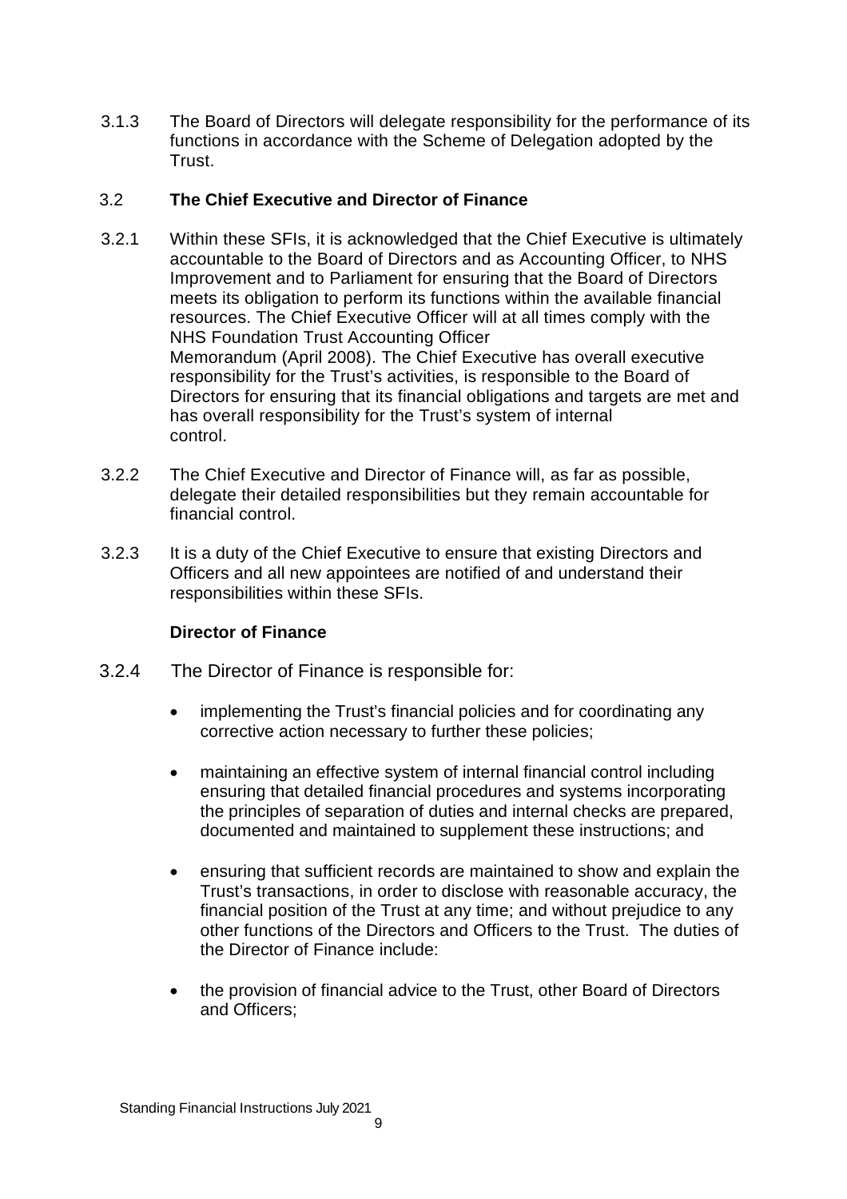3.1.3 The Board of Directors will delegate responsibility for the performance of its functions in accordance with the Scheme of Delegation adopted by the Trust.

## 3.2 The Chief Executive and Director of Finance

3.2.1 Within these SFIs, it is acknowledged that the Chief Executive is ultimately accountable to the Board of Directors and as Accounting Officer, to NHS Improvement and to Parliament for ensuring that the Board of Directors meets its obligation to perform its functions within the available financial resources. The Chief Executive Officer will at all times comply with the NHS Foundation Trust Accounting Officer Memorandum (April 2008). The Chief Executive has overall executive responsibility for the Trust's activities, is responsible to the Board of Directors for ensuring that its financial obligations and targets are met and has overall responsibility for the Trust's system of internal control.

3.2.2 The Chief Executive and Director of Finance will, as far as possible, delegate their detailed responsibilities but they remain accountable for financial control.

3.2.3 It is a duty of the Chief Executive to ensure that existing Directors and Officers and all new appointees are notified of and understand their responsibilities within these SFIs.

**Director of Finance**

3.2.4 The Director of Finance is responsible for:

- implementing the Trust's financial policies and for coordinating any corrective action necessary to further these policies;
- maintaining an effective system of internal financial control including ensuring that detailed financial procedures and systems incorporating the principles of separation of duties and internal checks are prepared, documented and maintained to supplement these instructions; and
- ensuring that sufficient records are maintained to show and explain the Trust's transactions, in order to disclose with reasonable accuracy, the financial position of the Trust at any time; and without prejudice to any other functions of the Directors and Officers to the Trust. The duties of the Director of Finance include:
- the provision of financial advice to the Trust, other Board of Directors and Officers;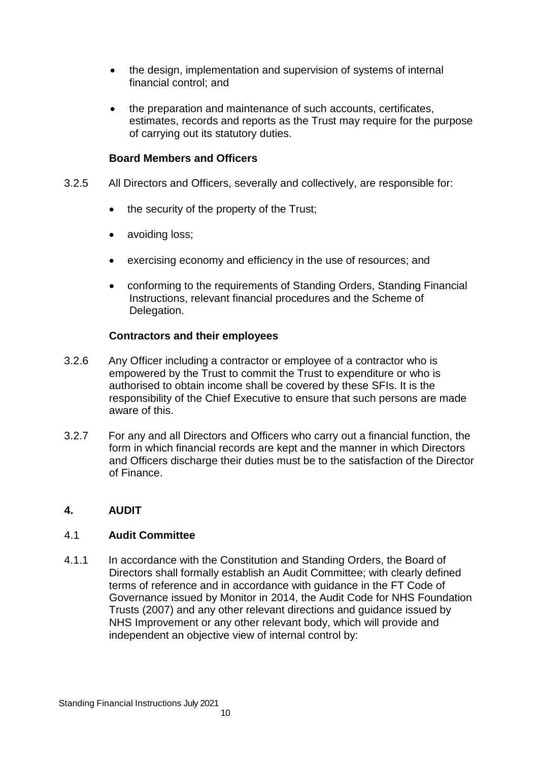- the design, implementation and supervision of systems of internal financial control; and
- the preparation and maintenance of such accounts, certificates, estimates, records and reports as the Trust may require for the purpose of carrying out its statutory duties.

**Board Members and Officers**

3.2.5 All Directors and Officers, severally and collectively, are responsible for:

- the security of the property of the Trust;
- avoiding loss;
- exercising economy and efficiency in the use of resources; and
- conforming to the requirements of Standing Orders, Standing Financial Instructions, relevant financial procedures and the Scheme of Delegation.

**Contractors and their employees**

3.2.6 Any Officer including a contractor or employee of a contractor who is empowered by the Trust to commit the Trust to expenditure or who is authorised to obtain income shall be covered by these SFIs. It is the responsibility of the Chief Executive to ensure that such persons are made aware of this.

3.2.7 For any and all Directors and Officers who carry out a financial function, the form in which financial records are kept and the manner in which Directors and Officers discharge their duties must be to the satisfaction of the Director of Finance.

## 4. AUDIT

### 4.1 Audit Committee

4.1.1 In accordance with the Constitution and Standing Orders, the Board of Directors shall formally establish an Audit Committee; with clearly defined terms of reference and in accordance with guidance in the FT Code of Governance issued by Monitor in 2014, the Audit Code for NHS Foundation Trusts (2007) and any other relevant directions and guidance issued by NHS Improvement or any other relevant body, which will provide and independent an objective view of internal control by: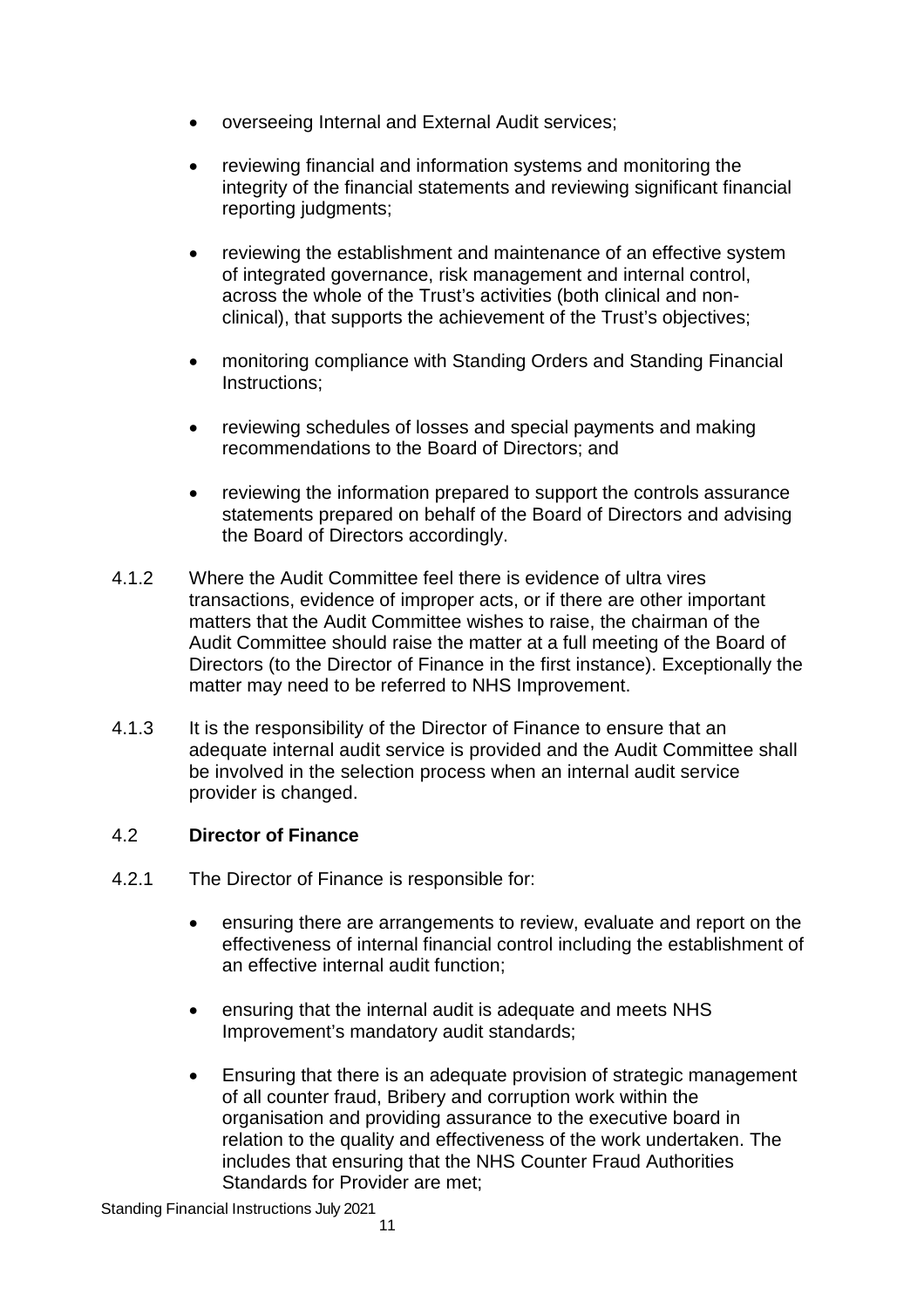- overseeing Internal and External Audit services;

- reviewing financial and information systems and monitoring the integrity of the financial statements and reviewing significant financial reporting judgments;

- reviewing the establishment and maintenance of an effective system of integrated governance, risk management and internal control, across the whole of the Trust's activities (both clinical and non-clinical), that supports the achievement of the Trust's objectives;

- monitoring compliance with Standing Orders and Standing Financial Instructions;

- reviewing schedules of losses and special payments and making recommendations to the Board of Directors; and

- reviewing the information prepared to support the controls assurance statements prepared on behalf of the Board of Directors and advising the Board of Directors accordingly.

4.1.2 Where the Audit Committee feel there is evidence of ultra vires transactions, evidence of improper acts, or if there are other important matters that the Audit Committee wishes to raise, the chairman of the Audit Committee should raise the matter at a full meeting of the Board of Directors (to the Director of Finance in the first instance). Exceptionally the matter may need to be referred to NHS Improvement.

4.1.3 It is the responsibility of the Director of Finance to ensure that an adequate internal audit service is provided and the Audit Committee shall be involved in the selection process when an internal audit service provider is changed.

4.2 **Director of Finance**

4.2.1 The Director of Finance is responsible for:

- ensuring there are arrangements to review, evaluate and report on the effectiveness of internal financial control including the establishment of an effective internal audit function;

- ensuring that the internal audit is adequate and meets NHS Improvement's mandatory audit standards;

- Ensuring that there is an adequate provision of strategic management of all counter fraud, Bribery and corruption work within the organisation and providing assurance to the executive board in relation to the quality and effectiveness of the work undertaken. The includes that ensuring that the NHS Counter Fraud Authorities Standards for Provider are met;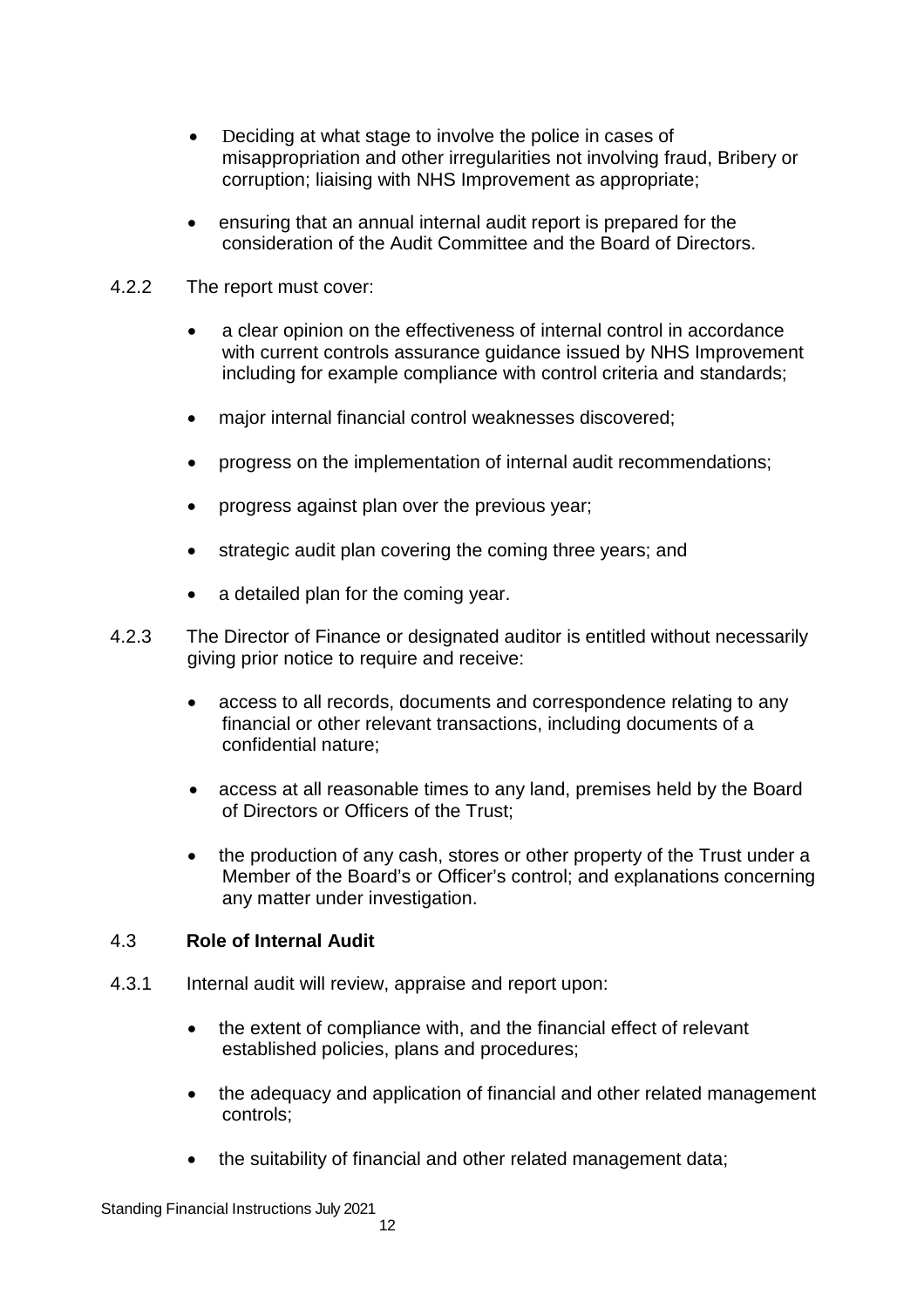- Deciding at what stage to involve the police in cases of misappropriation and other irregularities not involving fraud, Bribery or corruption; liaising with NHS Improvement as appropriate;

- ensuring that an annual internal audit report is prepared for the consideration of the Audit Committee and the Board of Directors.

4.2.2 The report must cover:

- a clear opinion on the effectiveness of internal control in accordance with current controls assurance guidance issued by NHS Improvement including for example compliance with control criteria and standards;

- major internal financial control weaknesses discovered;

- progress on the implementation of internal audit recommendations;

- progress against plan over the previous year;

- strategic audit plan covering the coming three years; and

- a detailed plan for the coming year.

4.2.3 The Director of Finance or designated auditor is entitled without necessarily giving prior notice to require and receive:

- access to all records, documents and correspondence relating to any financial or other relevant transactions, including documents of a confidential nature;

- access at all reasonable times to any land, premises held by the Board of Directors or Officers of the Trust;

- the production of any cash, stores or other property of the Trust under a Member of the Board's or Officer's control; and explanations concerning any matter under investigation.

### 4.3 Role of Internal Audit

4.3.1 Internal audit will review, appraise and report upon:

- the extent of compliance with, and the financial effect of relevant established policies, plans and procedures;

- the adequacy and application of financial and other related management controls;

- the suitability of financial and other related management data;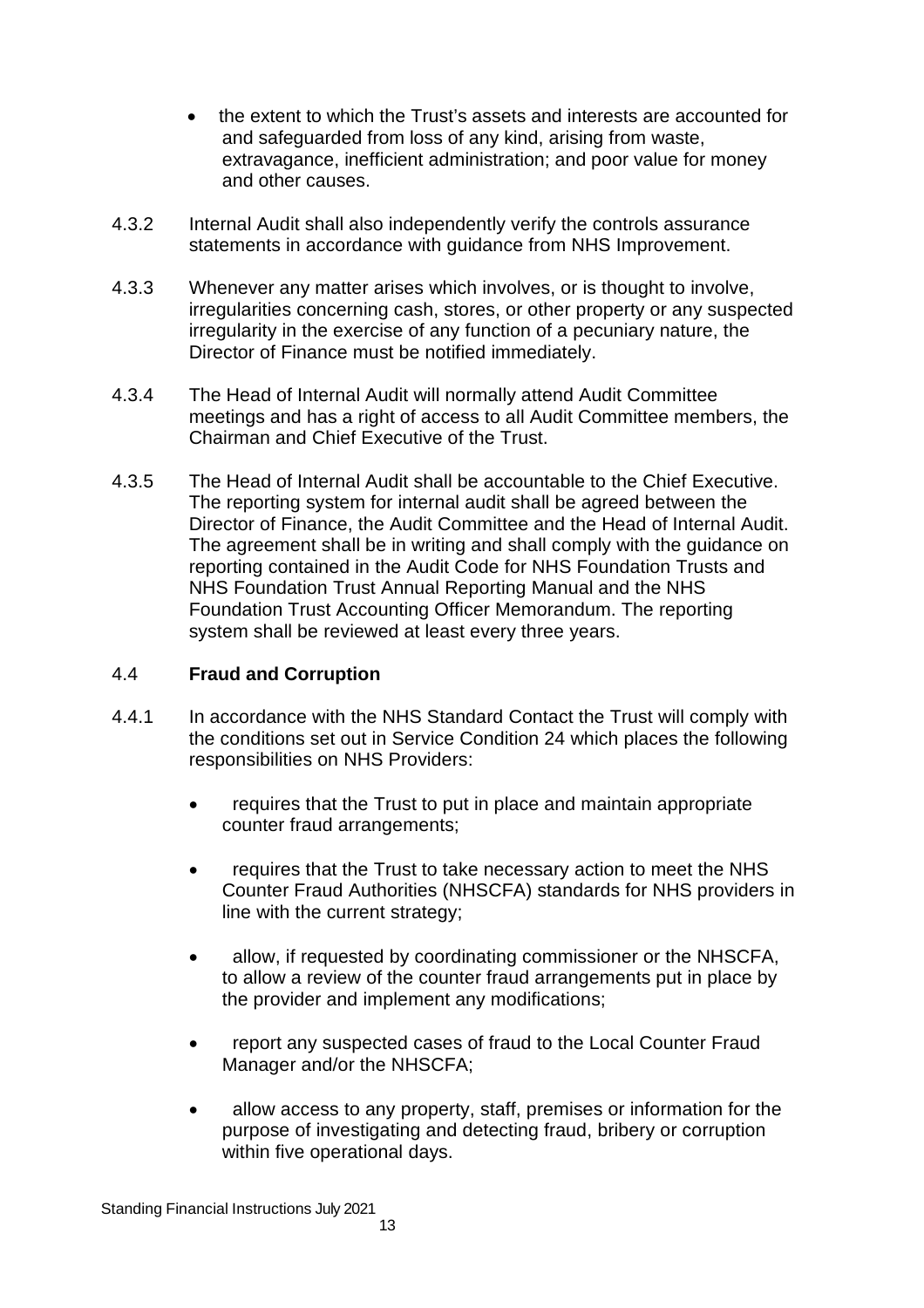- the extent to which the Trust's assets and interests are accounted for and safeguarded from loss of any kind, arising from waste, extravagance, inefficient administration; and poor value for money and other causes.

4.3.2 Internal Audit shall also independently verify the controls assurance statements in accordance with guidance from NHS Improvement.

4.3.3 Whenever any matter arises which involves, or is thought to involve, irregularities concerning cash, stores, or other property or any suspected irregularity in the exercise of any function of a pecuniary nature, the Director of Finance must be notified immediately.

4.3.4 The Head of Internal Audit will normally attend Audit Committee meetings and has a right of access to all Audit Committee members, the Chairman and Chief Executive of the Trust.

4.3.5 The Head of Internal Audit shall be accountable to the Chief Executive. The reporting system for internal audit shall be agreed between the Director of Finance, the Audit Committee and the Head of Internal Audit. The agreement shall be in writing and shall comply with the guidance on reporting contained in the Audit Code for NHS Foundation Trusts and NHS Foundation Trust Annual Reporting Manual and the NHS Foundation Trust Accounting Officer Memorandum. The reporting system shall be reviewed at least every three years.

## 4.4 **Fraud and Corruption**

4.4.1 In accordance with the NHS Standard Contact the Trust will comply with the conditions set out in Service Condition 24 which places the following responsibilities on NHS Providers:

- requires that the Trust to put in place and maintain appropriate counter fraud arrangements;
- requires that the Trust to take necessary action to meet the NHS Counter Fraud Authorities (NHSCFA) standards for NHS providers in line with the current strategy;
- allow, if requested by coordinating commissioner or the NHSCFA, to allow a review of the counter fraud arrangements put in place by the provider and implement any modifications;
- report any suspected cases of fraud to the Local Counter Fraud Manager and/or the NHSCFA;
- allow access to any property, staff, premises or information for the purpose of investigating and detecting fraud, bribery or corruption within five operational days.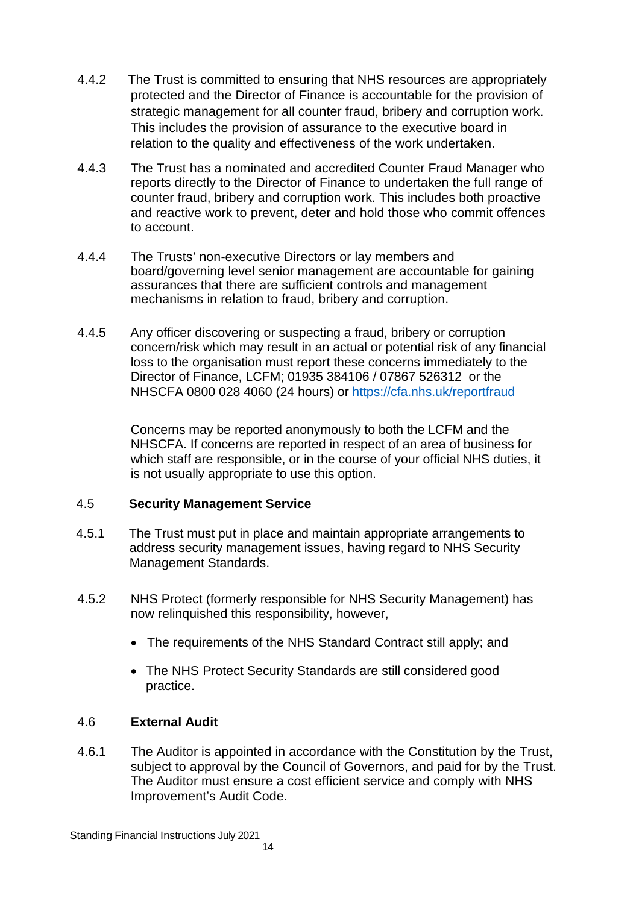4.4.2 The Trust is committed to ensuring that NHS resources are appropriately protected and the Director of Finance is accountable for the provision of strategic management for all counter fraud, bribery and corruption work. This includes the provision of assurance to the executive board in relation to the quality and effectiveness of the work undertaken.

4.4.3 The Trust has a nominated and accredited Counter Fraud Manager who reports directly to the Director of Finance to undertaken the full range of counter fraud, bribery and corruption work. This includes both proactive and reactive work to prevent, deter and hold those who commit offences to account.

4.4.4 The Trusts' non-executive Directors or lay members and board/governing level senior management are accountable for gaining assurances that there are sufficient controls and management mechanisms in relation to fraud, bribery and corruption.

4.4.5 Any officer discovering or suspecting a fraud, bribery or corruption concern/risk which may result in an actual or potential risk of any financial loss to the organisation must report these concerns immediately to the Director of Finance, LCFM; 01935 384106 / 07867 526312 or the NHSCFA 0800 028 4060 (24 hours) or [https://cfa.nhs.uk/reportfraud](https://cfa.nhs.uk/reportfraud)

Concerns may be reported anonymously to both the LCFM and the NHSCFA. If concerns are reported in respect of an area of business for which staff are responsible, or in the course of your official NHS duties, it is not usually appropriate to use this option.

### 4.5 Security Management Service

4.5.1 The Trust must put in place and maintain appropriate arrangements to address security management issues, having regard to NHS Security Management Standards.

4.5.2 NHS Protect (formerly responsible for NHS Security Management) has now relinquished this responsibility, however,

- The requirements of the NHS Standard Contract still apply; and
- The NHS Protect Security Standards are still considered good practice.

### 4.6 External Audit

4.6.1 The Auditor is appointed in accordance with the Constitution by the Trust, subject to approval by the Council of Governors, and paid for by the Trust. The Auditor must ensure a cost efficient service and comply with NHS Improvement's Audit Code.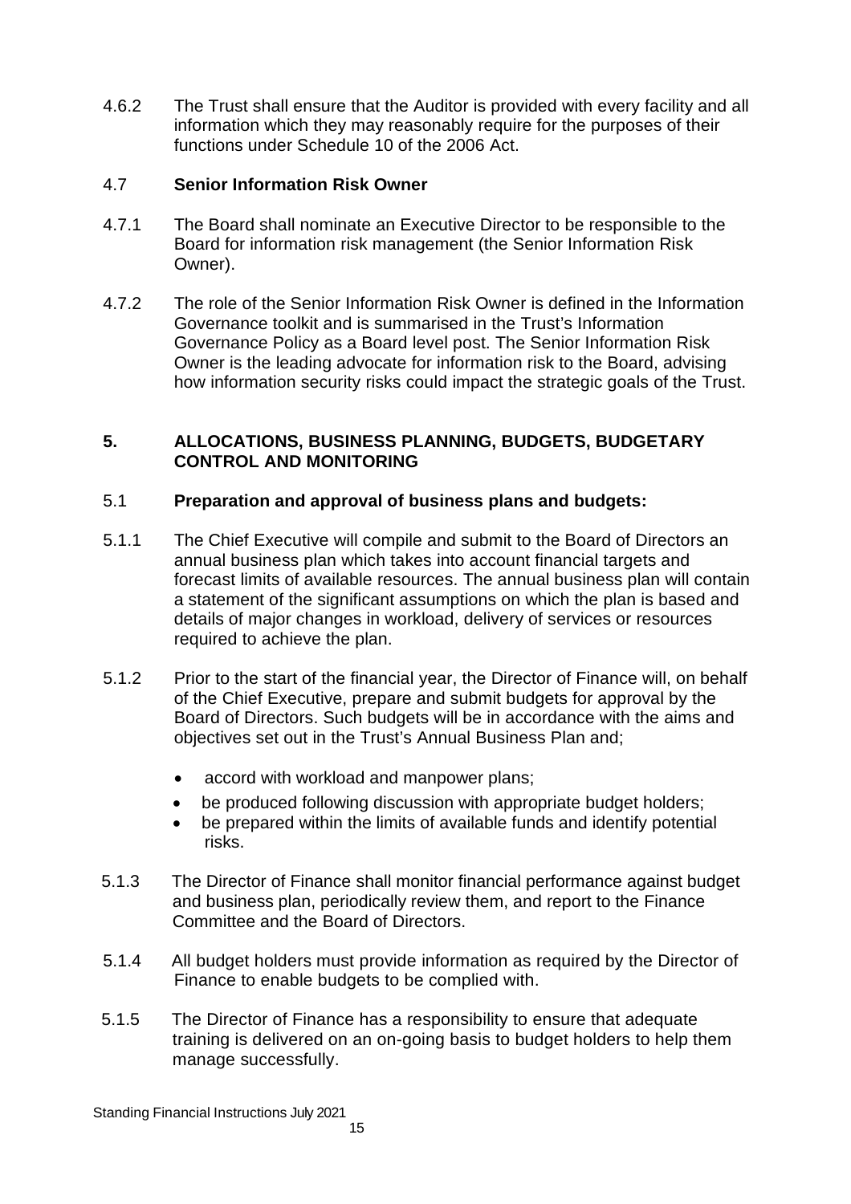4.6.2 The Trust shall ensure that the Auditor is provided with every facility and all information which they may reasonably require for the purposes of their functions under Schedule 10 of the 2006 Act.

### 4.7 Senior Information Risk Owner

4.7.1 The Board shall nominate an Executive Director to be responsible to the Board for information risk management (the Senior Information Risk Owner).

4.7.2 The role of the Senior Information Risk Owner is defined in the Information Governance toolkit and is summarised in the Trust's Information Governance Policy as a Board level post. The Senior Information Risk Owner is the leading advocate for information risk to the Board, advising how information security risks could impact the strategic goals of the Trust.

## 5. ALLOCATIONS, BUSINESS PLANNING, BUDGETS, BUDGETARY CONTROL AND MONITORING

### 5.1 Preparation and approval of business plans and budgets:

5.1.1 The Chief Executive will compile and submit to the Board of Directors an annual business plan which takes into account financial targets and forecast limits of available resources. The annual business plan will contain a statement of the significant assumptions on which the plan is based and details of major changes in workload, delivery of services or resources required to achieve the plan.

5.1.2 Prior to the start of the financial year, the Director of Finance will, on behalf of the Chief Executive, prepare and submit budgets for approval by the Board of Directors. Such budgets will be in accordance with the aims and objectives set out in the Trust's Annual Business Plan and;

- accord with workload and manpower plans;
- be produced following discussion with appropriate budget holders;
- be prepared within the limits of available funds and identify potential risks.

5.1.3 The Director of Finance shall monitor financial performance against budget and business plan, periodically review them, and report to the Finance Committee and the Board of Directors.

5.1.4 All budget holders must provide information as required by the Director of Finance to enable budgets to be complied with.

5.1.5 The Director of Finance has a responsibility to ensure that adequate training is delivered on an on-going basis to budget holders to help them manage successfully.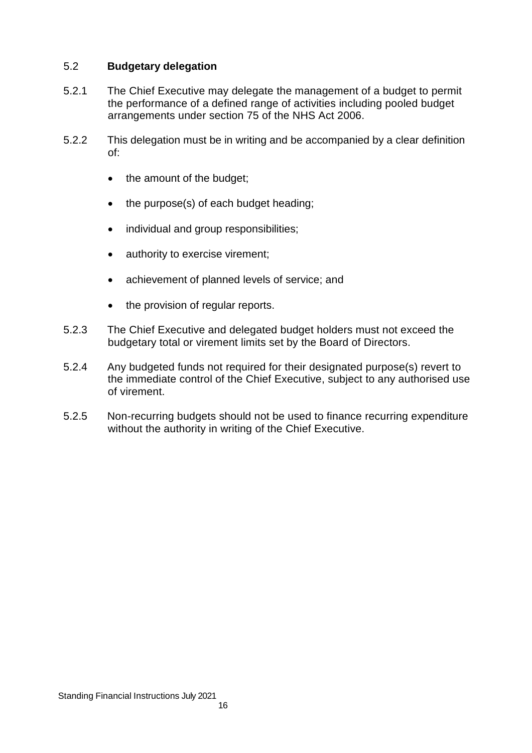## 5.2 Budgetary delegation

5.2.1 The Chief Executive may delegate the management of a budget to permit the performance of a defined range of activities including pooled budget arrangements under section 75 of the NHS Act 2006.

5.2.2 This delegation must be in writing and be accompanied by a clear definition of:

- the amount of the budget;
- the purpose(s) of each budget heading;
- individual and group responsibilities;
- authority to exercise virement;
- achievement of planned levels of service; and
- the provision of regular reports.

5.2.3 The Chief Executive and delegated budget holders must not exceed the budgetary total or virement limits set by the Board of Directors.

5.2.4 Any budgeted funds not required for their designated purpose(s) revert to the immediate control of the Chief Executive, subject to any authorised use of virement.

5.2.5 Non-recurring budgets should not be used to finance recurring expenditure without the authority in writing of the Chief Executive.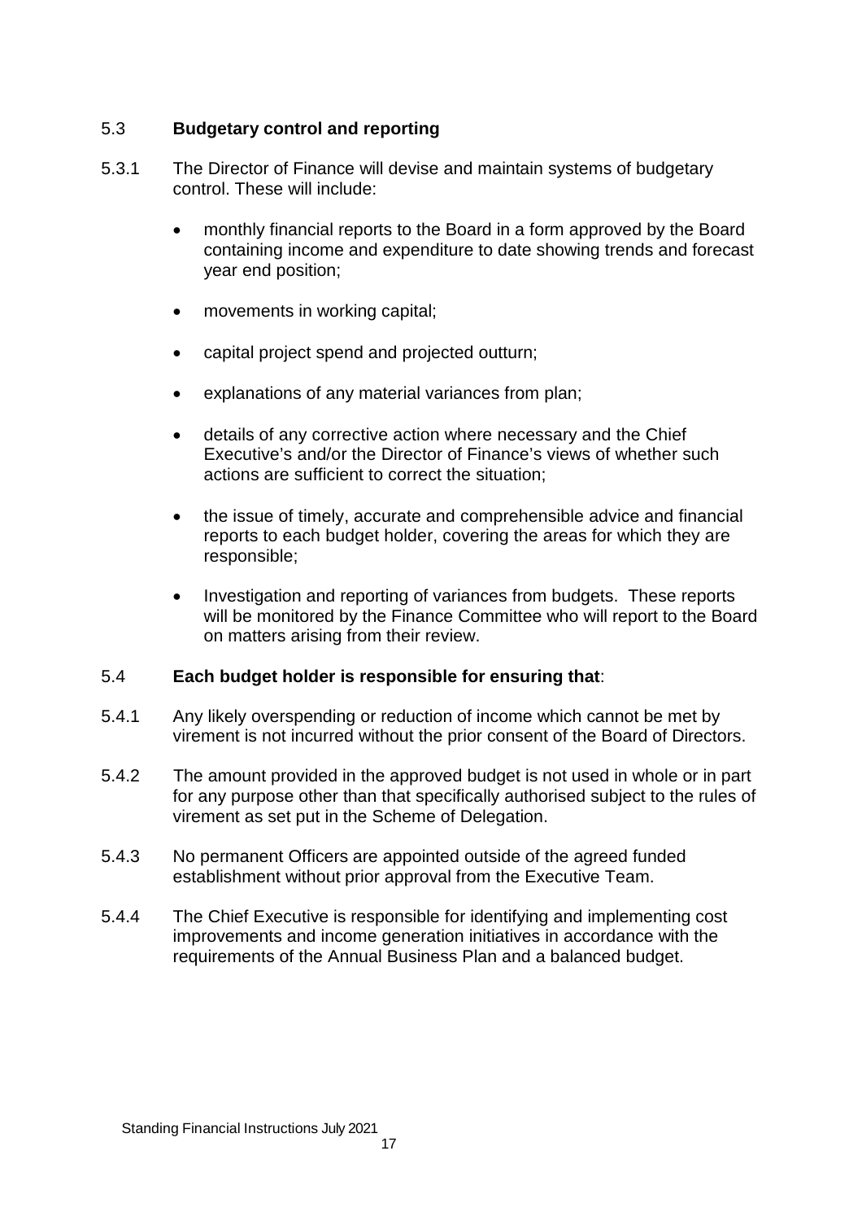### 5.3 **Budgetary control and reporting**

5.3.1 The Director of Finance will devise and maintain systems of budgetary control. These will include:

- monthly financial reports to the Board in a form approved by the Board containing income and expenditure to date showing trends and forecast year end position;
- movements in working capital;
- capital project spend and projected outturn;
- explanations of any material variances from plan;
- details of any corrective action where necessary and the Chief Executive's and/or the Director of Finance's views of whether such actions are sufficient to correct the situation;
- the issue of timely, accurate and comprehensible advice and financial reports to each budget holder, covering the areas for which they are responsible;
- Investigation and reporting of variances from budgets. These reports will be monitored by the Finance Committee who will report to the Board on matters arising from their review.

### 5.4 **Each budget holder is responsible for ensuring that**:

5.4.1 Any likely overspending or reduction of income which cannot be met by virement is not incurred without the prior consent of the Board of Directors.

5.4.2 The amount provided in the approved budget is not used in whole or in part for any purpose other than that specifically authorised subject to the rules of virement as set put in the Scheme of Delegation.

5.4.3 No permanent Officers are appointed outside of the agreed funded establishment without prior approval from the Executive Team.

5.4.4 The Chief Executive is responsible for identifying and implementing cost improvements and income generation initiatives in accordance with the requirements of the Annual Business Plan and a balanced budget.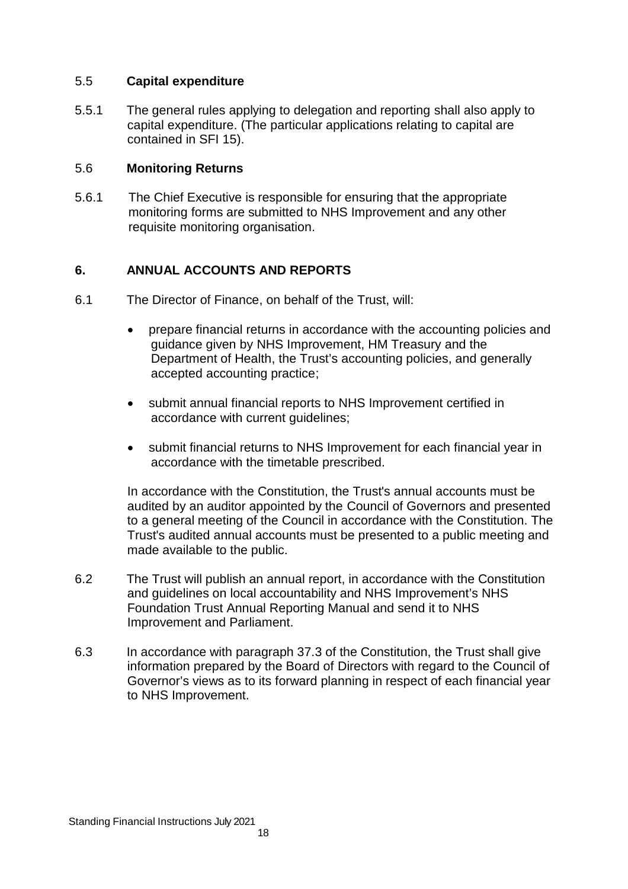## 5.5 **Capital expenditure**

5.5.1 The general rules applying to delegation and reporting shall also apply to capital expenditure. (The particular applications relating to capital are contained in SFI 15).

## 5.6 **Monitoring Returns**

5.6.1 The Chief Executive is responsible for ensuring that the appropriate monitoring forms are submitted to NHS Improvement and any other requisite monitoring organisation.

# 6. ANNUAL ACCOUNTS AND REPORTS

6.1 The Director of Finance, on behalf of the Trust, will:

- prepare financial returns in accordance with the accounting policies and guidance given by NHS Improvement, HM Treasury and the Department of Health, the Trust's accounting policies, and generally accepted accounting practice;
- submit annual financial reports to NHS Improvement certified in accordance with current guidelines;
- submit financial returns to NHS Improvement for each financial year in accordance with the timetable prescribed.

In accordance with the Constitution, the Trust's annual accounts must be audited by an auditor appointed by the Council of Governors and presented to a general meeting of the Council in accordance with the Constitution. The Trust's audited annual accounts must be presented to a public meeting and made available to the public.

6.2 The Trust will publish an annual report, in accordance with the Constitution and guidelines on local accountability and NHS Improvement's NHS Foundation Trust Annual Reporting Manual and send it to NHS Improvement and Parliament.

6.3 In accordance with paragraph 37.3 of the Constitution, the Trust shall give information prepared by the Board of Directors with regard to the Council of Governor's views as to its forward planning in respect of each financial year to NHS Improvement.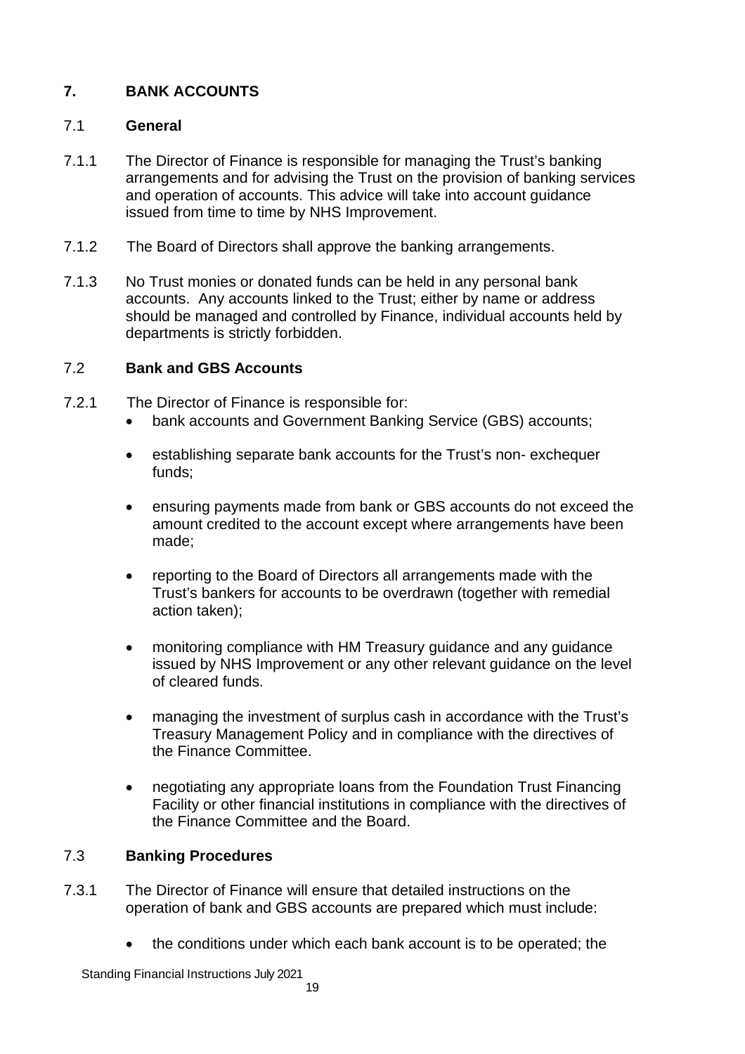## 7. BANK ACCOUNTS

### 7.1 General

7.1.1 The Director of Finance is responsible for managing the Trust's banking arrangements and for advising the Trust on the provision of banking services and operation of accounts. This advice will take into account guidance issued from time to time by NHS Improvement.

7.1.2 The Board of Directors shall approve the banking arrangements.

7.1.3 No Trust monies or donated funds can be held in any personal bank accounts. Any accounts linked to the Trust; either by name or address should be managed and controlled by Finance, individual accounts held by departments is strictly forbidden.

### 7.2 Bank and GBS Accounts

7.2.1 The Director of Finance is responsible for:

- bank accounts and Government Banking Service (GBS) accounts;
- establishing separate bank accounts for the Trust's non- exchequer funds;
- ensuring payments made from bank or GBS accounts do not exceed the amount credited to the account except where arrangements have been made;
- reporting to the Board of Directors all arrangements made with the Trust's bankers for accounts to be overdrawn (together with remedial action taken);
- monitoring compliance with HM Treasury guidance and any guidance issued by NHS Improvement or any other relevant guidance on the level of cleared funds.
- managing the investment of surplus cash in accordance with the Trust's Treasury Management Policy and in compliance with the directives of the Finance Committee.
- negotiating any appropriate loans from the Foundation Trust Financing Facility or other financial institutions in compliance with the directives of the Finance Committee and the Board.

### 7.3 Banking Procedures

7.3.1 The Director of Finance will ensure that detailed instructions on the operation of bank and GBS accounts are prepared which must include:

- the conditions under which each bank account is to be operated; the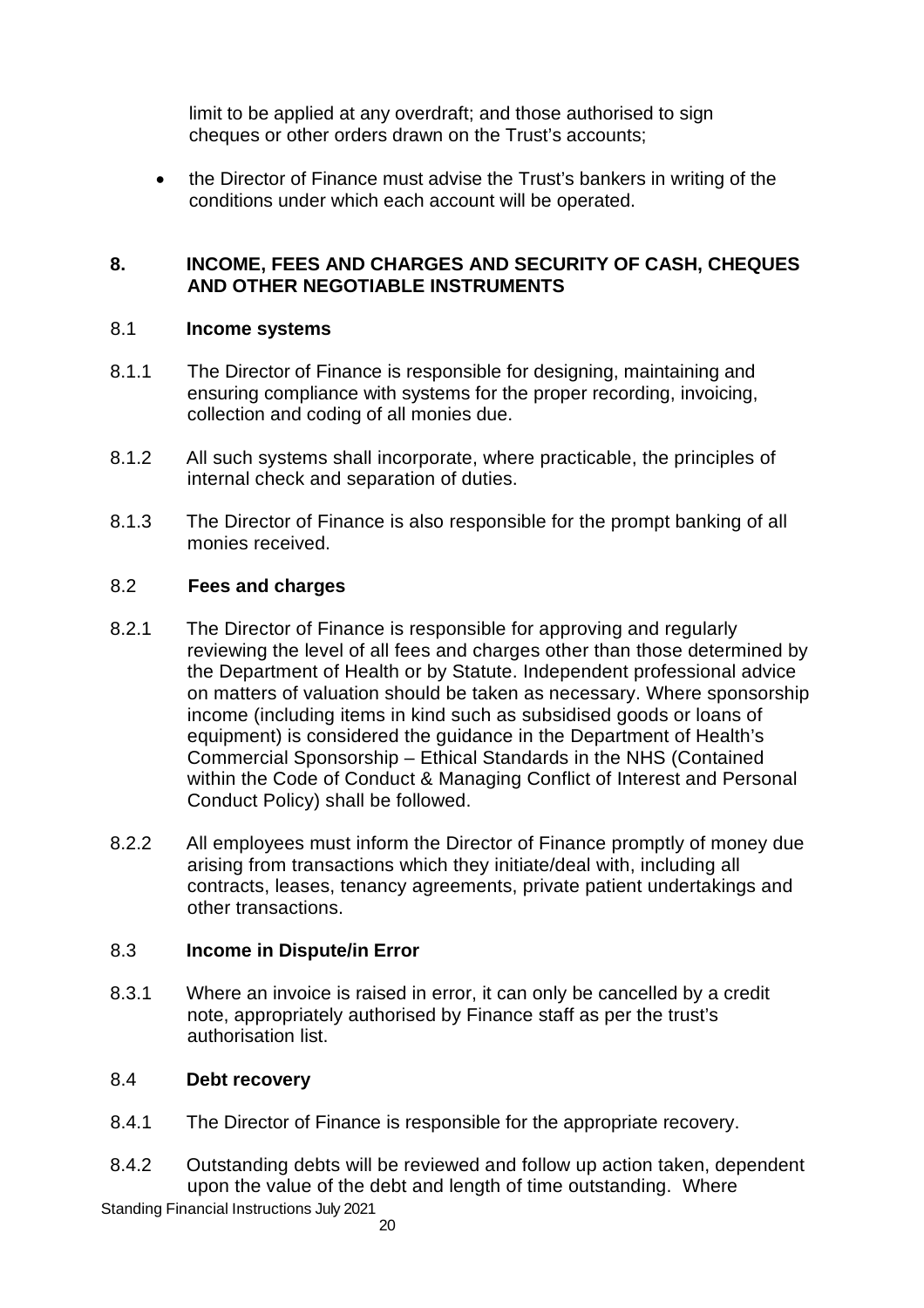limit to be applied at any overdraft; and those authorised to sign cheques or other orders drawn on the Trust's accounts;

- the Director of Finance must advise the Trust's bankers in writing of the conditions under which each account will be operated.

## 8. INCOME, FEES AND CHARGES AND SECURITY OF CASH, CHEQUES AND OTHER NEGOTIABLE INSTRUMENTS

### 8.1 Income systems

8.1.1 The Director of Finance is responsible for designing, maintaining and ensuring compliance with systems for the proper recording, invoicing, collection and coding of all monies due.

8.1.2 All such systems shall incorporate, where practicable, the principles of internal check and separation of duties.

8.1.3 The Director of Finance is also responsible for the prompt banking of all monies received.

### 8.2 Fees and charges

8.2.1 The Director of Finance is responsible for approving and regularly reviewing the level of all fees and charges other than those determined by the Department of Health or by Statute. Independent professional advice on matters of valuation should be taken as necessary. Where sponsorship income (including items in kind such as subsidised goods or loans of equipment) is considered the guidance in the Department of Health's Commercial Sponsorship – Ethical Standards in the NHS (Contained within the Code of Conduct & Managing Conflict of Interest and Personal Conduct Policy) shall be followed.

8.2.2 All employees must inform the Director of Finance promptly of money due arising from transactions which they initiate/deal with, including all contracts, leases, tenancy agreements, private patient undertakings and other transactions.

### 8.3 Income in Dispute/in Error

8.3.1 Where an invoice is raised in error, it can only be cancelled by a credit note, appropriately authorised by Finance staff as per the trust's authorisation list.

### 8.4 Debt recovery

8.4.1 The Director of Finance is responsible for the appropriate recovery.

8.4.2 Outstanding debts will be reviewed and follow up action taken, dependent upon the value of the debt and length of time outstanding. Where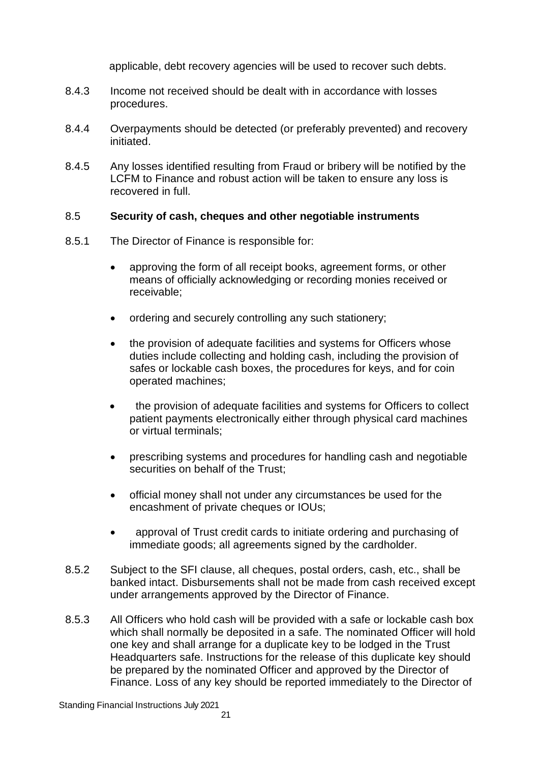applicable, debt recovery agencies will be used to recover such debts.

8.4.3 Income not received should be dealt with in accordance with losses procedures.

8.4.4 Overpayments should be detected (or preferably prevented) and recovery initiated.

8.4.5 Any losses identified resulting from Fraud or bribery will be notified by the LCFM to Finance and robust action will be taken to ensure any loss is recovered in full.

8.5 **Security of cash, cheques and other negotiable instruments**

8.5.1 The Director of Finance is responsible for:

- approving the form of all receipt books, agreement forms, or other means of officially acknowledging or recording monies received or receivable;
- ordering and securely controlling any such stationery;
- the provision of adequate facilities and systems for Officers whose duties include collecting and holding cash, including the provision of safes or lockable cash boxes, the procedures for keys, and for coin operated machines;
- the provision of adequate facilities and systems for Officers to collect patient payments electronically either through physical card machines or virtual terminals;
- prescribing systems and procedures for handling cash and negotiable securities on behalf of the Trust;
- official money shall not under any circumstances be used for the encashment of private cheques or IOUs;
- approval of Trust credit cards to initiate ordering and purchasing of immediate goods; all agreements signed by the cardholder.

8.5.2 Subject to the SFI clause, all cheques, postal orders, cash, etc., shall be banked intact. Disbursements shall not be made from cash received except under arrangements approved by the Director of Finance.

8.5.3 All Officers who hold cash will be provided with a safe or lockable cash box which shall normally be deposited in a safe. The nominated Officer will hold one key and shall arrange for a duplicate key to be lodged in the Trust Headquarters safe. Instructions for the release of this duplicate key should be prepared by the nominated Officer and approved by the Director of Finance. Loss of any key should be reported immediately to the Director of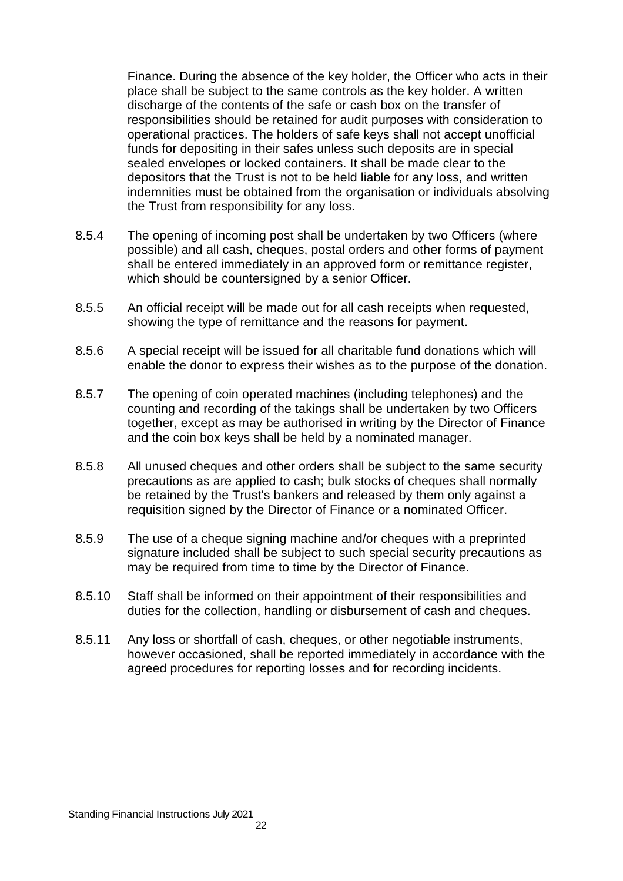Finance. During the absence of the key holder, the Officer who acts in their place shall be subject to the same controls as the key holder. A written discharge of the contents of the safe or cash box on the transfer of responsibilities should be retained for audit purposes with consideration to operational practices. The holders of safe keys shall not accept unofficial funds for depositing in their safes unless such deposits are in special sealed envelopes or locked containers. It shall be made clear to the depositors that the Trust is not to be held liable for any loss, and written indemnities must be obtained from the organisation or individuals absolving the Trust from responsibility for any loss.

8.5.4 The opening of incoming post shall be undertaken by two Officers (where possible) and all cash, cheques, postal orders and other forms of payment shall be entered immediately in an approved form or remittance register, which should be countersigned by a senior Officer.

8.5.5 An official receipt will be made out for all cash receipts when requested, showing the type of remittance and the reasons for payment.

8.5.6 A special receipt will be issued for all charitable fund donations which will enable the donor to express their wishes as to the purpose of the donation.

8.5.7 The opening of coin operated machines (including telephones) and the counting and recording of the takings shall be undertaken by two Officers together, except as may be authorised in writing by the Director of Finance and the coin box keys shall be held by a nominated manager.

8.5.8 All unused cheques and other orders shall be subject to the same security precautions as are applied to cash; bulk stocks of cheques shall normally be retained by the Trust's bankers and released by them only against a requisition signed by the Director of Finance or a nominated Officer.

8.5.9 The use of a cheque signing machine and/or cheques with a preprinted signature included shall be subject to such special security precautions as may be required from time to time by the Director of Finance.

8.5.10 Staff shall be informed on their appointment of their responsibilities and duties for the collection, handling or disbursement of cash and cheques.

8.5.11 Any loss or shortfall of cash, cheques, or other negotiable instruments, however occasioned, shall be reported immediately in accordance with the agreed procedures for reporting losses and for recording incidents.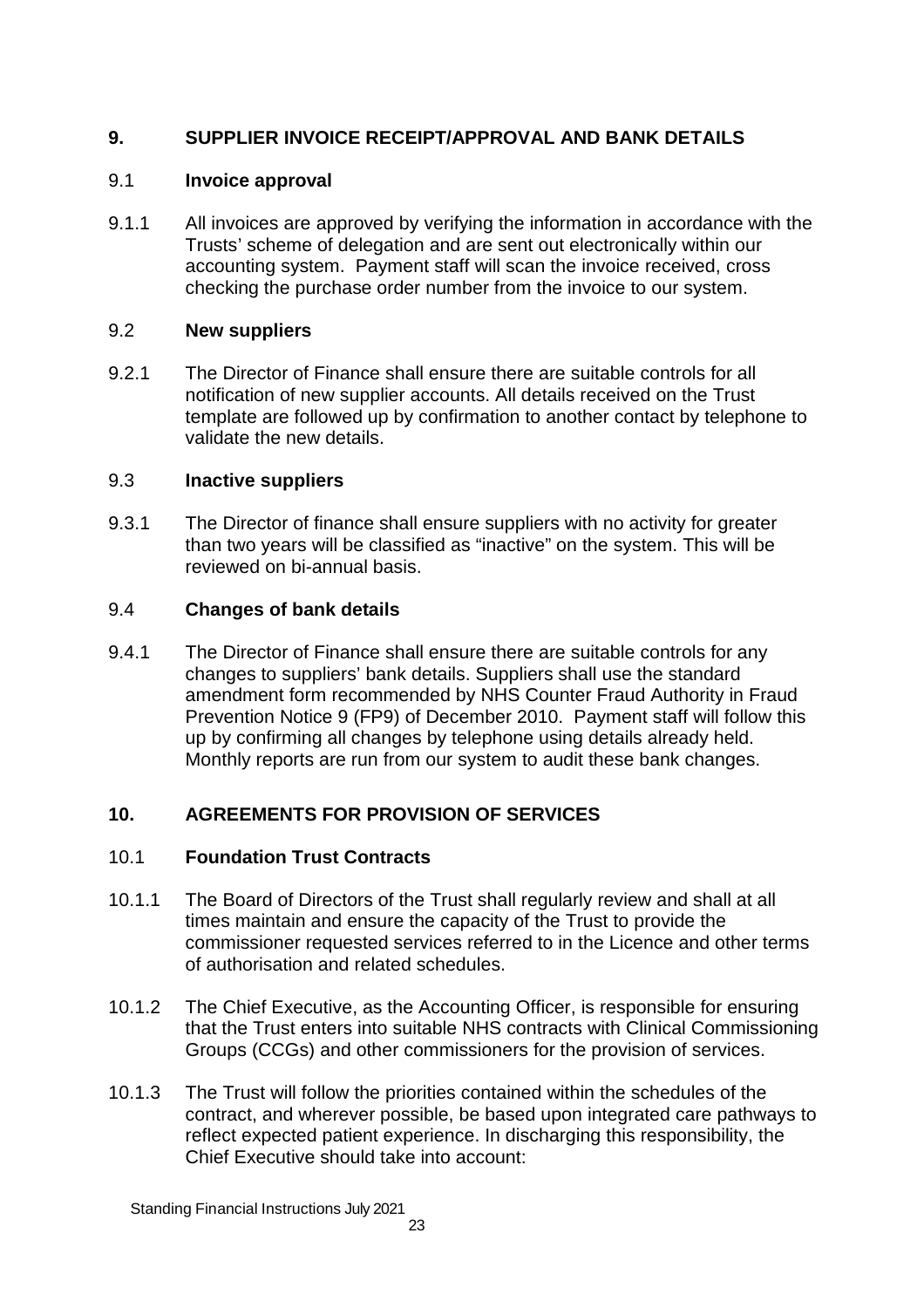## 9. SUPPLIER INVOICE RECEIPT/APPROVAL AND BANK DETAILS

### 9.1 Invoice approval

9.1.1 All invoices are approved by verifying the information in accordance with the Trusts' scheme of delegation and are sent out electronically within our accounting system. Payment staff will scan the invoice received, cross checking the purchase order number from the invoice to our system.

### 9.2 New suppliers

9.2.1 The Director of Finance shall ensure there are suitable controls for all notification of new supplier accounts. All details received on the Trust template are followed up by confirmation to another contact by telephone to validate the new details.

### 9.3 Inactive suppliers

9.3.1 The Director of finance shall ensure suppliers with no activity for greater than two years will be classified as "inactive" on the system. This will be reviewed on bi-annual basis.

### 9.4 Changes of bank details

9.4.1 The Director of Finance shall ensure there are suitable controls for any changes to suppliers' bank details. Suppliers shall use the standard amendment form recommended by NHS Counter Fraud Authority in Fraud Prevention Notice 9 (FP9) of December 2010. Payment staff will follow this up by confirming all changes by telephone using details already held. Monthly reports are run from our system to audit these bank changes.

## 10. AGREEMENTS FOR PROVISION OF SERVICES

### 10.1 Foundation Trust Contracts

10.1.1 The Board of Directors of the Trust shall regularly review and shall at all times maintain and ensure the capacity of the Trust to provide the commissioner requested services referred to in the Licence and other terms of authorisation and related schedules.

10.1.2 The Chief Executive, as the Accounting Officer, is responsible for ensuring that the Trust enters into suitable NHS contracts with Clinical Commissioning Groups (CCGs) and other commissioners for the provision of services.

10.1.3 The Trust will follow the priorities contained within the schedules of the contract, and wherever possible, be based upon integrated care pathways to reflect expected patient experience. In discharging this responsibility, the Chief Executive should take into account: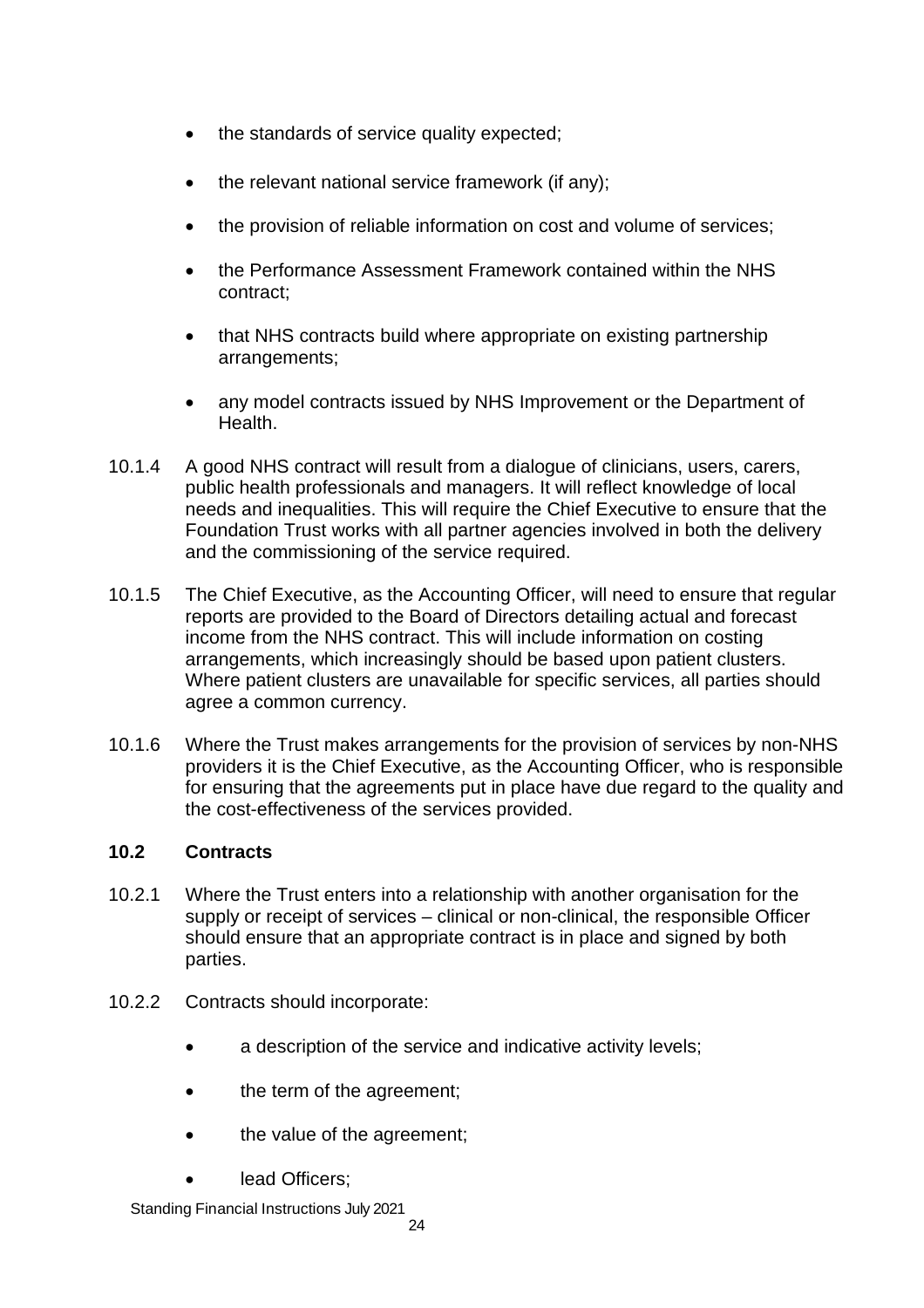- the standards of service quality expected;
- the relevant national service framework (if any);
- the provision of reliable information on cost and volume of services;
- the Performance Assessment Framework contained within the NHS contract;
- that NHS contracts build where appropriate on existing partnership arrangements;
- any model contracts issued by NHS Improvement or the Department of Health.

10.1.4 A good NHS contract will result from a dialogue of clinicians, users, carers, public health professionals and managers. It will reflect knowledge of local needs and inequalities. This will require the Chief Executive to ensure that the Foundation Trust works with all partner agencies involved in both the delivery and the commissioning of the service required.

10.1.5 The Chief Executive, as the Accounting Officer, will need to ensure that regular reports are provided to the Board of Directors detailing actual and forecast income from the NHS contract. This will include information on costing arrangements, which increasingly should be based upon patient clusters. Where patient clusters are unavailable for specific services, all parties should agree a common currency.

10.1.6 Where the Trust makes arrangements for the provision of services by non-NHS providers it is the Chief Executive, as the Accounting Officer, who is responsible for ensuring that the agreements put in place have due regard to the quality and the cost-effectiveness of the services provided.

### 10.2 Contracts

10.2.1 Where the Trust enters into a relationship with another organisation for the supply or receipt of services – clinical or non-clinical, the responsible Officer should ensure that an appropriate contract is in place and signed by both parties.

10.2.2 Contracts should incorporate:

- a description of the service and indicative activity levels;
- the term of the agreement;
- the value of the agreement;
- lead Officers;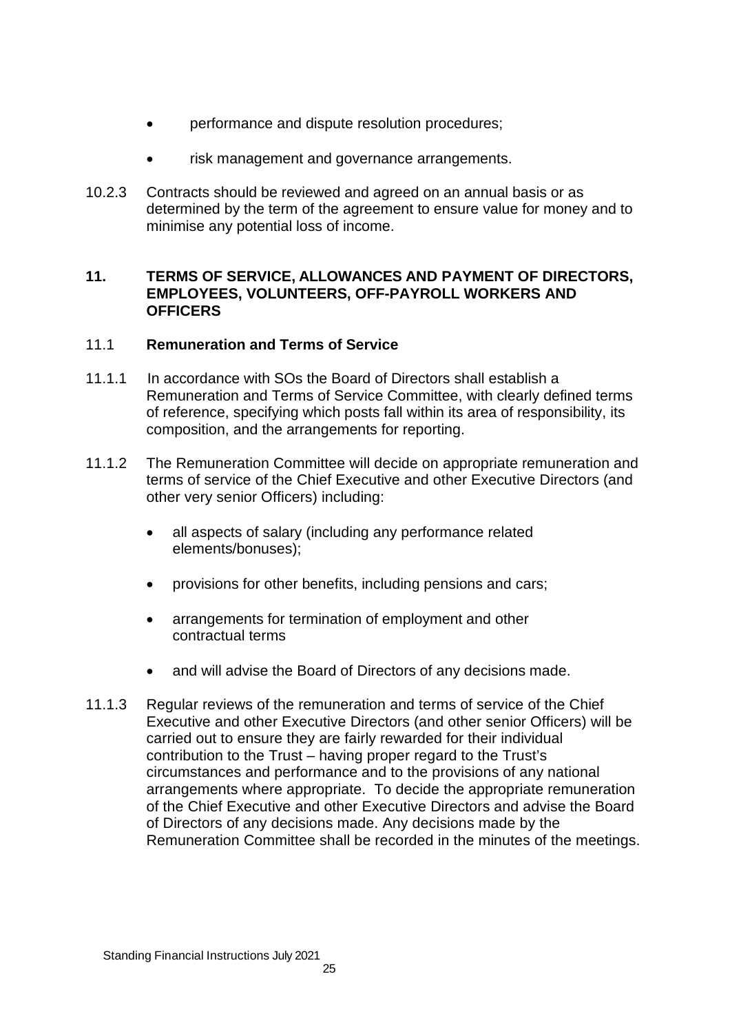- performance and dispute resolution procedures;
- risk management and governance arrangements.

10.2.3 Contracts should be reviewed and agreed on an annual basis or as determined by the term of the agreement to ensure value for money and to minimise any potential loss of income.

## 11. TERMS OF SERVICE, ALLOWANCES AND PAYMENT OF DIRECTORS, EMPLOYEES, VOLUNTEERS, OFF-PAYROLL WORKERS AND OFFICERS

### 11.1 Remuneration and Terms of Service

11.1.1 In accordance with SOs the Board of Directors shall establish a Remuneration and Terms of Service Committee, with clearly defined terms of reference, specifying which posts fall within its area of responsibility, its composition, and the arrangements for reporting.

11.1.2 The Remuneration Committee will decide on appropriate remuneration and terms of service of the Chief Executive and other Executive Directors (and other very senior Officers) including:

- all aspects of salary (including any performance related elements/bonuses);
- provisions for other benefits, including pensions and cars;
- arrangements for termination of employment and other contractual terms
- and will advise the Board of Directors of any decisions made.

11.1.3 Regular reviews of the remuneration and terms of service of the Chief Executive and other Executive Directors (and other senior Officers) will be carried out to ensure they are fairly rewarded for their individual contribution to the Trust – having proper regard to the Trust's circumstances and performance and to the provisions of any national arrangements where appropriate. To decide the appropriate remuneration of the Chief Executive and other Executive Directors and advise the Board of Directors of any decisions made. Any decisions made by the Remuneration Committee shall be recorded in the minutes of the meetings.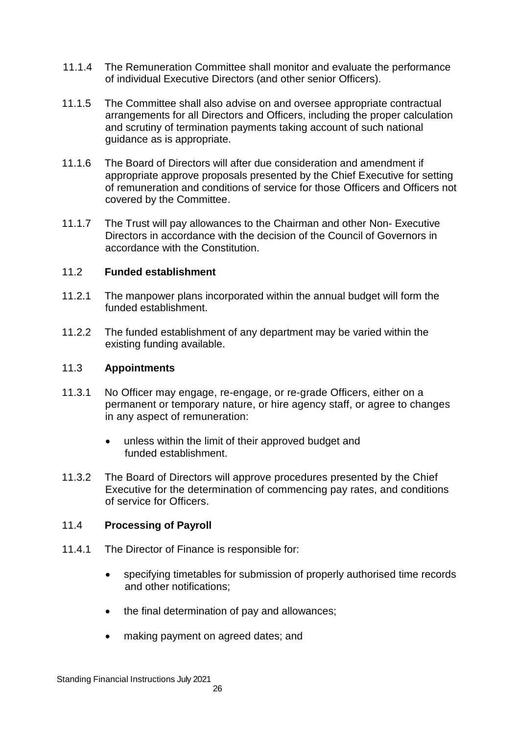11.1.4 The Remuneration Committee shall monitor and evaluate the performance of individual Executive Directors (and other senior Officers).

11.1.5 The Committee shall also advise on and oversee appropriate contractual arrangements for all Directors and Officers, including the proper calculation and scrutiny of termination payments taking account of such national guidance as is appropriate.

11.1.6 The Board of Directors will after due consideration and amendment if appropriate approve proposals presented by the Chief Executive for setting of remuneration and conditions of service for those Officers and Officers not covered by the Committee.

11.1.7 The Trust will pay allowances to the Chairman and other Non- Executive Directors in accordance with the decision of the Council of Governors in accordance with the Constitution.

## 11.2 Funded establishment

11.2.1 The manpower plans incorporated within the annual budget will form the funded establishment.

11.2.2 The funded establishment of any department may be varied within the existing funding available.

## 11.3 Appointments

11.3.1 No Officer may engage, re-engage, or re-grade Officers, either on a permanent or temporary nature, or hire agency staff, or agree to changes in any aspect of remuneration:

- unless within the limit of their approved budget and funded establishment.

11.3.2 The Board of Directors will approve procedures presented by the Chief Executive for the determination of commencing pay rates, and conditions of service for Officers.

## 11.4 Processing of Payroll

11.4.1 The Director of Finance is responsible for:

- specifying timetables for submission of properly authorised time records and other notifications;
- the final determination of pay and allowances;
- making payment on agreed dates; and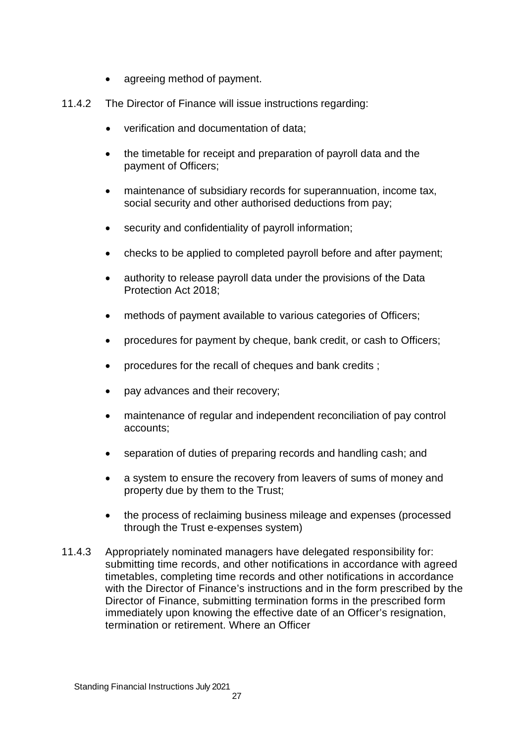- agreeing method of payment.

11.4.2 The Director of Finance will issue instructions regarding:

- verification and documentation of data;
- the timetable for receipt and preparation of payroll data and the payment of Officers;
- maintenance of subsidiary records for superannuation, income tax, social security and other authorised deductions from pay;
- security and confidentiality of payroll information;
- checks to be applied to completed payroll before and after payment;
- authority to release payroll data under the provisions of the Data Protection Act 2018;
- methods of payment available to various categories of Officers;
- procedures for payment by cheque, bank credit, or cash to Officers;
- procedures for the recall of cheques and bank credits ;
- pay advances and their recovery;
- maintenance of regular and independent reconciliation of pay control accounts;
- separation of duties of preparing records and handling cash; and
- a system to ensure the recovery from leavers of sums of money and property due by them to the Trust;
- the process of reclaiming business mileage and expenses (processed through the Trust e-expenses system)

11.4.3 Appropriately nominated managers have delegated responsibility for: submitting time records, and other notifications in accordance with agreed timetables, completing time records and other notifications in accordance with the Director of Finance's instructions and in the form prescribed by the Director of Finance, submitting termination forms in the prescribed form immediately upon knowing the effective date of an Officer's resignation, termination or retirement. Where an Officer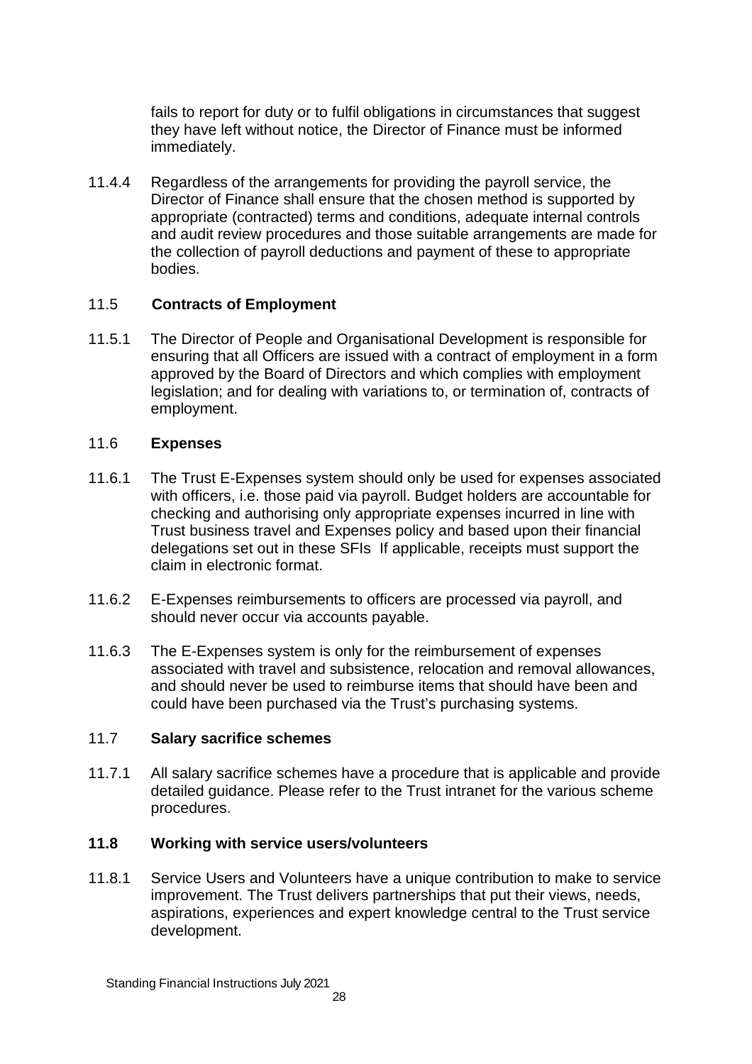fails to report for duty or to fulfil obligations in circumstances that suggest they have left without notice, the Director of Finance must be informed immediately.

11.4.4 Regardless of the arrangements for providing the payroll service, the Director of Finance shall ensure that the chosen method is supported by appropriate (contracted) terms and conditions, adequate internal controls and audit review procedures and those suitable arrangements are made for the collection of payroll deductions and payment of these to appropriate bodies.

### 11.5 Contracts of Employment

11.5.1 The Director of People and Organisational Development is responsible for ensuring that all Officers are issued with a contract of employment in a form approved by the Board of Directors and which complies with employment legislation; and for dealing with variations to, or termination of, contracts of employment.

### 11.6 Expenses

11.6.1 The Trust E-Expenses system should only be used for expenses associated with officers, i.e. those paid via payroll. Budget holders are accountable for checking and authorising only appropriate expenses incurred in line with Trust business travel and Expenses policy and based upon their financial delegations set out in these SFIs If applicable, receipts must support the claim in electronic format.

11.6.2 E-Expenses reimbursements to officers are processed via payroll, and should never occur via accounts payable.

11.6.3 The E-Expenses system is only for the reimbursement of expenses associated with travel and subsistence, relocation and removal allowances, and should never be used to reimburse items that should have been and could have been purchased via the Trust's purchasing systems.

### 11.7 Salary sacrifice schemes

11.7.1 All salary sacrifice schemes have a procedure that is applicable and provide detailed guidance. Please refer to the Trust intranet for the various scheme procedures.

### 11.8 Working with service users/volunteers

11.8.1 Service Users and Volunteers have a unique contribution to make to service improvement. The Trust delivers partnerships that put their views, needs, aspirations, experiences and expert knowledge central to the Trust service development.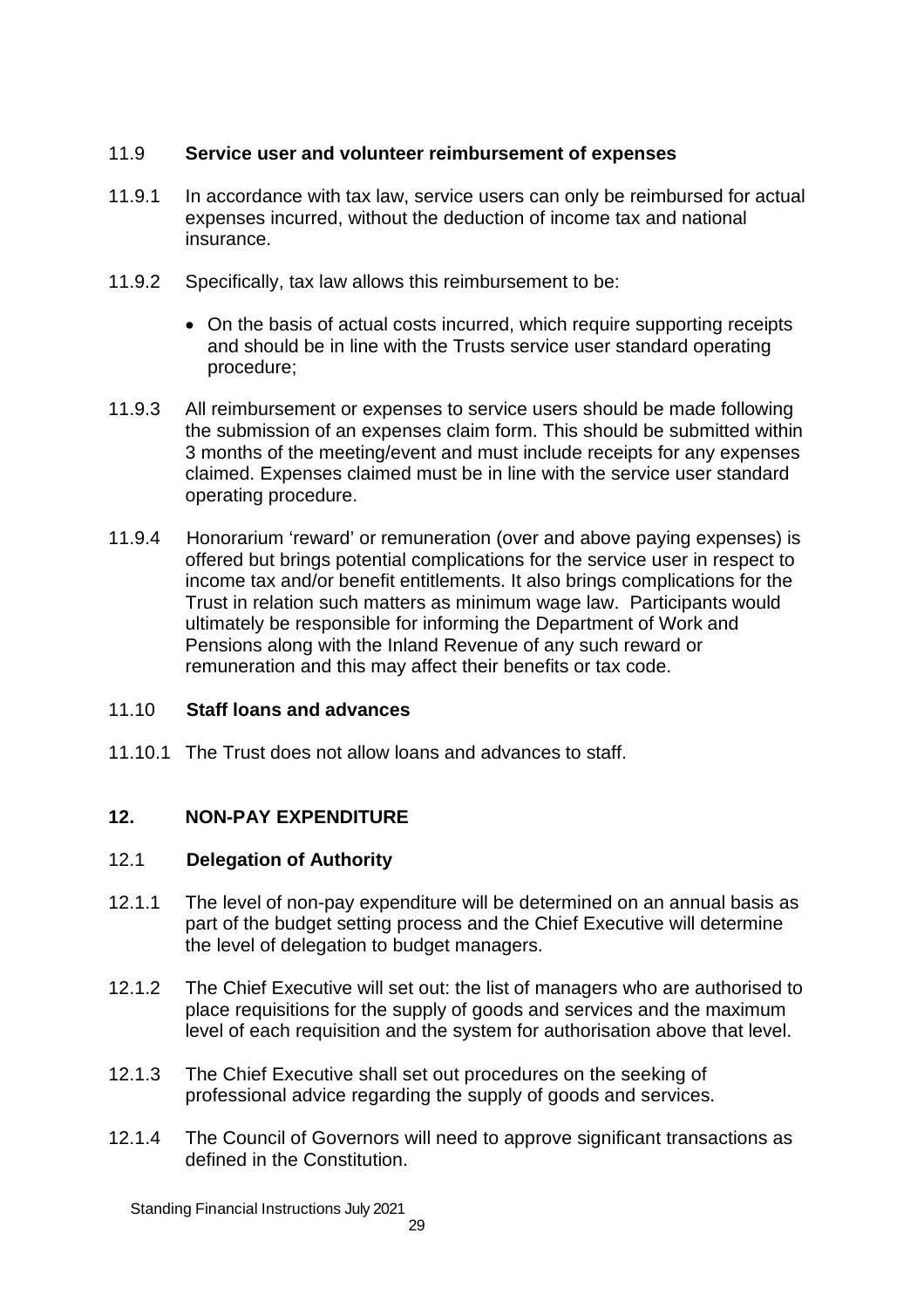### 11.9 Service user and volunteer reimbursement of expenses

11.9.1 In accordance with tax law, service users can only be reimbursed for actual expenses incurred, without the deduction of income tax and national insurance.

11.9.2 Specifically, tax law allows this reimbursement to be:

- On the basis of actual costs incurred, which require supporting receipts and should be in line with the Trusts service user standard operating procedure;

11.9.3 All reimbursement or expenses to service users should be made following the submission of an expenses claim form. This should be submitted within 3 months of the meeting/event and must include receipts for any expenses claimed. Expenses claimed must be in line with the service user standard operating procedure.

11.9.4 Honorarium 'reward' or remuneration (over and above paying expenses) is offered but brings potential complications for the service user in respect to income tax and/or benefit entitlements. It also brings complications for the Trust in relation such matters as minimum wage law. Participants would ultimately be responsible for informing the Department of Work and Pensions along with the Inland Revenue of any such reward or remuneration and this may affect their benefits or tax code.

### 11.10 Staff loans and advances

11.10.1 The Trust does not allow loans and advances to staff.

## 12. NON-PAY EXPENDITURE

### 12.1 Delegation of Authority

12.1.1 The level of non-pay expenditure will be determined on an annual basis as part of the budget setting process and the Chief Executive will determine the level of delegation to budget managers.

12.1.2 The Chief Executive will set out: the list of managers who are authorised to place requisitions for the supply of goods and services and the maximum level of each requisition and the system for authorisation above that level.

12.1.3 The Chief Executive shall set out procedures on the seeking of professional advice regarding the supply of goods and services.

12.1.4 The Council of Governors will need to approve significant transactions as defined in the Constitution.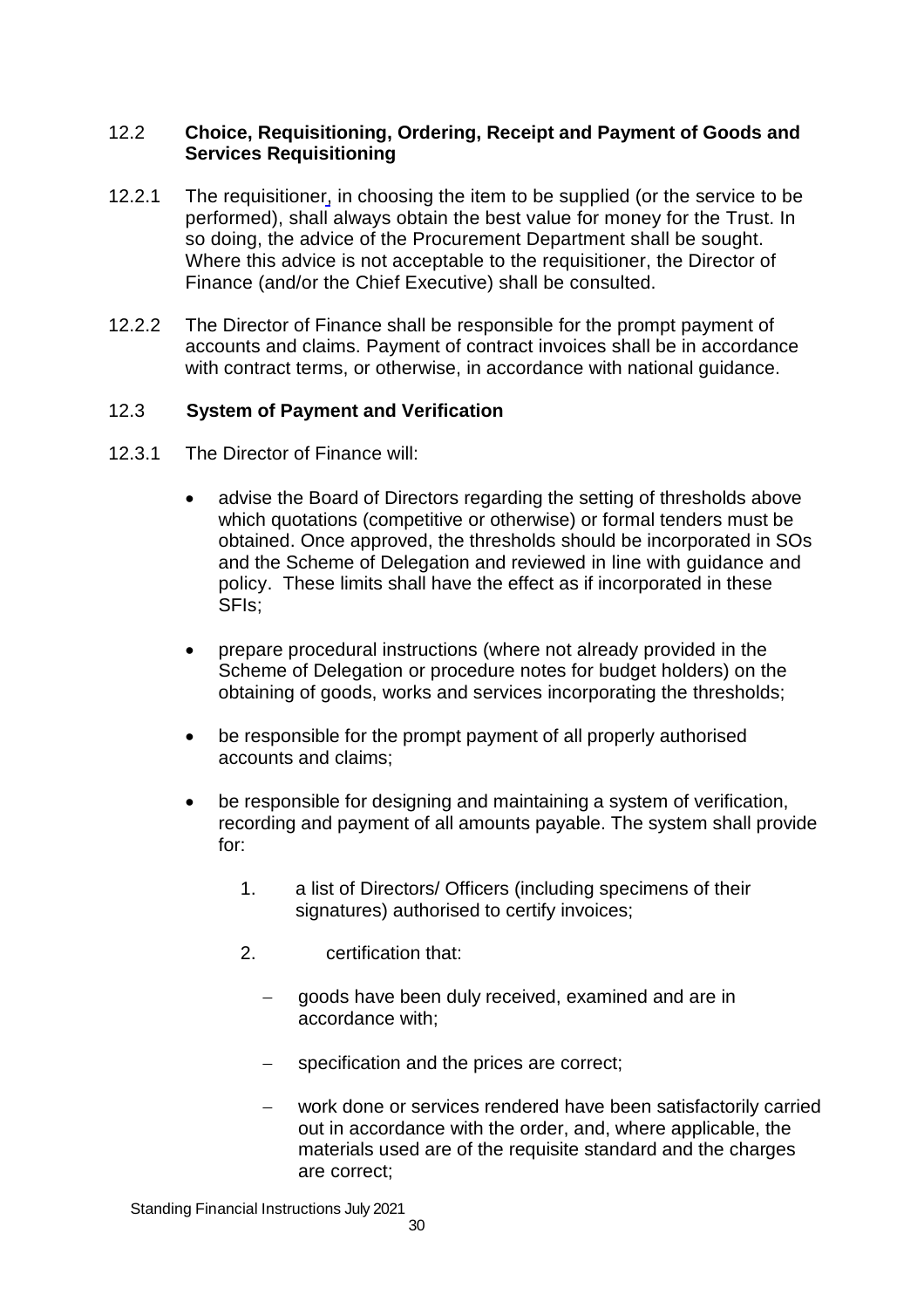## 12.2 Choice, Requisitioning, Ordering, Receipt and Payment of Goods and Services Requisitioning

12.2.1 The requisitioner, in choosing the item to be supplied (or the service to be performed), shall always obtain the best value for money for the Trust. In so doing, the advice of the Procurement Department shall be sought. Where this advice is not acceptable to the requisitioner, the Director of Finance (and/or the Chief Executive) shall be consulted.

12.2.2 The Director of Finance shall be responsible for the prompt payment of accounts and claims. Payment of contract invoices shall be in accordance with contract terms, or otherwise, in accordance with national guidance.

## 12.3 System of Payment and Verification

12.3.1 The Director of Finance will:

- advise the Board of Directors regarding the setting of thresholds above which quotations (competitive or otherwise) or formal tenders must be obtained. Once approved, the thresholds should be incorporated in SOs and the Scheme of Delegation and reviewed in line with guidance and policy. These limits shall have the effect as if incorporated in these SFIs;

- prepare procedural instructions (where not already provided in the Scheme of Delegation or procedure notes for budget holders) on the obtaining of goods, works and services incorporating the thresholds;

- be responsible for the prompt payment of all properly authorised accounts and claims;

- be responsible for designing and maintaining a system of verification, recording and payment of all amounts payable. The system shall provide for:

    1. a list of Directors/ Officers (including specimens of their signatures) authorised to certify invoices;

    2. certification that:

        - goods have been duly received, examined and are in accordance with;

        - specification and the prices are correct;

        - work done or services rendered have been satisfactorily carried out in accordance with the order, and, where applicable, the materials used are of the requisite standard and the charges are correct;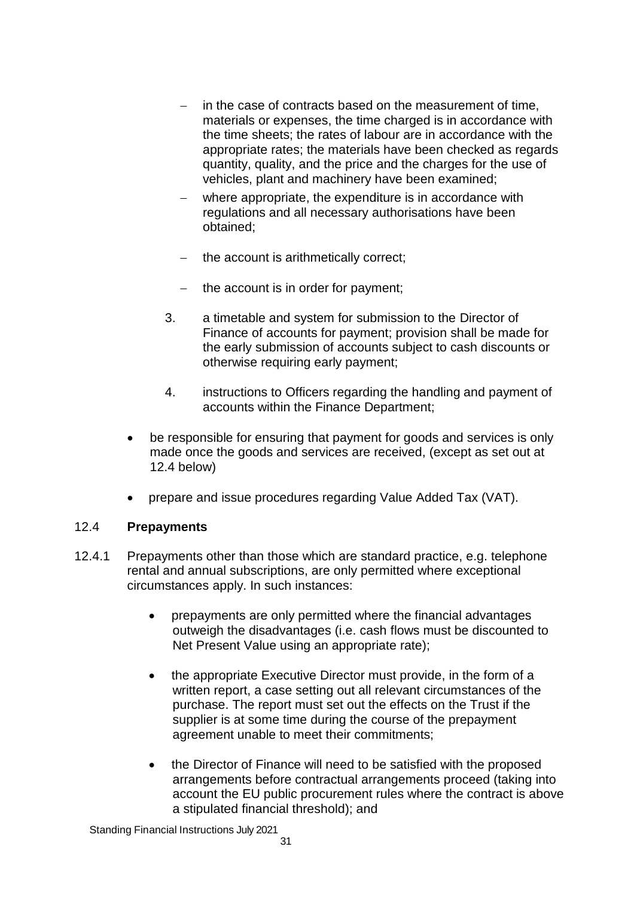- in the case of contracts based on the measurement of time, materials or expenses, the time charged is in accordance with the time sheets; the rates of labour are in accordance with the appropriate rates; the materials have been checked as regards quantity, quality, and the price and the charges for the use of vehicles, plant and machinery have been examined;
  - where appropriate, the expenditure is in accordance with regulations and all necessary authorisations have been obtained;
  - the account is arithmetically correct;
  - the account is in order for payment;

  3. a timetable and system for submission to the Director of Finance of accounts for payment; provision shall be made for the early submission of accounts subject to cash discounts or otherwise requiring early payment;

  4. instructions to Officers regarding the handling and payment of accounts within the Finance Department;

- be responsible for ensuring that payment for goods and services is only made once the goods and services are received, (except as set out at 12.4 below)
- prepare and issue procedures regarding Value Added Tax (VAT).

### 12.4 **Prepayments**

12.4.1 Prepayments other than those which are standard practice, e.g. telephone rental and annual subscriptions, are only permitted where exceptional circumstances apply. In such instances:

- prepayments are only permitted where the financial advantages outweigh the disadvantages (i.e. cash flows must be discounted to Net Present Value using an appropriate rate);
- the appropriate Executive Director must provide, in the form of a written report, a case setting out all relevant circumstances of the purchase. The report must set out the effects on the Trust if the supplier is at some time during the course of the prepayment agreement unable to meet their commitments;
- the Director of Finance will need to be satisfied with the proposed arrangements before contractual arrangements proceed (taking into account the EU public procurement rules where the contract is above a stipulated financial threshold); and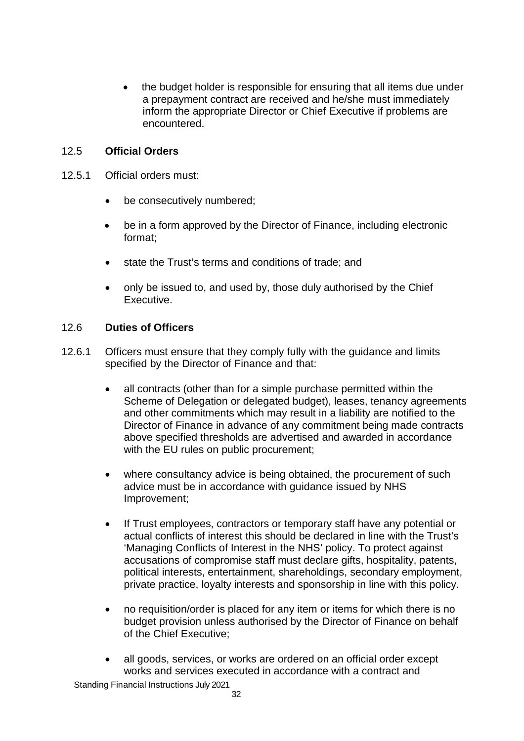- the budget holder is responsible for ensuring that all items due under a prepayment contract are received and he/she must immediately inform the appropriate Director or Chief Executive if problems are encountered.

## 12.5 **Official Orders**

12.5.1 Official orders must:

- be consecutively numbered;
- be in a form approved by the Director of Finance, including electronic format;
- state the Trust's terms and conditions of trade; and
- only be issued to, and used by, those duly authorised by the Chief Executive.

## 12.6 **Duties of Officers**

12.6.1 Officers must ensure that they comply fully with the guidance and limits specified by the Director of Finance and that:

- all contracts (other than for a simple purchase permitted within the Scheme of Delegation or delegated budget), leases, tenancy agreements and other commitments which may result in a liability are notified to the Director of Finance in advance of any commitment being made contracts above specified thresholds are advertised and awarded in accordance with the EU rules on public procurement;
- where consultancy advice is being obtained, the procurement of such advice must be in accordance with guidance issued by NHS Improvement;
- If Trust employees, contractors or temporary staff have any potential or actual conflicts of interest this should be declared in line with the Trust's 'Managing Conflicts of Interest in the NHS' policy. To protect against accusations of compromise staff must declare gifts, hospitality, patents, political interests, entertainment, shareholdings, secondary employment, private practice, loyalty interests and sponsorship in line with this policy.
- no requisition/order is placed for any item or items for which there is no budget provision unless authorised by the Director of Finance on behalf of the Chief Executive;
- all goods, services, or works are ordered on an official order except works and services executed in accordance with a contract and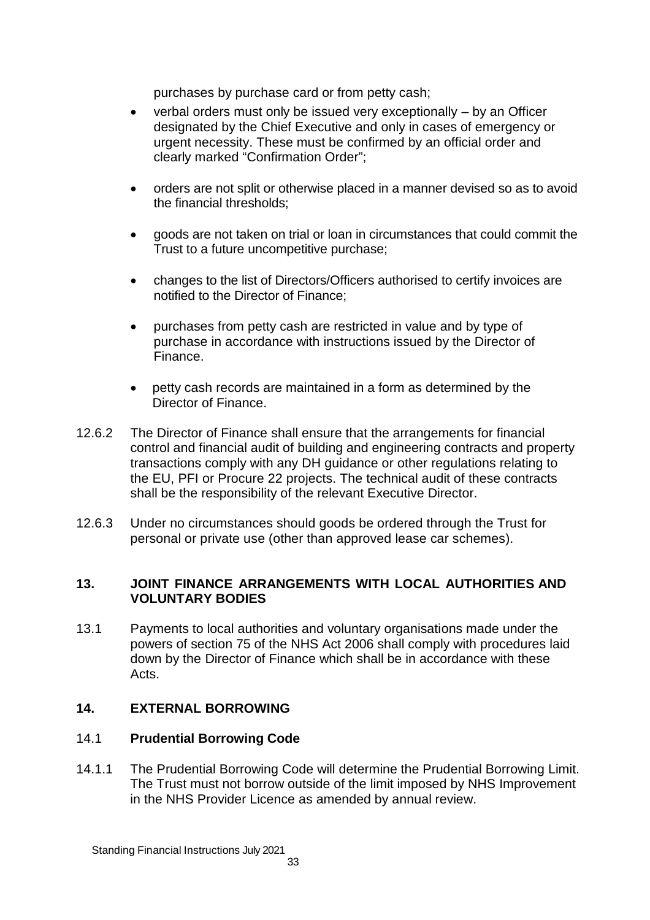purchases by purchase card or from petty cash;

- verbal orders must only be issued very exceptionally – by an Officer designated by the Chief Executive and only in cases of emergency or urgent necessity. These must be confirmed by an official order and clearly marked "Confirmation Order";

- orders are not split or otherwise placed in a manner devised so as to avoid the financial thresholds;

- goods are not taken on trial or loan in circumstances that could commit the Trust to a future uncompetitive purchase;

- changes to the list of Directors/Officers authorised to certify invoices are notified to the Director of Finance;

- purchases from petty cash are restricted in value and by type of purchase in accordance with instructions issued by the Director of Finance.

- petty cash records are maintained in a form as determined by the Director of Finance.

12.6.2 The Director of Finance shall ensure that the arrangements for financial control and financial audit of building and engineering contracts and property transactions comply with any DH guidance or other regulations relating to the EU, PFI or Procure 22 projects. The technical audit of these contracts shall be the responsibility of the relevant Executive Director.

12.6.3 Under no circumstances should goods be ordered through the Trust for personal or private use (other than approved lease car schemes).

## 13. JOINT FINANCE ARRANGEMENTS WITH LOCAL AUTHORITIES AND VOLUNTARY BODIES

13.1 Payments to local authorities and voluntary organisations made under the powers of section 75 of the NHS Act 2006 shall comply with procedures laid down by the Director of Finance which shall be in accordance with these Acts.

## 14. EXTERNAL BORROWING

### 14.1 Prudential Borrowing Code

14.1.1 The Prudential Borrowing Code will determine the Prudential Borrowing Limit. The Trust must not borrow outside of the limit imposed by NHS Improvement in the NHS Provider Licence as amended by annual review.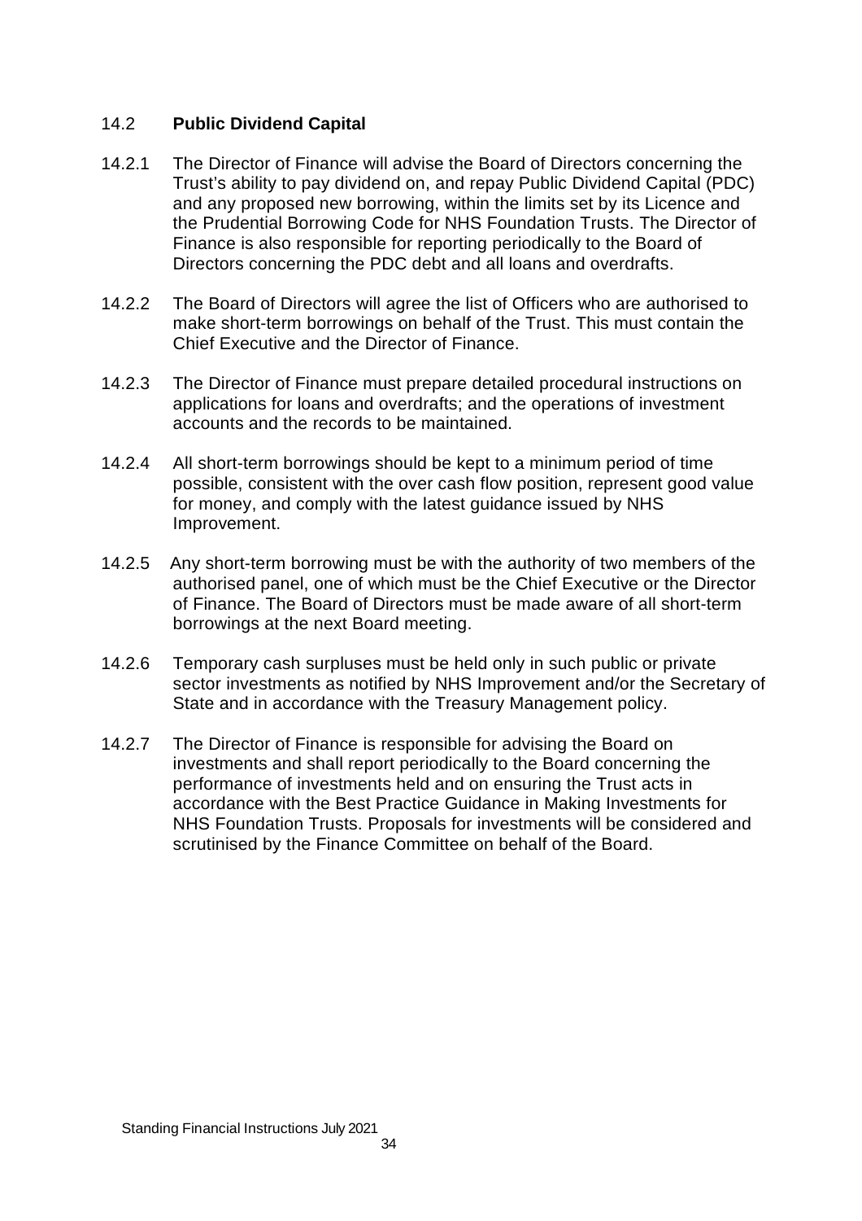### 14.2 **Public Dividend Capital**

14.2.1 The Director of Finance will advise the Board of Directors concerning the Trust's ability to pay dividend on, and repay Public Dividend Capital (PDC) and any proposed new borrowing, within the limits set by its Licence and the Prudential Borrowing Code for NHS Foundation Trusts. The Director of Finance is also responsible for reporting periodically to the Board of Directors concerning the PDC debt and all loans and overdrafts.

14.2.2 The Board of Directors will agree the list of Officers who are authorised to make short-term borrowings on behalf of the Trust. This must contain the Chief Executive and the Director of Finance.

14.2.3 The Director of Finance must prepare detailed procedural instructions on applications for loans and overdrafts; and the operations of investment accounts and the records to be maintained.

14.2.4 All short-term borrowings should be kept to a minimum period of time possible, consistent with the over cash flow position, represent good value for money, and comply with the latest guidance issued by NHS Improvement.

14.2.5 Any short-term borrowing must be with the authority of two members of the authorised panel, one of which must be the Chief Executive or the Director of Finance. The Board of Directors must be made aware of all short-term borrowings at the next Board meeting.

14.2.6 Temporary cash surpluses must be held only in such public or private sector investments as notified by NHS Improvement and/or the Secretary of State and in accordance with the Treasury Management policy.

14.2.7 The Director of Finance is responsible for advising the Board on investments and shall report periodically to the Board concerning the performance of investments held and on ensuring the Trust acts in accordance with the Best Practice Guidance in Making Investments for NHS Foundation Trusts. Proposals for investments will be considered and scrutinised by the Finance Committee on behalf of the Board.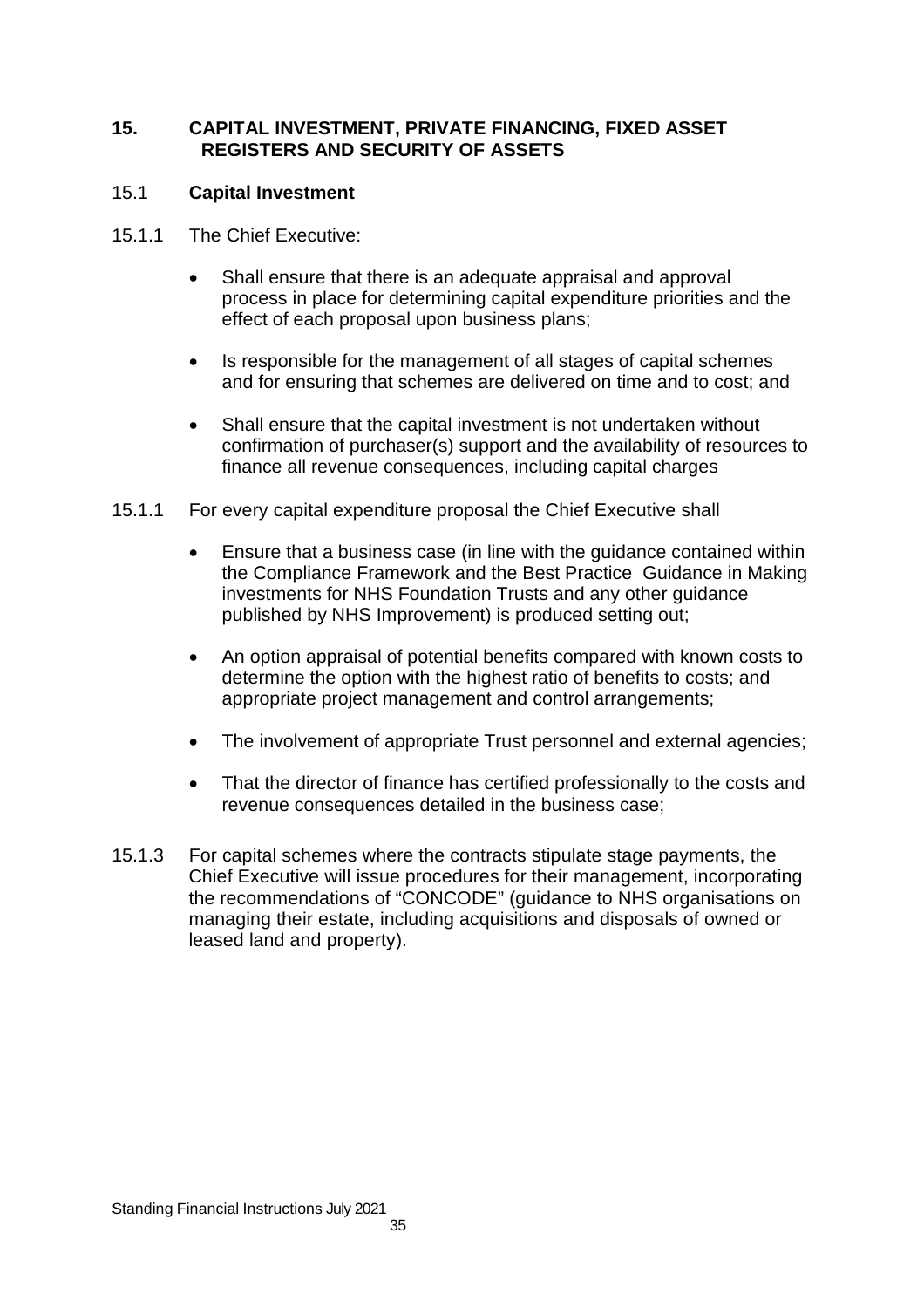## 15. CAPITAL INVESTMENT, PRIVATE FINANCING, FIXED ASSET REGISTERS AND SECURITY OF ASSETS

### 15.1 Capital Investment

15.1.1 The Chief Executive:

- Shall ensure that there is an adequate appraisal and approval process in place for determining capital expenditure priorities and the effect of each proposal upon business plans;
- Is responsible for the management of all stages of capital schemes and for ensuring that schemes are delivered on time and to cost; and
- Shall ensure that the capital investment is not undertaken without confirmation of purchaser(s) support and the availability of resources to finance all revenue consequences, including capital charges

15.1.1 For every capital expenditure proposal the Chief Executive shall

- Ensure that a business case (in line with the guidance contained within the Compliance Framework and the Best Practice Guidance in Making investments for NHS Foundation Trusts and any other guidance published by NHS Improvement) is produced setting out;
- An option appraisal of potential benefits compared with known costs to determine the option with the highest ratio of benefits to costs; and appropriate project management and control arrangements;
- The involvement of appropriate Trust personnel and external agencies;
- That the director of finance has certified professionally to the costs and revenue consequences detailed in the business case;

15.1.3 For capital schemes where the contracts stipulate stage payments, the Chief Executive will issue procedures for their management, incorporating the recommendations of "CONCODE" (guidance to NHS organisations on managing their estate, including acquisitions and disposals of owned or leased land and property).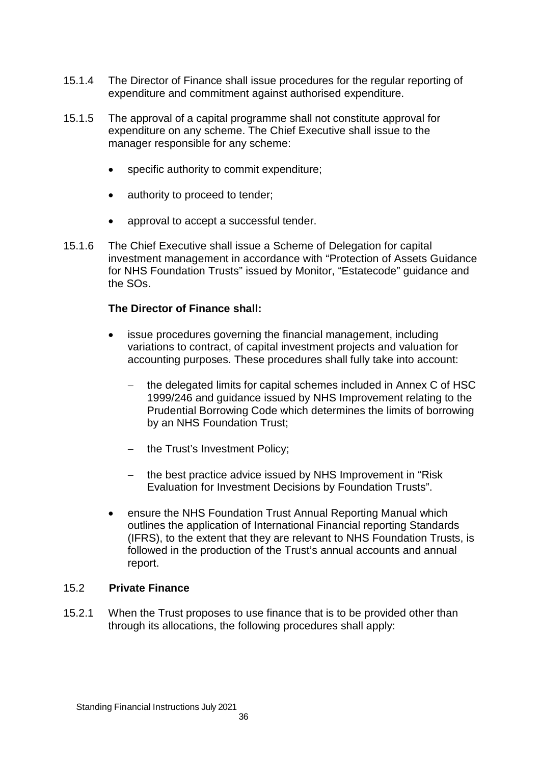15.1.4 The Director of Finance shall issue procedures for the regular reporting of expenditure and commitment against authorised expenditure.

15.1.5 The approval of a capital programme shall not constitute approval for expenditure on any scheme. The Chief Executive shall issue to the manager responsible for any scheme:

- specific authority to commit expenditure;
- authority to proceed to tender;
- approval to accept a successful tender.

15.1.6 The Chief Executive shall issue a Scheme of Delegation for capital investment management in accordance with "Protection of Assets Guidance for NHS Foundation Trusts" issued by Monitor, "Estatecode" guidance and the SOs.

**The Director of Finance shall:**

- issue procedures governing the financial management, including variations to contract, of capital investment projects and valuation for accounting purposes. These procedures shall fully take into account:
  - the delegated limits for capital schemes included in Annex C of HSC 1999/246 and guidance issued by NHS Improvement relating to the Prudential Borrowing Code which determines the limits of borrowing by an NHS Foundation Trust;
  - the Trust's Investment Policy;
  - the best practice advice issued by NHS Improvement in "Risk Evaluation for Investment Decisions by Foundation Trusts".
- ensure the NHS Foundation Trust Annual Reporting Manual which outlines the application of International Financial reporting Standards (IFRS), to the extent that they are relevant to NHS Foundation Trusts, is followed in the production of the Trust's annual accounts and annual report.

## 15.2 Private Finance

15.2.1 When the Trust proposes to use finance that is to be provided other than through its allocations, the following procedures shall apply: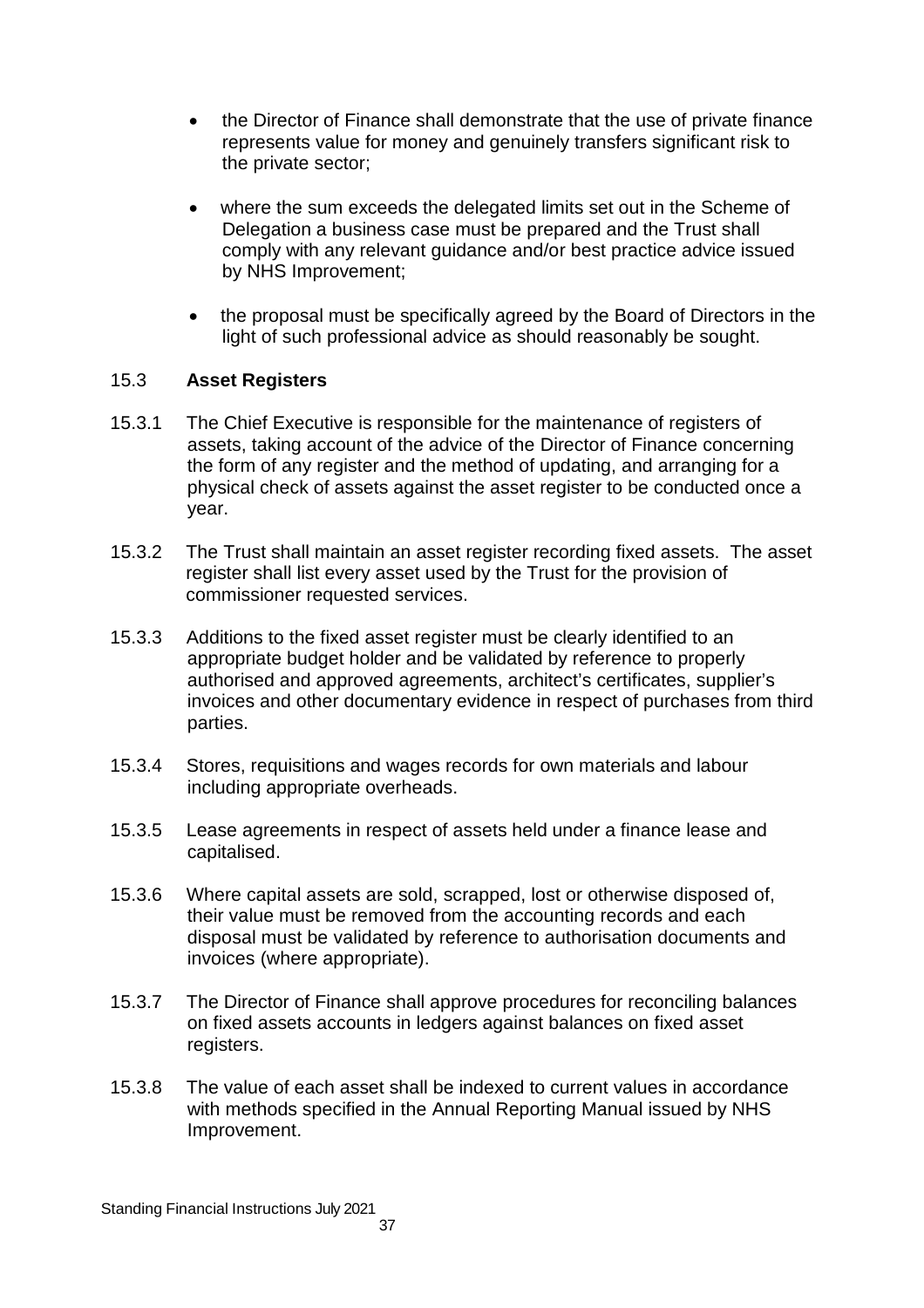- the Director of Finance shall demonstrate that the use of private finance represents value for money and genuinely transfers significant risk to the private sector;
- where the sum exceeds the delegated limits set out in the Scheme of Delegation a business case must be prepared and the Trust shall comply with any relevant guidance and/or best practice advice issued by NHS Improvement;
- the proposal must be specifically agreed by the Board of Directors in the light of such professional advice as should reasonably be sought.

### 15.3 **Asset Registers**

15.3.1 The Chief Executive is responsible for the maintenance of registers of assets, taking account of the advice of the Director of Finance concerning the form of any register and the method of updating, and arranging for a physical check of assets against the asset register to be conducted once a year.

15.3.2 The Trust shall maintain an asset register recording fixed assets. The asset register shall list every asset used by the Trust for the provision of commissioner requested services.

15.3.3 Additions to the fixed asset register must be clearly identified to an appropriate budget holder and be validated by reference to properly authorised and approved agreements, architect's certificates, supplier's invoices and other documentary evidence in respect of purchases from third parties.

15.3.4 Stores, requisitions and wages records for own materials and labour including appropriate overheads.

15.3.5 Lease agreements in respect of assets held under a finance lease and capitalised.

15.3.6 Where capital assets are sold, scrapped, lost or otherwise disposed of, their value must be removed from the accounting records and each disposal must be validated by reference to authorisation documents and invoices (where appropriate).

15.3.7 The Director of Finance shall approve procedures for reconciling balances on fixed assets accounts in ledgers against balances on fixed asset registers.

15.3.8 The value of each asset shall be indexed to current values in accordance with methods specified in the Annual Reporting Manual issued by NHS Improvement.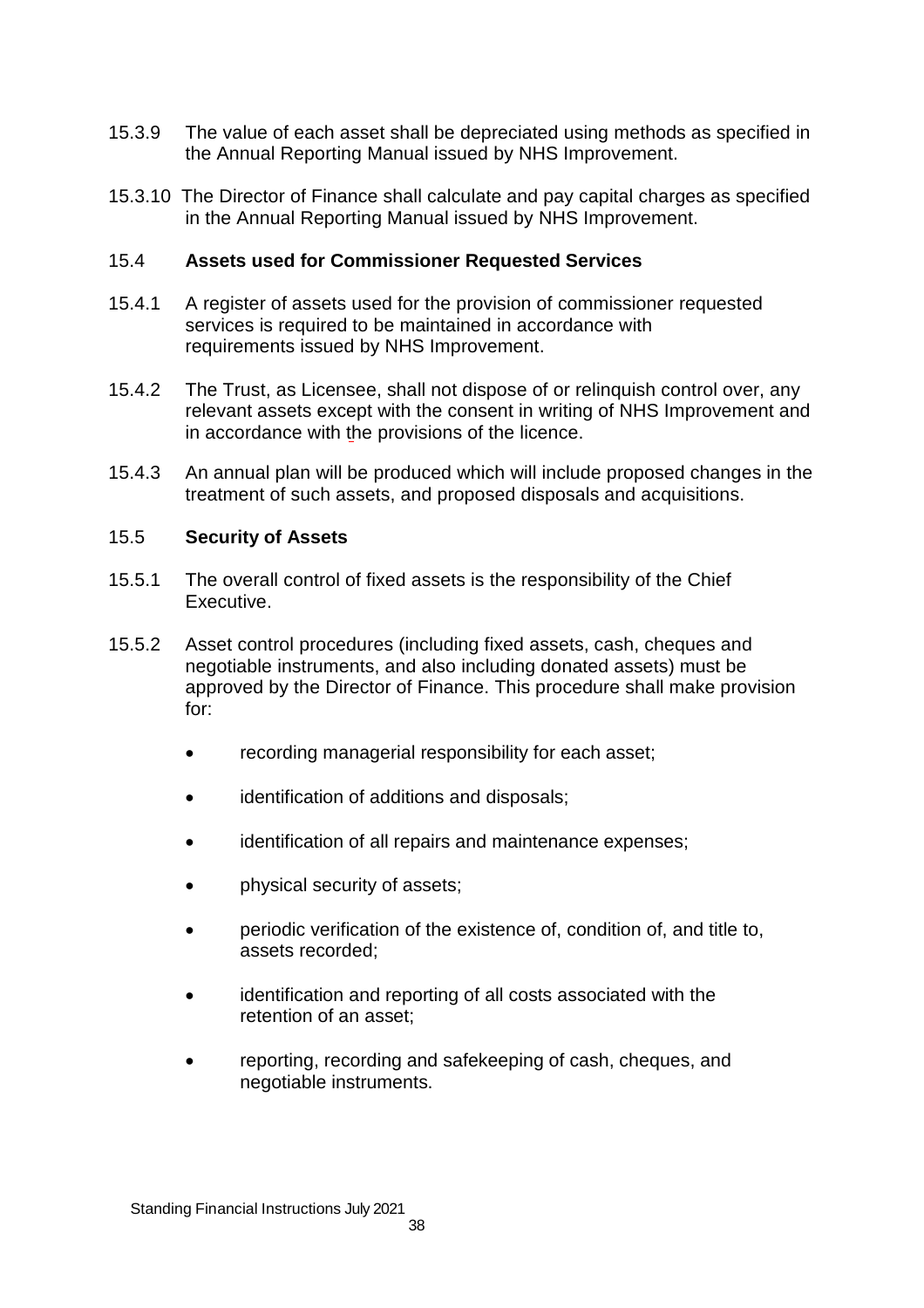15.3.9 The value of each asset shall be depreciated using methods as specified in the Annual Reporting Manual issued by NHS Improvement.

15.3.10 The Director of Finance shall calculate and pay capital charges as specified in the Annual Reporting Manual issued by NHS Improvement.

## 15.4 Assets used for Commissioner Requested Services

15.4.1 A register of assets used for the provision of commissioner requested services is required to be maintained in accordance with requirements issued by NHS Improvement.

15.4.2 The Trust, as Licensee, shall not dispose of or relinquish control over, any relevant assets except with the consent in writing of NHS Improvement and in accordance with the provisions of the licence.

15.4.3 An annual plan will be produced which will include proposed changes in the treatment of such assets, and proposed disposals and acquisitions.

## 15.5 Security of Assets

15.5.1 The overall control of fixed assets is the responsibility of the Chief Executive.

15.5.2 Asset control procedures (including fixed assets, cash, cheques and negotiable instruments, and also including donated assets) must be approved by the Director of Finance. This procedure shall make provision for:

- recording managerial responsibility for each asset;
- identification of additions and disposals;
- identification of all repairs and maintenance expenses;
- physical security of assets;
- periodic verification of the existence of, condition of, and title to, assets recorded;
- identification and reporting of all costs associated with the retention of an asset;
- reporting, recording and safekeeping of cash, cheques, and negotiable instruments.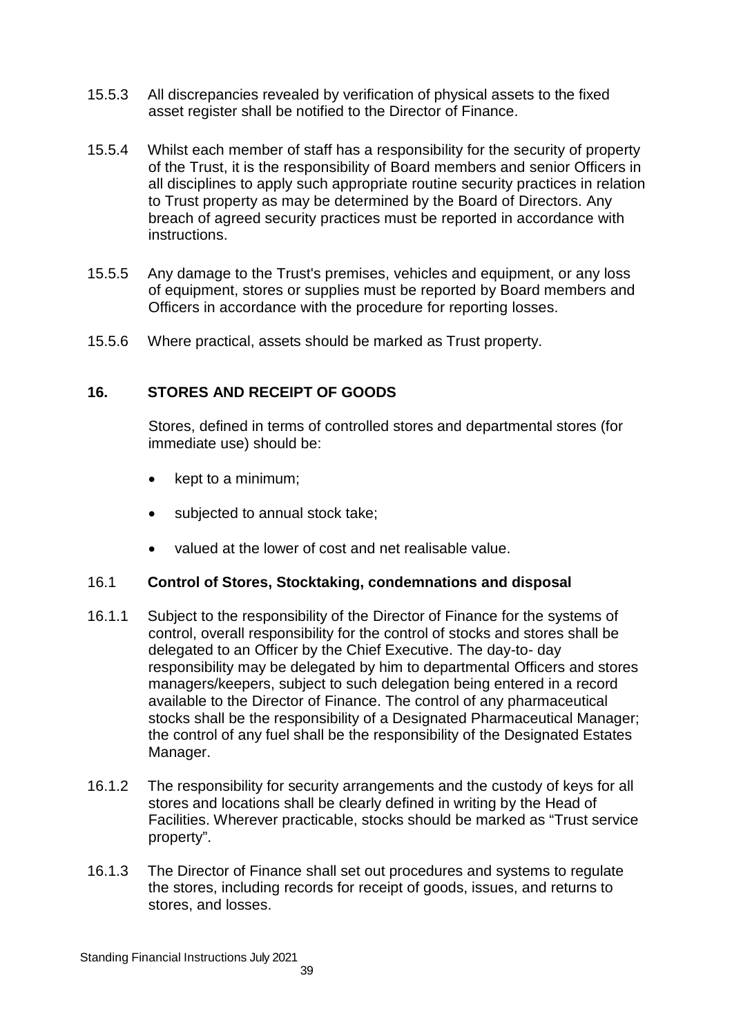15.5.3 All discrepancies revealed by verification of physical assets to the fixed asset register shall be notified to the Director of Finance.

15.5.4 Whilst each member of staff has a responsibility for the security of property of the Trust, it is the responsibility of Board members and senior Officers in all disciplines to apply such appropriate routine security practices in relation to Trust property as may be determined by the Board of Directors. Any breach of agreed security practices must be reported in accordance with instructions.

15.5.5 Any damage to the Trust's premises, vehicles and equipment, or any loss of equipment, stores or supplies must be reported by Board members and Officers in accordance with the procedure for reporting losses.

15.5.6 Where practical, assets should be marked as Trust property.

## 16. STORES AND RECEIPT OF GOODS

Stores, defined in terms of controlled stores and departmental stores (for immediate use) should be:

- kept to a minimum;
- subjected to annual stock take;
- valued at the lower of cost and net realisable value.

### 16.1 Control of Stores, Stocktaking, condemnations and disposal

16.1.1 Subject to the responsibility of the Director of Finance for the systems of control, overall responsibility for the control of stocks and stores shall be delegated to an Officer by the Chief Executive. The day-to- day responsibility may be delegated by him to departmental Officers and stores managers/keepers, subject to such delegation being entered in a record available to the Director of Finance. The control of any pharmaceutical stocks shall be the responsibility of a Designated Pharmaceutical Manager; the control of any fuel shall be the responsibility of the Designated Estates Manager.

16.1.2 The responsibility for security arrangements and the custody of keys for all stores and locations shall be clearly defined in writing by the Head of Facilities. Wherever practicable, stocks should be marked as "Trust service property".

16.1.3 The Director of Finance shall set out procedures and systems to regulate the stores, including records for receipt of goods, issues, and returns to stores, and losses.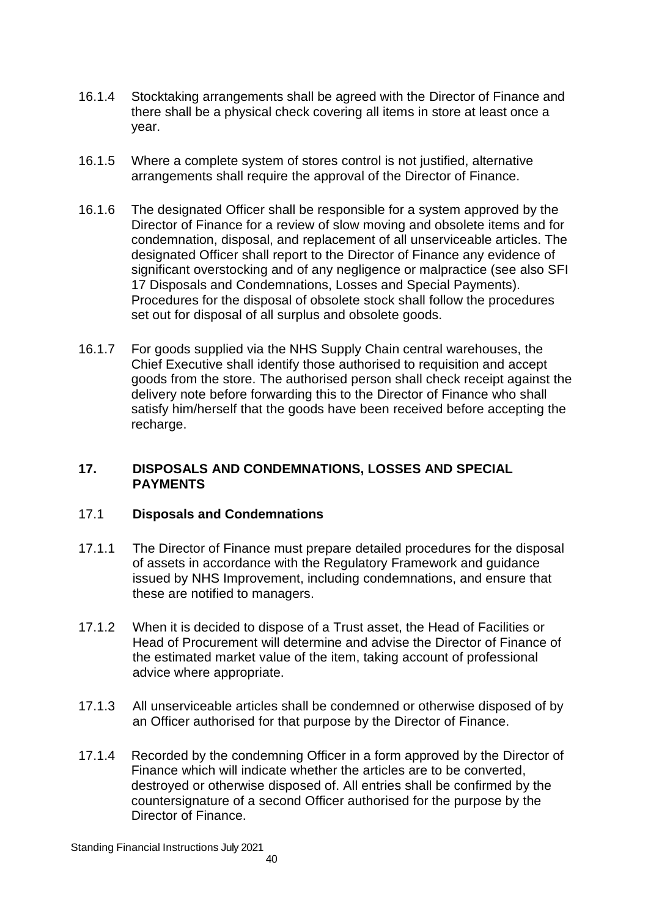16.1.4 Stocktaking arrangements shall be agreed with the Director of Finance and there shall be a physical check covering all items in store at least once a year.

16.1.5 Where a complete system of stores control is not justified, alternative arrangements shall require the approval of the Director of Finance.

16.1.6 The designated Officer shall be responsible for a system approved by the Director of Finance for a review of slow moving and obsolete items and for condemnation, disposal, and replacement of all unserviceable articles. The designated Officer shall report to the Director of Finance any evidence of significant overstocking and of any negligence or malpractice (see also SFI 17 Disposals and Condemnations, Losses and Special Payments). Procedures for the disposal of obsolete stock shall follow the procedures set out for disposal of all surplus and obsolete goods.

16.1.7 For goods supplied via the NHS Supply Chain central warehouses, the Chief Executive shall identify those authorised to requisition and accept goods from the store. The authorised person shall check receipt against the delivery note before forwarding this to the Director of Finance who shall satisfy him/herself that the goods have been received before accepting the recharge.

## 17. DISPOSALS AND CONDEMNATIONS, LOSSES AND SPECIAL PAYMENTS

### 17.1 Disposals and Condemnations

17.1.1 The Director of Finance must prepare detailed procedures for the disposal of assets in accordance with the Regulatory Framework and guidance issued by NHS Improvement, including condemnations, and ensure that these are notified to managers.

17.1.2 When it is decided to dispose of a Trust asset, the Head of Facilities or Head of Procurement will determine and advise the Director of Finance of the estimated market value of the item, taking account of professional advice where appropriate.

17.1.3 All unserviceable articles shall be condemned or otherwise disposed of by an Officer authorised for that purpose by the Director of Finance.

17.1.4 Recorded by the condemning Officer in a form approved by the Director of Finance which will indicate whether the articles are to be converted, destroyed or otherwise disposed of. All entries shall be confirmed by the countersignature of a second Officer authorised for the purpose by the Director of Finance.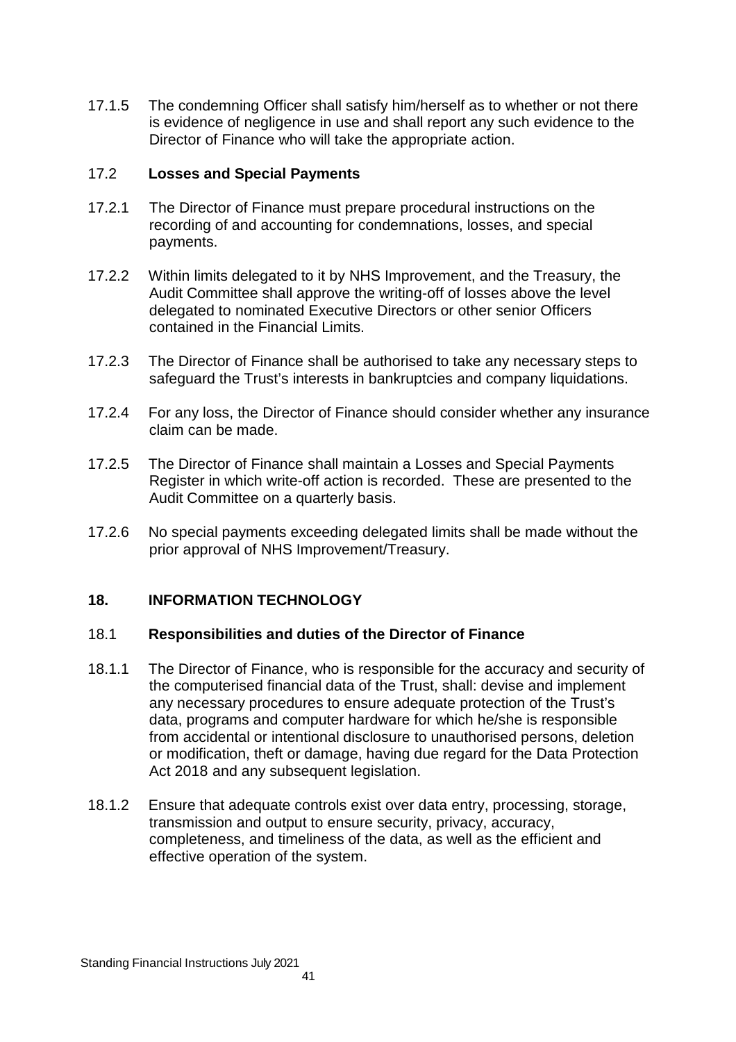17.1.5 The condemning Officer shall satisfy him/herself as to whether or not there is evidence of negligence in use and shall report any such evidence to the Director of Finance who will take the appropriate action.

### 17.2 Losses and Special Payments

17.2.1 The Director of Finance must prepare procedural instructions on the recording of and accounting for condemnations, losses, and special payments.

17.2.2 Within limits delegated to it by NHS Improvement, and the Treasury, the Audit Committee shall approve the writing-off of losses above the level delegated to nominated Executive Directors or other senior Officers contained in the Financial Limits.

17.2.3 The Director of Finance shall be authorised to take any necessary steps to safeguard the Trust's interests in bankruptcies and company liquidations.

17.2.4 For any loss, the Director of Finance should consider whether any insurance claim can be made.

17.2.5 The Director of Finance shall maintain a Losses and Special Payments Register in which write-off action is recorded. These are presented to the Audit Committee on a quarterly basis.

17.2.6 No special payments exceeding delegated limits shall be made without the prior approval of NHS Improvement/Treasury.

## 18. INFORMATION TECHNOLOGY

### 18.1 Responsibilities and duties of the Director of Finance

18.1.1 The Director of Finance, who is responsible for the accuracy and security of the computerised financial data of the Trust, shall: devise and implement any necessary procedures to ensure adequate protection of the Trust's data, programs and computer hardware for which he/she is responsible from accidental or intentional disclosure to unauthorised persons, deletion or modification, theft or damage, having due regard for the Data Protection Act 2018 and any subsequent legislation.

18.1.2 Ensure that adequate controls exist over data entry, processing, storage, transmission and output to ensure security, privacy, accuracy, completeness, and timeliness of the data, as well as the efficient and effective operation of the system.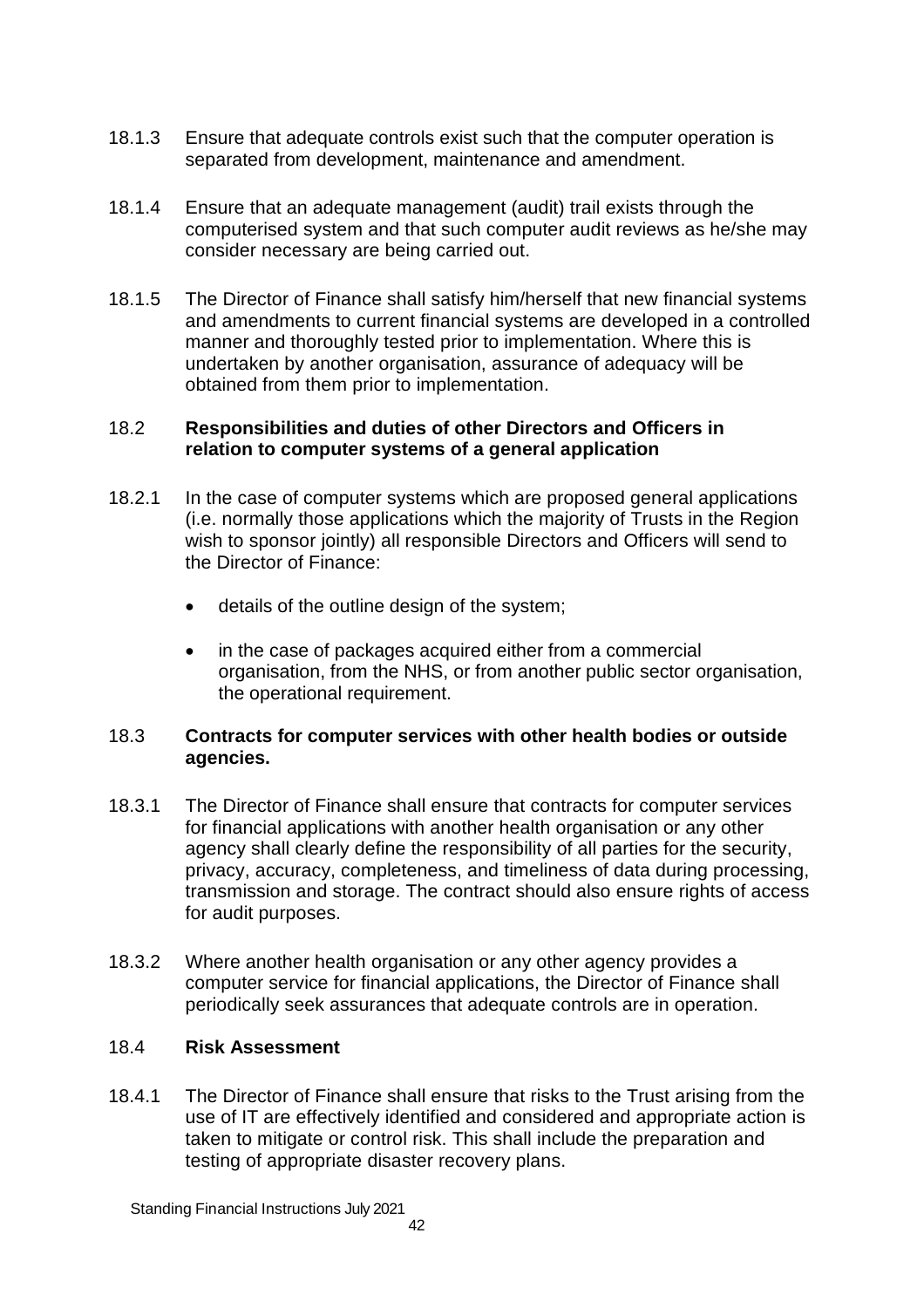18.1.3 Ensure that adequate controls exist such that the computer operation is separated from development, maintenance and amendment.

18.1.4 Ensure that an adequate management (audit) trail exists through the computerised system and that such computer audit reviews as he/she may consider necessary are being carried out.

18.1.5 The Director of Finance shall satisfy him/herself that new financial systems and amendments to current financial systems are developed in a controlled manner and thoroughly tested prior to implementation. Where this is undertaken by another organisation, assurance of adequacy will be obtained from them prior to implementation.

### 18.2 Responsibilities and duties of other Directors and Officers in relation to computer systems of a general application

18.2.1 In the case of computer systems which are proposed general applications (i.e. normally those applications which the majority of Trusts in the Region wish to sponsor jointly) all responsible Directors and Officers will send to the Director of Finance:

- details of the outline design of the system;
- in the case of packages acquired either from a commercial organisation, from the NHS, or from another public sector organisation, the operational requirement.

### 18.3 Contracts for computer services with other health bodies or outside agencies.

18.3.1 The Director of Finance shall ensure that contracts for computer services for financial applications with another health organisation or any other agency shall clearly define the responsibility of all parties for the security, privacy, accuracy, completeness, and timeliness of data during processing, transmission and storage. The contract should also ensure rights of access for audit purposes.

18.3.2 Where another health organisation or any other agency provides a computer service for financial applications, the Director of Finance shall periodically seek assurances that adequate controls are in operation.

### 18.4 Risk Assessment

18.4.1 The Director of Finance shall ensure that risks to the Trust arising from the use of IT are effectively identified and considered and appropriate action is taken to mitigate or control risk. This shall include the preparation and testing of appropriate disaster recovery plans.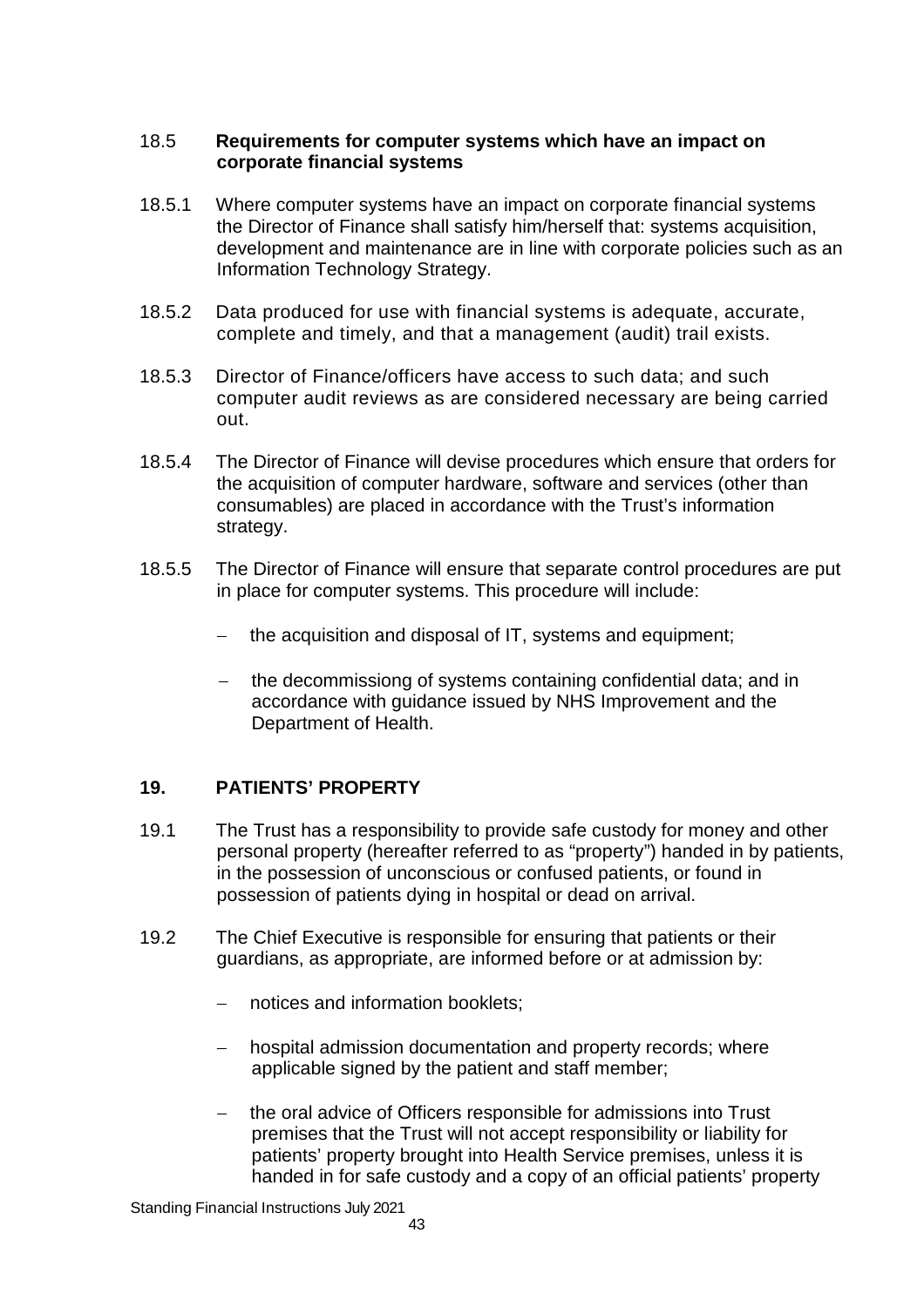### 18.5 Requirements for computer systems which have an impact on corporate financial systems

18.5.1 Where computer systems have an impact on corporate financial systems the Director of Finance shall satisfy him/herself that: systems acquisition, development and maintenance are in line with corporate policies such as an Information Technology Strategy.

18.5.2 Data produced for use with financial systems is adequate, accurate, complete and timely, and that a management (audit) trail exists.

18.5.3 Director of Finance/officers have access to such data; and such computer audit reviews as are considered necessary are being carried out.

18.5.4 The Director of Finance will devise procedures which ensure that orders for the acquisition of computer hardware, software and services (other than consumables) are placed in accordance with the Trust's information strategy.

18.5.5 The Director of Finance will ensure that separate control procedures are put in place for computer systems. This procedure will include:

- the acquisition and disposal of IT, systems and equipment;
- the decommissiong of systems containing confidential data; and in accordance with guidance issued by NHS Improvement and the Department of Health.

## 19. PATIENTS' PROPERTY

19.1 The Trust has a responsibility to provide safe custody for money and other personal property (hereafter referred to as "property") handed in by patients, in the possession of unconscious or confused patients, or found in possession of patients dying in hospital or dead on arrival.

19.2 The Chief Executive is responsible for ensuring that patients or their guardians, as appropriate, are informed before or at admission by:

- notices and information booklets;
- hospital admission documentation and property records; where applicable signed by the patient and staff member;
- the oral advice of Officers responsible for admissions into Trust premises that the Trust will not accept responsibility or liability for patients' property brought into Health Service premises, unless it is handed in for safe custody and a copy of an official patients' property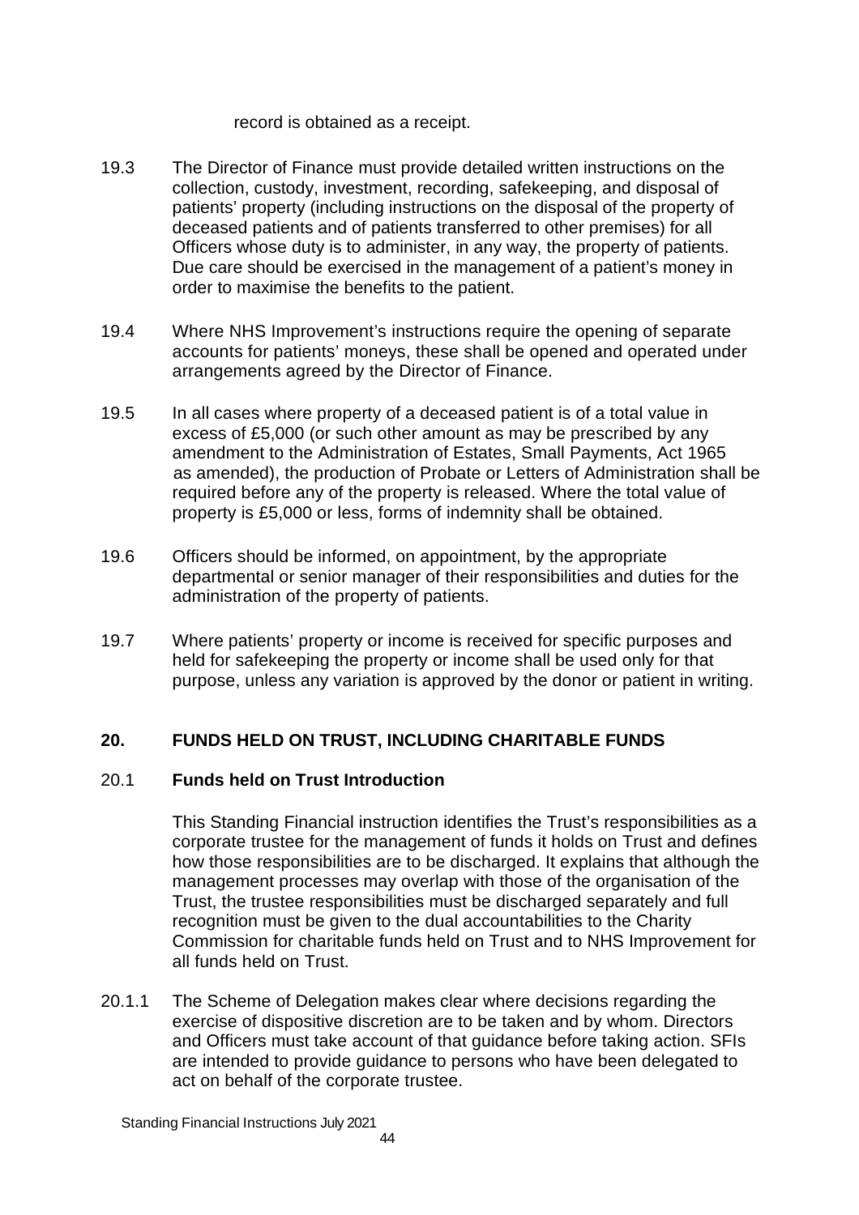record is obtained as a receipt.

19.3 The Director of Finance must provide detailed written instructions on the collection, custody, investment, recording, safekeeping, and disposal of patients' property (including instructions on the disposal of the property of deceased patients and of patients transferred to other premises) for all Officers whose duty is to administer, in any way, the property of patients. Due care should be exercised in the management of a patient's money in order to maximise the benefits to the patient.

19.4 Where NHS Improvement's instructions require the opening of separate accounts for patients' moneys, these shall be opened and operated under arrangements agreed by the Director of Finance.

19.5 In all cases where property of a deceased patient is of a total value in excess of £5,000 (or such other amount as may be prescribed by any amendment to the Administration of Estates, Small Payments, Act 1965 as amended), the production of Probate or Letters of Administration shall be required before any of the property is released. Where the total value of property is £5,000 or less, forms of indemnity shall be obtained.

19.6 Officers should be informed, on appointment, by the appropriate departmental or senior manager of their responsibilities and duties for the administration of the property of patients.

19.7 Where patients' property or income is received for specific purposes and held for safekeeping the property or income shall be used only for that purpose, unless any variation is approved by the donor or patient in writing.

## 20. FUNDS HELD ON TRUST, INCLUDING CHARITABLE FUNDS

### 20.1 Funds held on Trust Introduction

This Standing Financial instruction identifies the Trust's responsibilities as a corporate trustee for the management of funds it holds on Trust and defines how those responsibilities are to be discharged. It explains that although the management processes may overlap with those of the organisation of the Trust, the trustee responsibilities must be discharged separately and full recognition must be given to the dual accountabilities to the Charity Commission for charitable funds held on Trust and to NHS Improvement for all funds held on Trust.

20.1.1 The Scheme of Delegation makes clear where decisions regarding the exercise of dispositive discretion are to be taken and by whom. Directors and Officers must take account of that guidance before taking action. SFIs are intended to provide guidance to persons who have been delegated to act on behalf of the corporate trustee.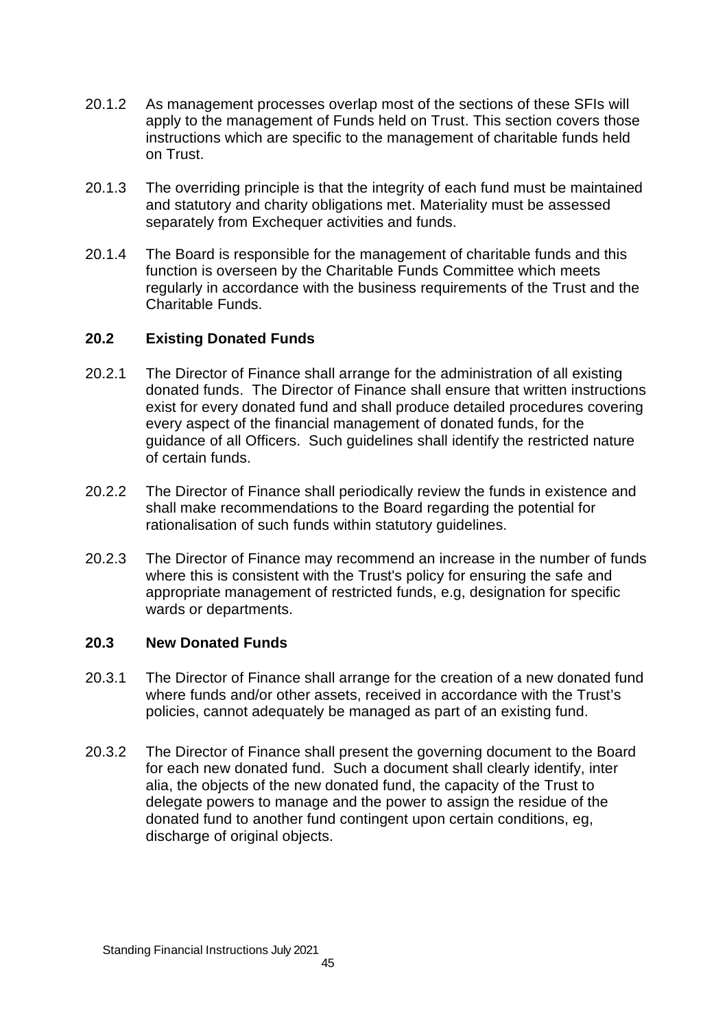20.1.2 As management processes overlap most of the sections of these SFIs will apply to the management of Funds held on Trust. This section covers those instructions which are specific to the management of charitable funds held on Trust.

20.1.3 The overriding principle is that the integrity of each fund must be maintained and statutory and charity obligations met. Materiality must be assessed separately from Exchequer activities and funds.

20.1.4 The Board is responsible for the management of charitable funds and this function is overseen by the Charitable Funds Committee which meets regularly in accordance with the business requirements of the Trust and the Charitable Funds.

## 20.2 Existing Donated Funds

20.2.1 The Director of Finance shall arrange for the administration of all existing donated funds. The Director of Finance shall ensure that written instructions exist for every donated fund and shall produce detailed procedures covering every aspect of the financial management of donated funds, for the guidance of all Officers. Such guidelines shall identify the restricted nature of certain funds.

20.2.2 The Director of Finance shall periodically review the funds in existence and shall make recommendations to the Board regarding the potential for rationalisation of such funds within statutory guidelines.

20.2.3 The Director of Finance may recommend an increase in the number of funds where this is consistent with the Trust's policy for ensuring the safe and appropriate management of restricted funds, e.g, designation for specific wards or departments.

## 20.3 New Donated Funds

20.3.1 The Director of Finance shall arrange for the creation of a new donated fund where funds and/or other assets, received in accordance with the Trust's policies, cannot adequately be managed as part of an existing fund.

20.3.2 The Director of Finance shall present the governing document to the Board for each new donated fund. Such a document shall clearly identify, inter alia, the objects of the new donated fund, the capacity of the Trust to delegate powers to manage and the power to assign the residue of the donated fund to another fund contingent upon certain conditions, eg, discharge of original objects.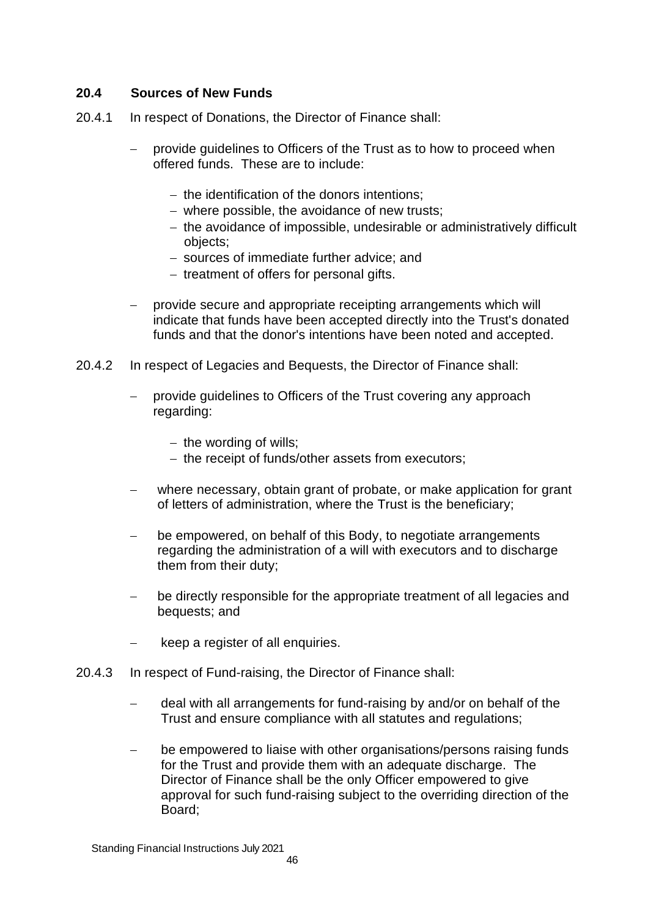### 20.4 Sources of New Funds

20.4.1 In respect of Donations, the Director of Finance shall:

- provide guidelines to Officers of the Trust as to how to proceed when offered funds. These are to include:
  - the identification of the donors intentions;
  - where possible, the avoidance of new trusts;
  - the avoidance of impossible, undesirable or administratively difficult objects;
  - sources of immediate further advice; and
  - treatment of offers for personal gifts.
- provide secure and appropriate receipting arrangements which will indicate that funds have been accepted directly into the Trust's donated funds and that the donor's intentions have been noted and accepted.

20.4.2 In respect of Legacies and Bequests, the Director of Finance shall:

- provide guidelines to Officers of the Trust covering any approach regarding:
  - the wording of wills;
  - the receipt of funds/other assets from executors;
- where necessary, obtain grant of probate, or make application for grant of letters of administration, where the Trust is the beneficiary;
- be empowered, on behalf of this Body, to negotiate arrangements regarding the administration of a will with executors and to discharge them from their duty;
- be directly responsible for the appropriate treatment of all legacies and bequests; and
- keep a register of all enquiries.

20.4.3 In respect of Fund-raising, the Director of Finance shall:

- deal with all arrangements for fund-raising by and/or on behalf of the Trust and ensure compliance with all statutes and regulations;
- be empowered to liaise with other organisations/persons raising funds for the Trust and provide them with an adequate discharge. The Director of Finance shall be the only Officer empowered to give approval for such fund-raising subject to the overriding direction of the Board;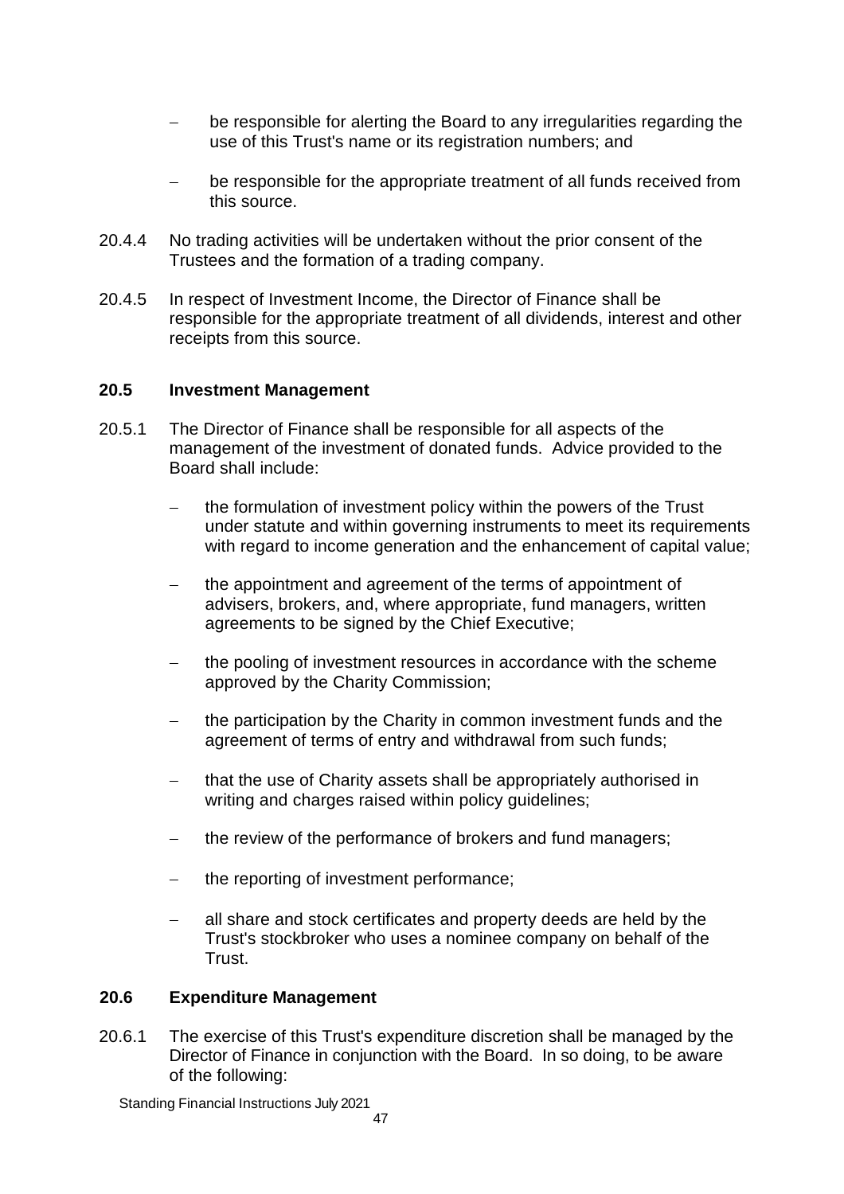- be responsible for alerting the Board to any irregularities regarding the use of this Trust's name or its registration numbers; and

- be responsible for the appropriate treatment of all funds received from this source.

20.4.4 No trading activities will be undertaken without the prior consent of the Trustees and the formation of a trading company.

20.4.5 In respect of Investment Income, the Director of Finance shall be responsible for the appropriate treatment of all dividends, interest and other receipts from this source.

### 20.5 Investment Management

20.5.1 The Director of Finance shall be responsible for all aspects of the management of the investment of donated funds. Advice provided to the Board shall include:

- the formulation of investment policy within the powers of the Trust under statute and within governing instruments to meet its requirements with regard to income generation and the enhancement of capital value;

- the appointment and agreement of the terms of appointment of advisers, brokers, and, where appropriate, fund managers, written agreements to be signed by the Chief Executive;

- the pooling of investment resources in accordance with the scheme approved by the Charity Commission;

- the participation by the Charity in common investment funds and the agreement of terms of entry and withdrawal from such funds;

- that the use of Charity assets shall be appropriately authorised in writing and charges raised within policy guidelines;

- the review of the performance of brokers and fund managers;

- the reporting of investment performance;

- all share and stock certificates and property deeds are held by the Trust's stockbroker who uses a nominee company on behalf of the Trust.

### 20.6 Expenditure Management

20.6.1 The exercise of this Trust's expenditure discretion shall be managed by the Director of Finance in conjunction with the Board. In so doing, to be aware of the following: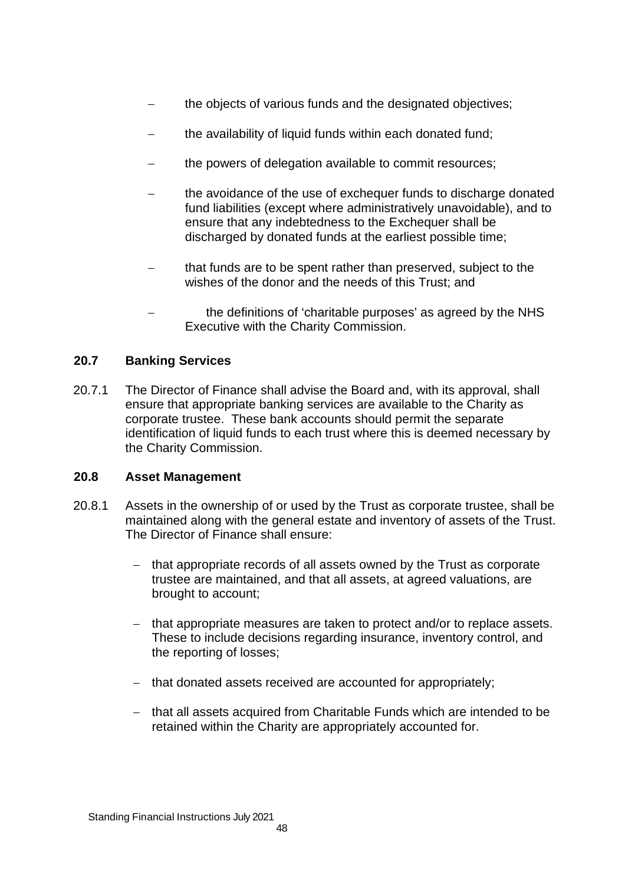- the objects of various funds and the designated objectives;
- the availability of liquid funds within each donated fund;
- the powers of delegation available to commit resources;
- the avoidance of the use of exchequer funds to discharge donated fund liabilities (except where administratively unavoidable), and to ensure that any indebtedness to the Exchequer shall be discharged by donated funds at the earliest possible time;
- that funds are to be spent rather than preserved, subject to the wishes of the donor and the needs of this Trust; and
- the definitions of 'charitable purposes' as agreed by the NHS Executive with the Charity Commission.

### 20.7 Banking Services

20.7.1 The Director of Finance shall advise the Board and, with its approval, shall ensure that appropriate banking services are available to the Charity as corporate trustee. These bank accounts should permit the separate identification of liquid funds to each trust where this is deemed necessary by the Charity Commission.

### 20.8 Asset Management

20.8.1 Assets in the ownership of or used by the Trust as corporate trustee, shall be maintained along with the general estate and inventory of assets of the Trust. The Director of Finance shall ensure:

- that appropriate records of all assets owned by the Trust as corporate trustee are maintained, and that all assets, at agreed valuations, are brought to account;
- that appropriate measures are taken to protect and/or to replace assets. These to include decisions regarding insurance, inventory control, and the reporting of losses;
- that donated assets received are accounted for appropriately;
- that all assets acquired from Charitable Funds which are intended to be retained within the Charity are appropriately accounted for.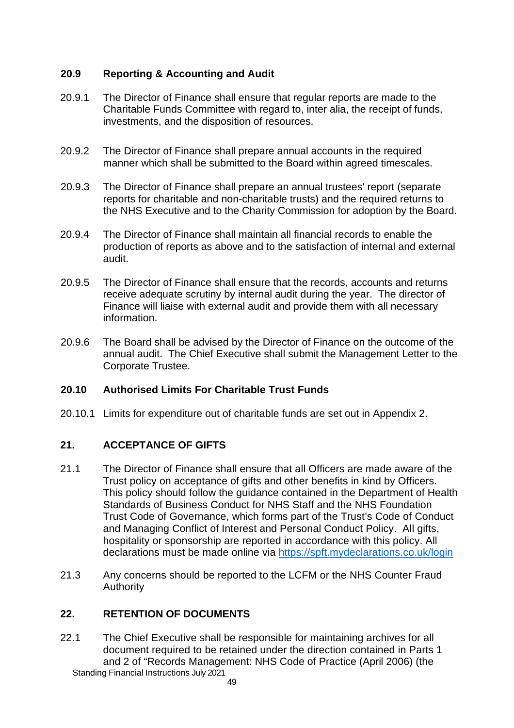### 20.9 Reporting & Accounting and Audit

20.9.1 The Director of Finance shall ensure that regular reports are made to the Charitable Funds Committee with regard to, inter alia, the receipt of funds, investments, and the disposition of resources.

20.9.2 The Director of Finance shall prepare annual accounts in the required manner which shall be submitted to the Board within agreed timescales.

20.9.3 The Director of Finance shall prepare an annual trustees' report (separate reports for charitable and non-charitable trusts) and the required returns to the NHS Executive and to the Charity Commission for adoption by the Board.

20.9.4 The Director of Finance shall maintain all financial records to enable the production of reports as above and to the satisfaction of internal and external audit.

20.9.5 The Director of Finance shall ensure that the records, accounts and returns receive adequate scrutiny by internal audit during the year. The director of Finance will liaise with external audit and provide them with all necessary information.

20.9.6 The Board shall be advised by the Director of Finance on the outcome of the annual audit. The Chief Executive shall submit the Management Letter to the Corporate Trustee.

### 20.10 Authorised Limits For Charitable Trust Funds

20.10.1 Limits for expenditure out of charitable funds are set out in Appendix 2.

## 21. ACCEPTANCE OF GIFTS

21.1 The Director of Finance shall ensure that all Officers are made aware of the Trust policy on acceptance of gifts and other benefits in kind by Officers. This policy should follow the guidance contained in the Department of Health Standards of Business Conduct for NHS Staff and the NHS Foundation Trust Code of Governance, which forms part of the Trust's Code of Conduct and Managing Conflict of Interest and Personal Conduct Policy. All gifts, hospitality or sponsorship are reported in accordance with this policy. All declarations must be made online via https://spft.mydeclarations.co.uk/login

21.3 Any concerns should be reported to the LCFM or the NHS Counter Fraud Authority

## 22. RETENTION OF DOCUMENTS

22.1 The Chief Executive shall be responsible for maintaining archives for all document required to be retained under the direction contained in Parts 1 and 2 of "Records Management: NHS Code of Practice (April 2006) (the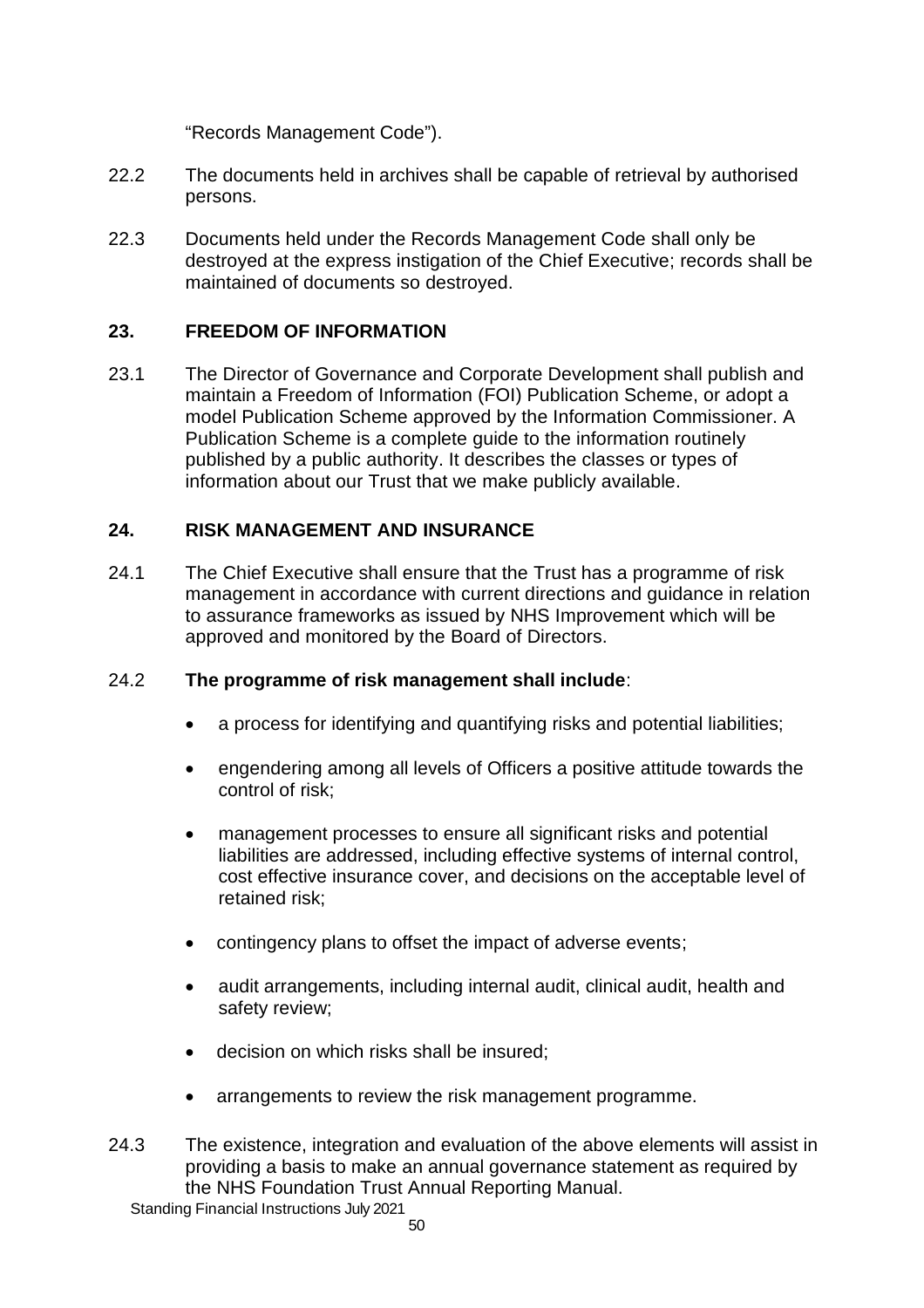"Records Management Code").

22.2 The documents held in archives shall be capable of retrieval by authorised persons.

22.3 Documents held under the Records Management Code shall only be destroyed at the express instigation of the Chief Executive; records shall be maintained of documents so destroyed.

## 23. FREEDOM OF INFORMATION

23.1 The Director of Governance and Corporate Development shall publish and maintain a Freedom of Information (FOI) Publication Scheme, or adopt a model Publication Scheme approved by the Information Commissioner. A Publication Scheme is a complete guide to the information routinely published by a public authority. It describes the classes or types of information about our Trust that we make publicly available.

## 24. RISK MANAGEMENT AND INSURANCE

24.1 The Chief Executive shall ensure that the Trust has a programme of risk management in accordance with current directions and guidance in relation to assurance frameworks as issued by NHS Improvement which will be approved and monitored by the Board of Directors.

24.2 **The programme of risk management shall include**:

- a process for identifying and quantifying risks and potential liabilities;
- engendering among all levels of Officers a positive attitude towards the control of risk;
- management processes to ensure all significant risks and potential liabilities are addressed, including effective systems of internal control, cost effective insurance cover, and decisions on the acceptable level of retained risk;
- contingency plans to offset the impact of adverse events;
- audit arrangements, including internal audit, clinical audit, health and safety review;
- decision on which risks shall be insured;
- arrangements to review the risk management programme.

24.3 The existence, integration and evaluation of the above elements will assist in providing a basis to make an annual governance statement as required by the NHS Foundation Trust Annual Reporting Manual.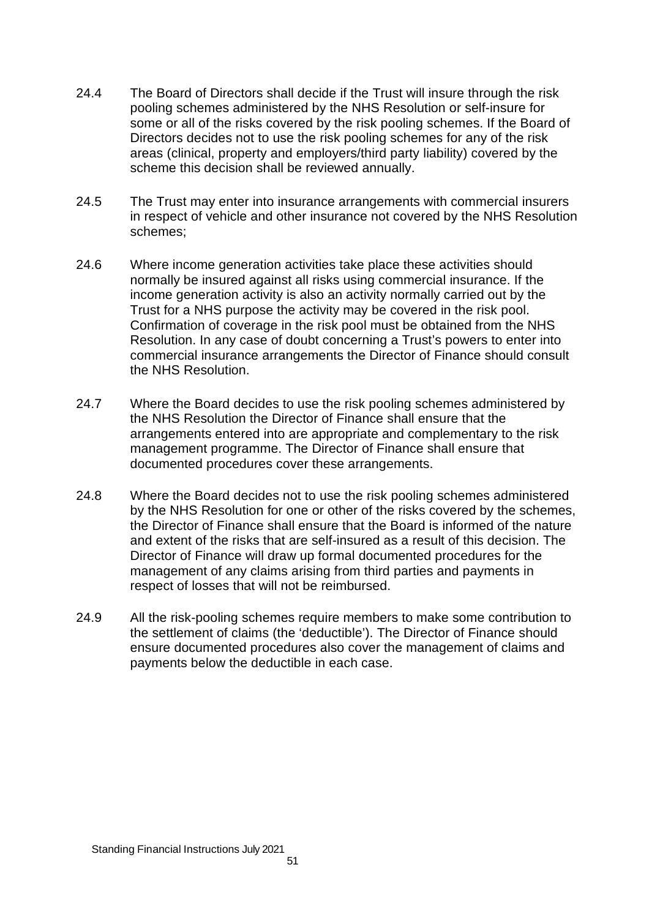24.4 The Board of Directors shall decide if the Trust will insure through the risk pooling schemes administered by the NHS Resolution or self-insure for some or all of the risks covered by the risk pooling schemes. If the Board of Directors decides not to use the risk pooling schemes for any of the risk areas (clinical, property and employers/third party liability) covered by the scheme this decision shall be reviewed annually.

24.5 The Trust may enter into insurance arrangements with commercial insurers in respect of vehicle and other insurance not covered by the NHS Resolution schemes;

24.6 Where income generation activities take place these activities should normally be insured against all risks using commercial insurance. If the income generation activity is also an activity normally carried out by the Trust for a NHS purpose the activity may be covered in the risk pool. Confirmation of coverage in the risk pool must be obtained from the NHS Resolution. In any case of doubt concerning a Trust's powers to enter into commercial insurance arrangements the Director of Finance should consult the NHS Resolution.

24.7 Where the Board decides to use the risk pooling schemes administered by the NHS Resolution the Director of Finance shall ensure that the arrangements entered into are appropriate and complementary to the risk management programme. The Director of Finance shall ensure that documented procedures cover these arrangements.

24.8 Where the Board decides not to use the risk pooling schemes administered by the NHS Resolution for one or other of the risks covered by the schemes, the Director of Finance shall ensure that the Board is informed of the nature and extent of the risks that are self-insured as a result of this decision. The Director of Finance will draw up formal documented procedures for the management of any claims arising from third parties and payments in respect of losses that will not be reimbursed.

24.9 All the risk-pooling schemes require members to make some contribution to the settlement of claims (the 'deductible'). The Director of Finance should ensure documented procedures also cover the management of claims and payments below the deductible in each case.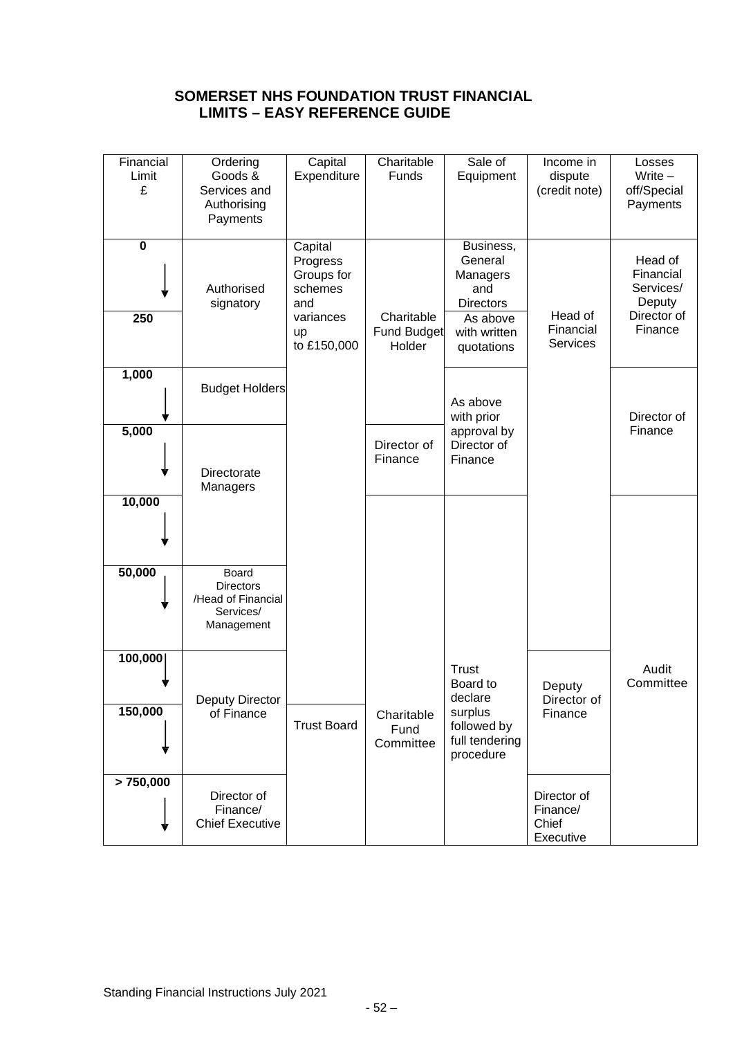## SOMERSET NHS FOUNDATION TRUST FINANCIAL LIMITS – EASY REFERENCE GUIDE

| Financial Limit £ | Ordering Goods & Services and Authorising Payments | Capital Expenditure | Charitable Funds | Sale of Equipment | Income in dispute (credit note) | Losses Write – off/Special Payments |
|---|---|---|---|---|---|---|
| 0 ↓ 250 | Authorised signatory | Capital Progress Groups for schemes and variances up to £150,000 | Charitable Fund Budget Holder | Business, General Managers and Directors; As above with written quotations | Head of Financial Services | Head of Financial Services/ Deputy Director of Finance |
| 1,000 ↓ | Budget Holders | | | As above with prior approval by Director of Finance | | Director of Finance |
| 5,000 ↓ | Directorate Managers | | Director of Finance | | | |
| 10,000 ↓ | | | Charitable Fund Committee | Trust Board to declare surplus followed by full tendering procedure | | Audit Committee |
| 50,000 ↓ | Board Directors /Head of Financial Services/ Management | | | | | |
| 100,000 ↓ | Deputy Director of Finance | | | | Deputy Director of Finance | |
| 150,000 ↓ | | Trust Board | | | | |
| > 750,000 ↓ | Director of Finance/ Chief Executive | | | | Director of Finance/ Chief Executive | |

Standing Financial Instructions July 2021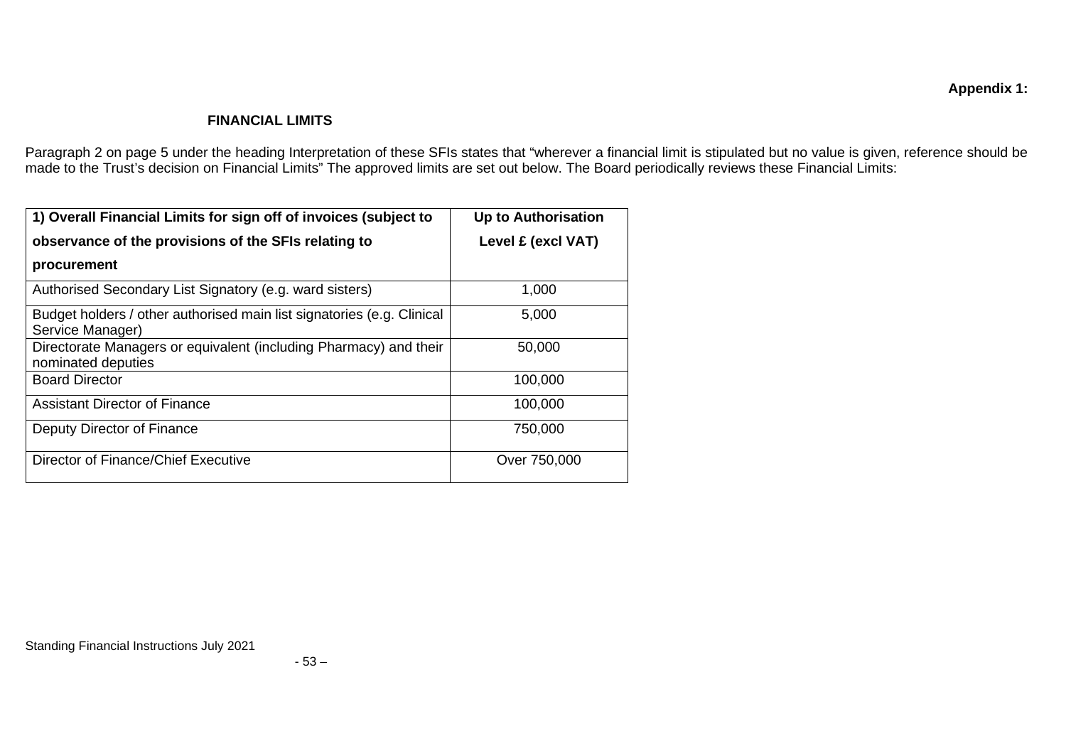**Appendix 1:**

## FINANCIAL LIMITS

Paragraph 2 on page 5 under the heading Interpretation of these SFIs states that "wherever a financial limit is stipulated but no value is given, reference should be made to the Trust's decision on Financial Limits" The approved limits are set out below. The Board periodically reviews these Financial Limits:

| 1) Overall Financial Limits for sign off of invoices (subject to observance of the provisions of the SFIs relating to procurement | Up to Authorisation Level £ (excl VAT) |
|---|---|
| Authorised Secondary List Signatory (e.g. ward sisters) | 1,000 |
| Budget holders / other authorised main list signatories (e.g. Clinical Service Manager) | 5,000 |
| Directorate Managers or equivalent (including Pharmacy) and their nominated deputies | 50,000 |
| Board Director | 100,000 |
| Assistant Director of Finance | 100,000 |
| Deputy Director of Finance | 750,000 |
| Director of Finance/Chief Executive | Over 750,000 |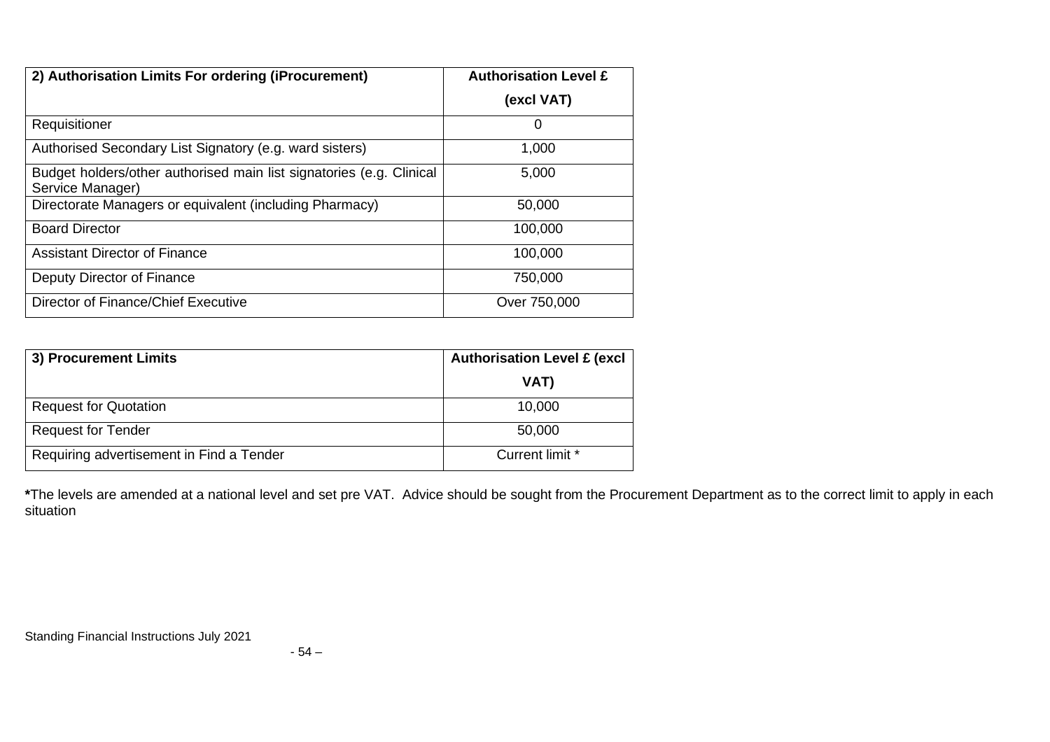| 2) Authorisation Limits For ordering (iProcurement) | Authorisation Level £ (excl VAT) |
|---|---|
| Requisitioner | 0 |
| Authorised Secondary List Signatory (e.g. ward sisters) | 1,000 |
| Budget holders/other authorised main list signatories (e.g. Clinical Service Manager) | 5,000 |
| Directorate Managers or equivalent (including Pharmacy) | 50,000 |
| Board Director | 100,000 |
| Assistant Director of Finance | 100,000 |
| Deputy Director of Finance | 750,000 |
| Director of Finance/Chief Executive | Over 750,000 |

| 3) Procurement Limits | Authorisation Level £ (excl VAT) |
|---|---|
| Request for Quotation | 10,000 |
| Request for Tender | 50,000 |
| Requiring advertisement in Find a Tender | Current limit * |

**\***The levels are amended at a national level and set pre VAT. Advice should be sought from the Procurement Department as to the correct limit to apply in each situation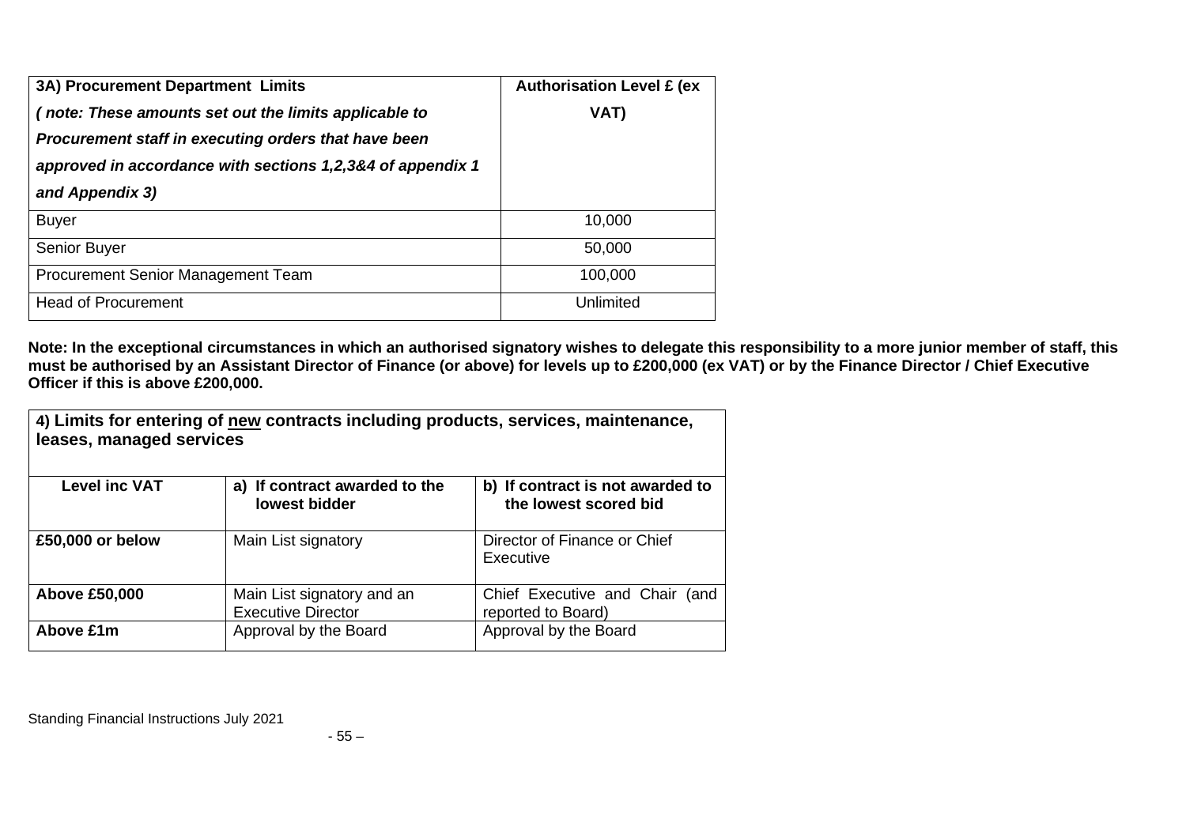| **3A) Procurement Department Limits** *( note: These amounts set out the limits applicable to Procurement staff in executing orders that have been approved in accordance with sections 1,2,3&4 of appendix 1 and Appendix 3)* | **Authorisation Level £ (ex VAT)** |
|---|---|
| Buyer | 10,000 |
| Senior Buyer | 50,000 |
| Procurement Senior Management Team | 100,000 |
| Head of Procurement | Unlimited |

**Note: In the exceptional circumstances in which an authorised signatory wishes to delegate this responsibility to a more junior member of staff, this must be authorised by an Assistant Director of Finance (or above) for levels up to £200,000 (ex VAT) or by the Finance Director / Chief Executive Officer if this is above £200,000.**

| **4) Limits for entering of new contracts including products, services, maintenance, leases, managed services** | | |
|---|---|---|
| **Level inc VAT** | **a) If contract awarded to the lowest bidder** | **b) If contract is not awarded to the lowest scored bid** |
| **£50,000 or below** | Main List signatory | Director of Finance or Chief Executive |
| **Above £50,000** | Main List signatory and an Executive Director | Chief Executive and Chair (and reported to Board) |
| **Above £1m** | Approval by the Board | Approval by the Board |

Standing Financial Instructions July 2021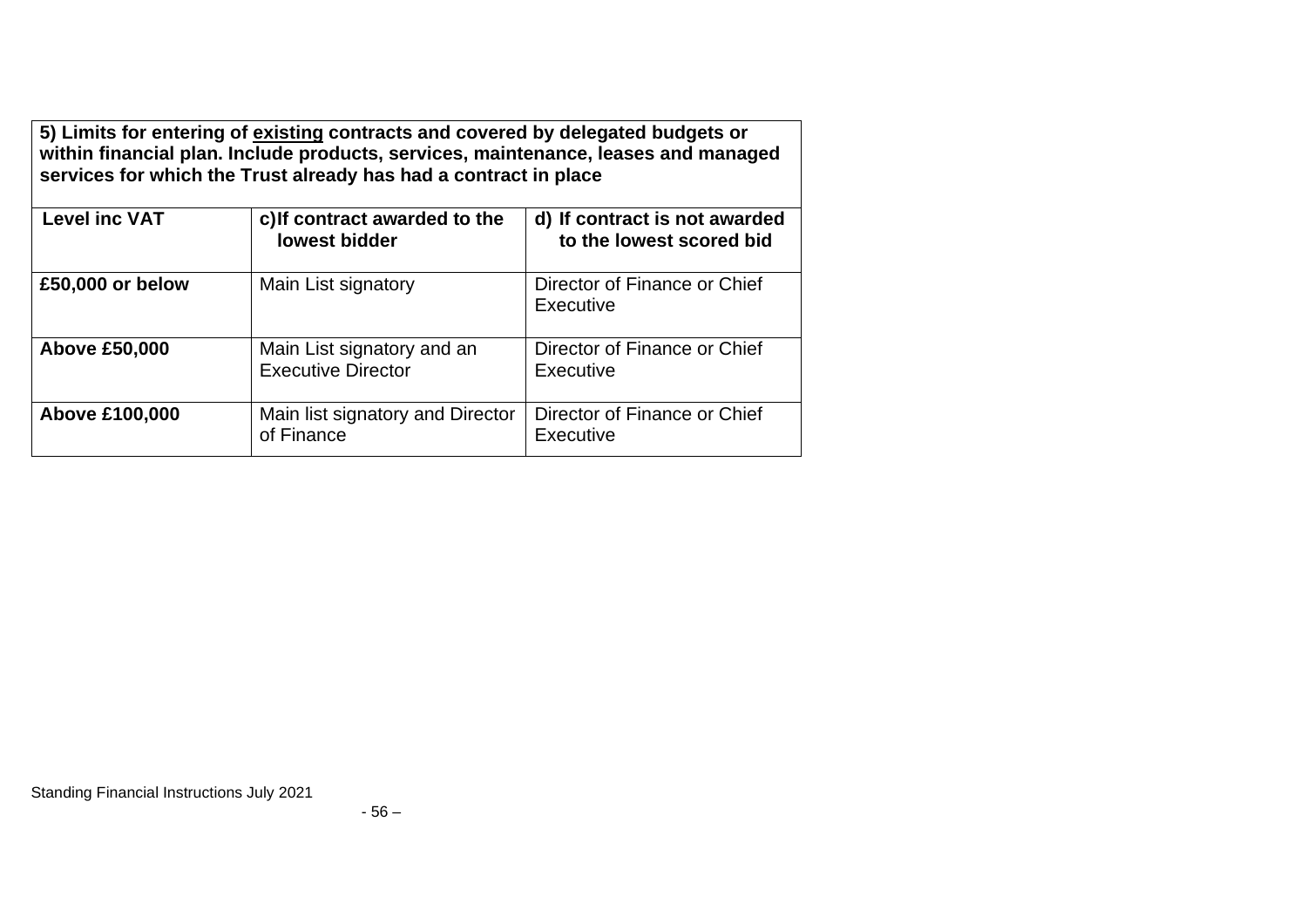| 5) Limits for entering of existing contracts and covered by delegated budgets or within financial plan. Include products, services, maintenance, leases and managed services for which the Trust already has had a contract in place | | |
|---|---|---|
| **Level inc VAT** | **c)If contract awarded to the lowest bidder** | **d) If contract is not awarded to the lowest scored bid** |
| **£50,000 or below** | Main List signatory | Director of Finance or Chief Executive |
| **Above £50,000** | Main List signatory and an Executive Director | Director of Finance or Chief Executive |
| **Above £100,000** | Main list signatory and Director of Finance | Director of Finance or Chief Executive |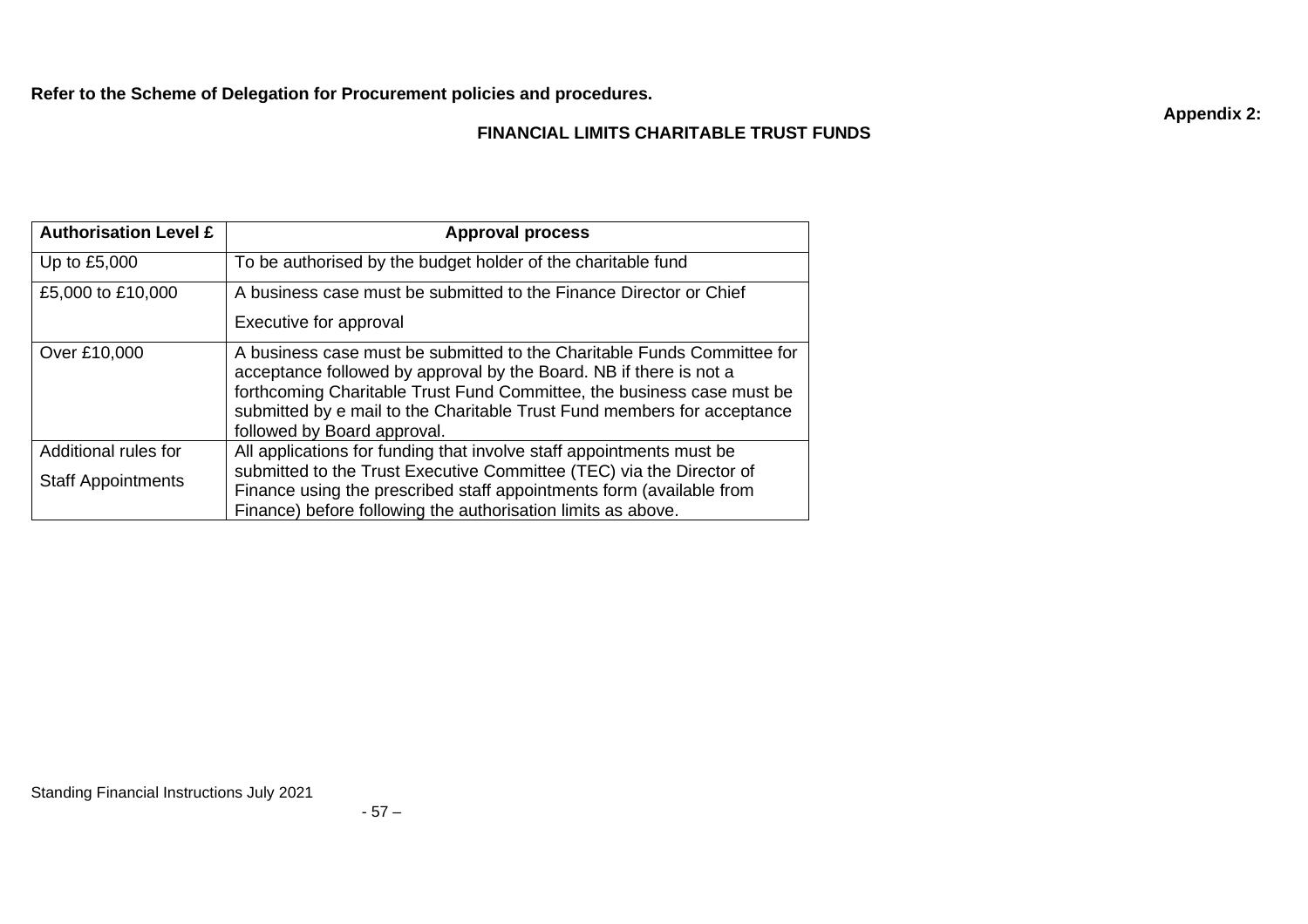**Refer to the Scheme of Delegation for Procurement policies and procedures.**

**Appendix 2:**

## FINANCIAL LIMITS CHARITABLE TRUST FUNDS

| **Authorisation Level £** | **Approval process** |
|---|---|
| Up to £5,000 | To be authorised by the budget holder of the charitable fund |
| £5,000 to £10,000 | A business case must be submitted to the Finance Director or Chief Executive for approval |
| Over £10,000 | A business case must be submitted to the Charitable Funds Committee for acceptance followed by approval by the Board. NB if there is not a forthcoming Charitable Trust Fund Committee, the business case must be submitted by e mail to the Charitable Trust Fund members for acceptance followed by Board approval. |
| Additional rules for Staff Appointments | All applications for funding that involve staff appointments must be submitted to the Trust Executive Committee (TEC) via the Director of Finance using the prescribed staff appointments form (available from Finance) before following the authorisation limits as above. |